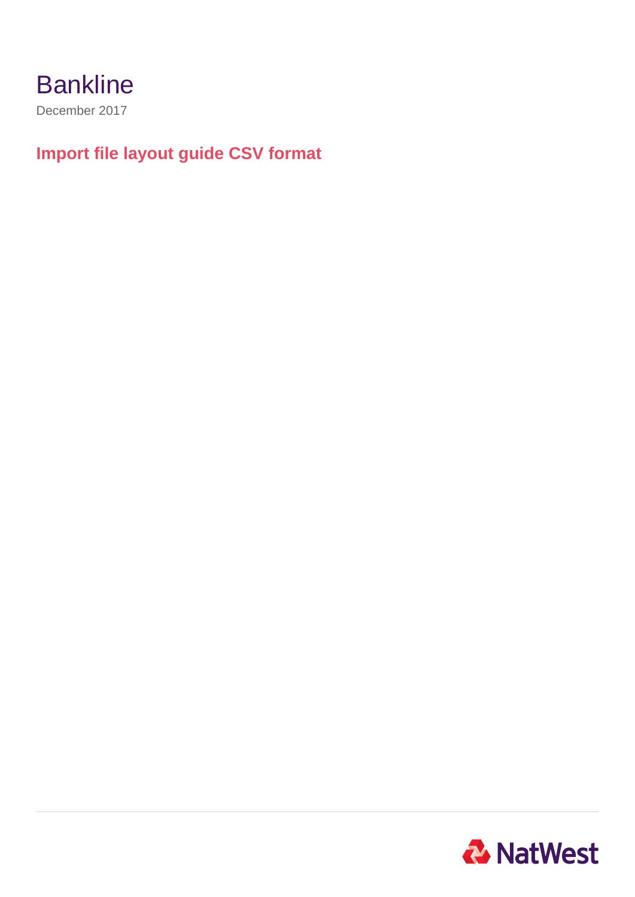# Bankline

December 2017

## Import file layout guide CSV format

NatWest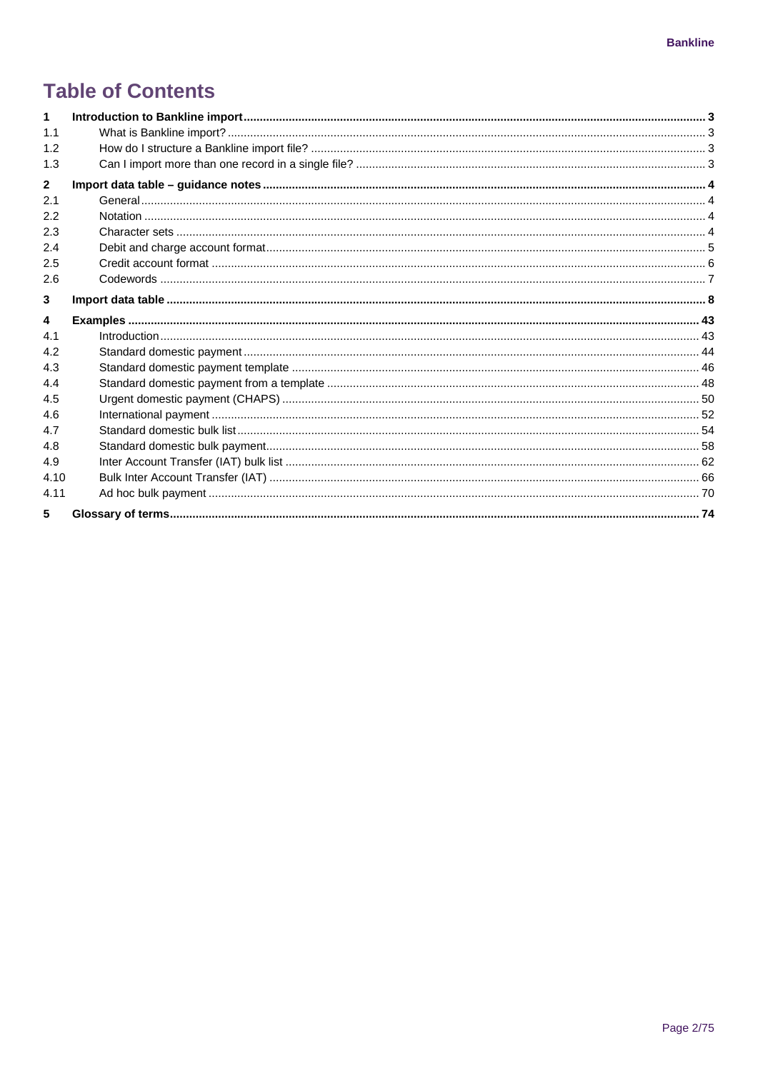# Table of Contents

| | | |
|---|---|---|
| **1** | **Introduction to Bankline import** | **3** |
| 1.1 | What is Bankline import? | 3 |
| 1.2 | How do I structure a Bankline import file? | 3 |
| 1.3 | Can I import more than one record in a single file? | 3 |
| **2** | **Import data table – guidance notes** | **4** |
| 2.1 | General | 4 |
| 2.2 | Notation | 4 |
| 2.3 | Character sets | 4 |
| 2.4 | Debit and charge account format | 5 |
| 2.5 | Credit account format | 6 |
| 2.6 | Codewords | 7 |
| **3** | **Import data table** | **8** |
| **4** | **Examples** | **43** |
| 4.1 | Introduction | 43 |
| 4.2 | Standard domestic payment | 44 |
| 4.3 | Standard domestic payment template | 46 |
| 4.4 | Standard domestic payment from a template | 48 |
| 4.5 | Urgent domestic payment (CHAPS) | 50 |
| 4.6 | International payment | 52 |
| 4.7 | Standard domestic bulk list | 54 |
| 4.8 | Standard domestic bulk payment | 58 |
| 4.9 | Inter Account Transfer (IAT) bulk list | 62 |
| 4.10 | Bulk Inter Account Transfer (IAT) | 66 |
| 4.11 | Ad hoc bulk payment | 70 |
| **5** | **Glossary of terms** | **74** |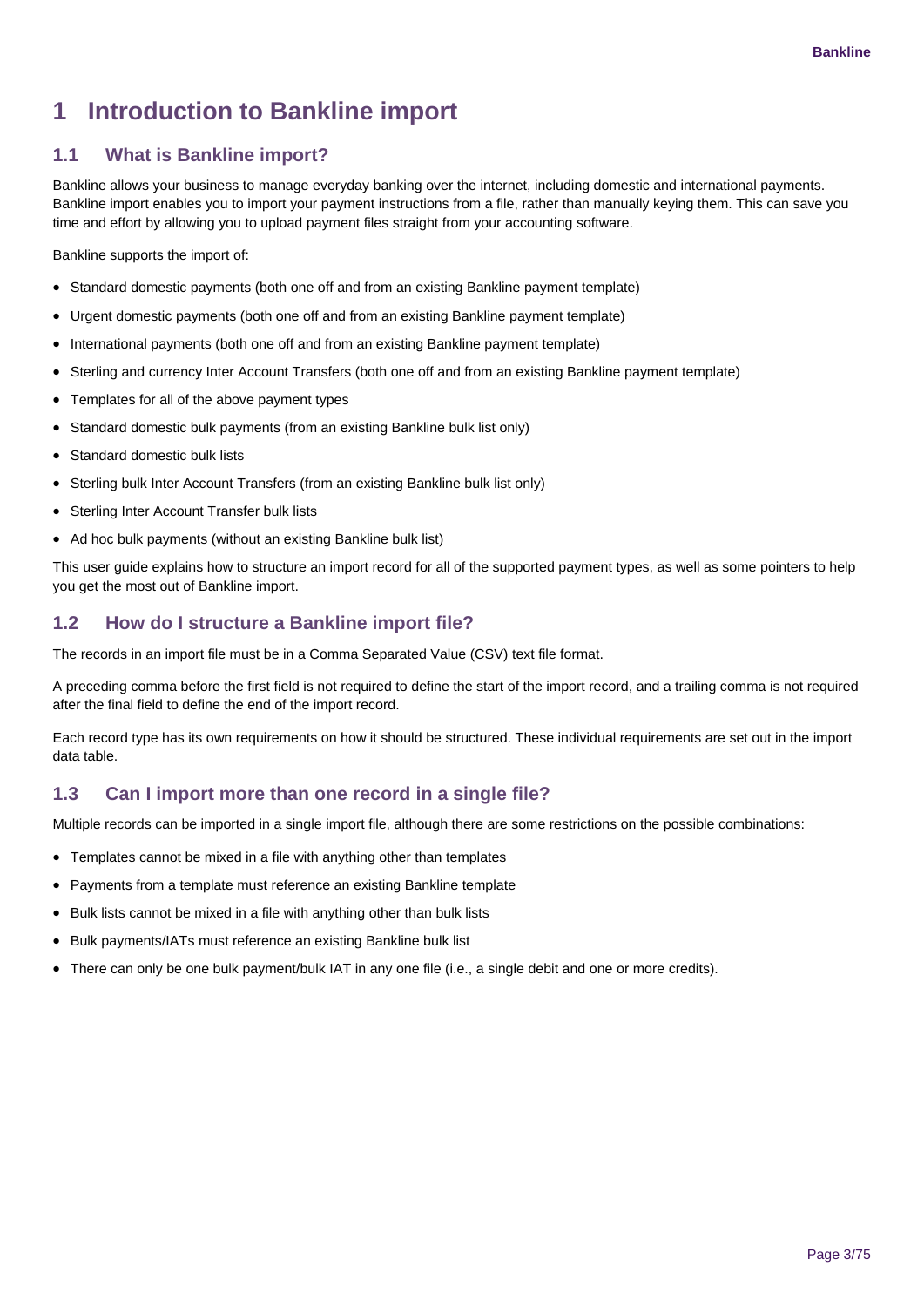# 1 Introduction to Bankline import

## 1.1 What is Bankline import?

Bankline allows your business to manage everyday banking over the internet, including domestic and international payments. Bankline import enables you to import your payment instructions from a file, rather than manually keying them. This can save you time and effort by allowing you to upload payment files straight from your accounting software.

Bankline supports the import of:

- Standard domestic payments (both one off and from an existing Bankline payment template)
- Urgent domestic payments (both one off and from an existing Bankline payment template)
- International payments (both one off and from an existing Bankline payment template)
- Sterling and currency Inter Account Transfers (both one off and from an existing Bankline payment template)
- Templates for all of the above payment types
- Standard domestic bulk payments (from an existing Bankline bulk list only)
- Standard domestic bulk lists
- Sterling bulk Inter Account Transfers (from an existing Bankline bulk list only)
- Sterling Inter Account Transfer bulk lists
- Ad hoc bulk payments (without an existing Bankline bulk list)

This user guide explains how to structure an import record for all of the supported payment types, as well as some pointers to help you get the most out of Bankline import.

## 1.2 How do I structure a Bankline import file?

The records in an import file must be in a Comma Separated Value (CSV) text file format.

A preceding comma before the first field is not required to define the start of the import record, and a trailing comma is not required after the final field to define the end of the import record.

Each record type has its own requirements on how it should be structured. These individual requirements are set out in the import data table.

## 1.3 Can I import more than one record in a single file?

Multiple records can be imported in a single import file, although there are some restrictions on the possible combinations:

- Templates cannot be mixed in a file with anything other than templates
- Payments from a template must reference an existing Bankline template
- Bulk lists cannot be mixed in a file with anything other than bulk lists
- Bulk payments/IATs must reference an existing Bankline bulk list
- There can only be one bulk payment/bulk IAT in any one file (i.e., a single debit and one or more credits).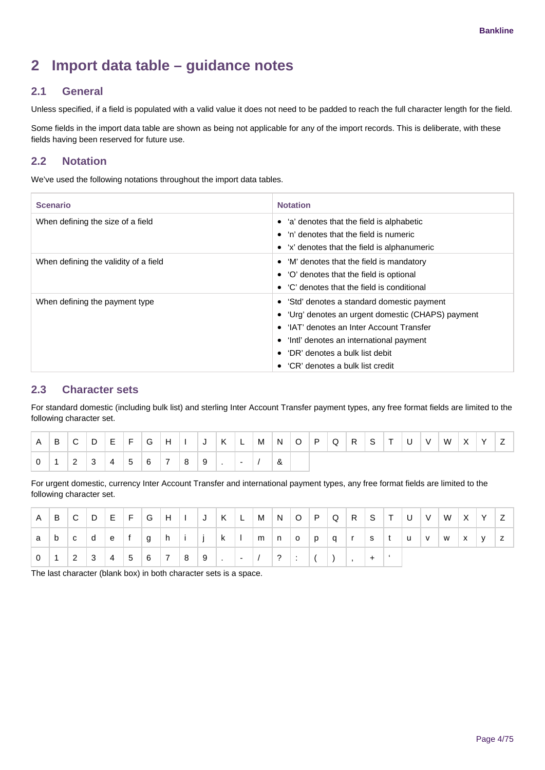## 2 Import data table – guidance notes

### 2.1 General

Unless specified, if a field is populated with a valid value it does not need to be padded to reach the full character length for the field.

Some fields in the import data table are shown as being not applicable for any of the import records. This is deliberate, with these fields having been reserved for future use.

### 2.2 Notation

We've used the following notations throughout the import data tables.

| Scenario | Notation |
|---|---|
| When defining the size of a field | • 'a' denotes that the field is alphabetic<br>• 'n' denotes that the field is numeric<br>• 'x' denotes that the field is alphanumeric |
| When defining the validity of a field | • 'M' denotes that the field is mandatory<br>• 'O' denotes that the field is optional<br>• 'C' denotes that the field is conditional |
| When defining the payment type | • 'Std' denotes a standard domestic payment<br>• 'Urg' denotes an urgent domestic (CHAPS) payment<br>• 'IAT' denotes an Inter Account Transfer<br>• 'Intl' denotes an international payment<br>• 'DR' denotes a bulk list debit<br>• 'CR' denotes a bulk list credit |

### 2.3 Character sets

For standard domestic (including bulk list) and sterling Inter Account Transfer payment types, any free format fields are limited to the following character set.

| A | B | C | D | E | F | G | H | I | J | K | L | M | N | O | P | Q | R | S | T | U | V | W | X | Y | Z |
|---|---|---|---|---|---|---|---|---|---|---|---|---|---|---|---|---|---|---|---|---|---|---|---|---|---|
| 0 | 1 | 2 | 3 | 4 | 5 | 6 | 7 | 8 | 9 | . | - | / | & | | | | | | | | | | | | |

For urgent domestic, currency Inter Account Transfer and international payment types, any free format fields are limited to the following character set.

| A | B | C | D | E | F | G | H | I | J | K | L | M | N | O | P | Q | R | S | T | U | V | W | X | Y | Z |
|---|---|---|---|---|---|---|---|---|---|---|---|---|---|---|---|---|---|---|---|---|---|---|---|---|---|
| a | b | c | d | e | f | g | h | i | j | k | l | m | n | o | p | q | r | s | t | u | v | w | x | y | z |
| 0 | 1 | 2 | 3 | 4 | 5 | 6 | 7 | 8 | 9 | . | - | / | ? | : | ( | ) | , | + | ' | | | | | | |

The last character (blank box) in both character sets is a space.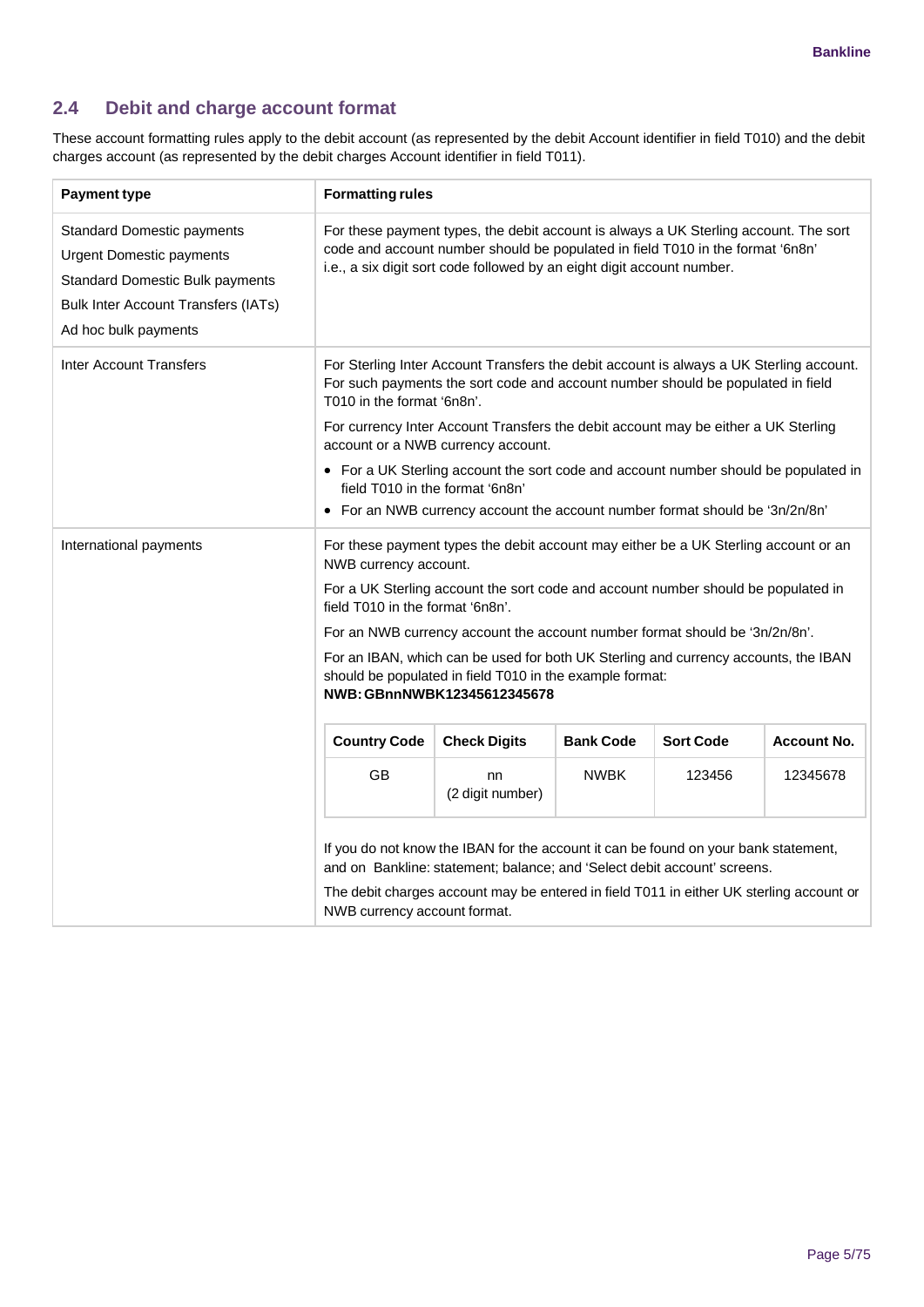## 2.4 Debit and charge account format

These account formatting rules apply to the debit account (as represented by the debit Account identifier in field T010) and the debit charges account (as represented by the debit charges Account identifier in field T011).

| Payment type | Formatting rules |
|---|---|
| Standard Domestic payments<br>Urgent Domestic payments<br>Standard Domestic Bulk payments<br>Bulk Inter Account Transfers (IATs)<br>Ad hoc bulk payments | For these payment types, the debit account is always a UK Sterling account. The sort code and account number should be populated in field T010 in the format '6n8n' i.e., a six digit sort code followed by an eight digit account number. |
| Inter Account Transfers | For Sterling Inter Account Transfers the debit account is always a UK Sterling account. For such payments the sort code and account number should be populated in field T010 in the format '6n8n'.<br><br>For currency Inter Account Transfers the debit account may be either a UK Sterling account or a NWB currency account.<br><br>• For a UK Sterling account the sort code and account number should be populated in field T010 in the format '6n8n'<br>• For an NWB currency account the account number format should be '3n/2n/8n' |
| International payments | For these payment types the debit account may either be a UK Sterling account or an NWB currency account.<br><br>For a UK Sterling account the sort code and account number should be populated in field T010 in the format '6n8n'.<br><br>For an NWB currency account the account number format should be '3n/2n/8n'.<br><br>For an IBAN, which can be used for both UK Sterling and currency accounts, the IBAN should be populated in field T010 in the example format:<br>**NWB: GBnnNWBK12345612345678**<br><br>Country Code: GB; Check Digits: nn (2 digit number); Bank Code: NWBK; Sort Code: 123456; Account No.: 12345678<br><br>If you do not know the IBAN for the account it can be found on your bank statement, and on Bankline: statement; balance; and 'Select debit account' screens.<br><br>The debit charges account may be entered in field T011 in either UK sterling account or NWB currency account format. |

| Country Code | Check Digits | Bank Code | Sort Code | Account No. |
|---|---|---|---|---|
| GB | nn (2 digit number) | NWBK | 123456 | 12345678 |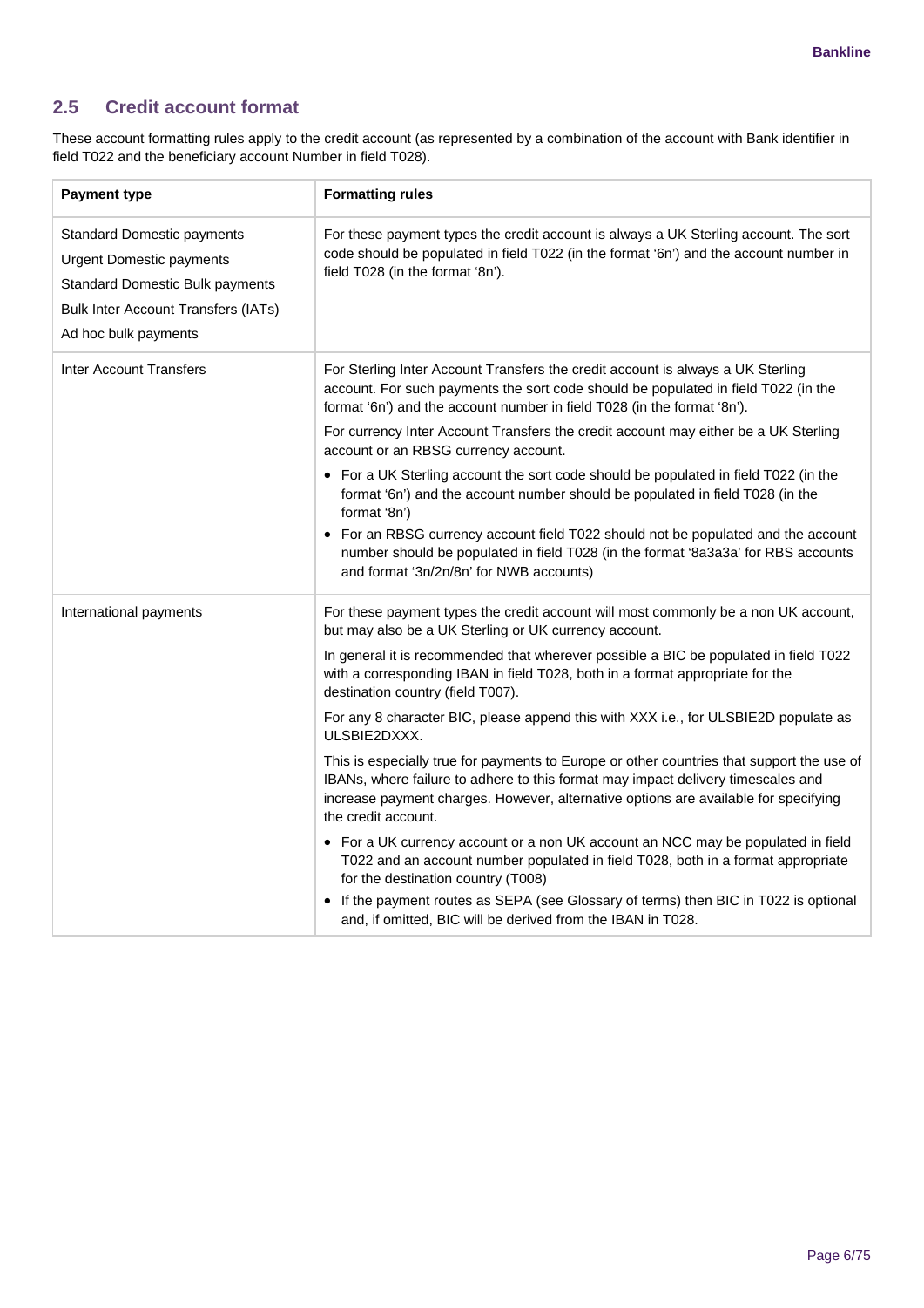## 2.5 Credit account format

These account formatting rules apply to the credit account (as represented by a combination of the account with Bank identifier in field T022 and the beneficiary account Number in field T028).

| Payment type | Formatting rules |
| --- | --- |
| Standard Domestic payments<br>Urgent Domestic payments<br>Standard Domestic Bulk payments<br>Bulk Inter Account Transfers (IATs)<br>Ad hoc bulk payments | For these payment types the credit account is always a UK Sterling account. The sort code should be populated in field T022 (in the format '6n') and the account number in field T028 (in the format '8n'). |
| Inter Account Transfers | For Sterling Inter Account Transfers the credit account is always a UK Sterling account. For such payments the sort code should be populated in field T022 (in the format '6n') and the account number in field T028 (in the format '8n').<br>For currency Inter Account Transfers the credit account may either be a UK Sterling account or an RBSG currency account.<br>• For a UK Sterling account the sort code should be populated in field T022 (in the format '6n') and the account number should be populated in field T028 (in the format '8n')<br>• For an RBSG currency account field T022 should not be populated and the account number should be populated in field T028 (in the format '8a3a3a' for RBS accounts and format '3n/2n/8n' for NWB accounts) |
| International payments | For these payment types the credit account will most commonly be a non UK account, but may also be a UK Sterling or UK currency account.<br>In general it is recommended that wherever possible a BIC be populated in field T022 with a corresponding IBAN in field T028, both in a format appropriate for the destination country (field T007).<br>For any 8 character BIC, please append this with XXX i.e., for ULSBIE2D populate as ULSBIE2DXXX.<br>This is especially true for payments to Europe or other countries that support the use of IBANs, where failure to adhere to this format may impact delivery timescales and increase payment charges. However, alternative options are available for specifying the credit account.<br>• For a UK currency account or a non UK account an NCC may be populated in field T022 and an account number populated in field T028, both in a format appropriate for the destination country (T008)<br>• If the payment routes as SEPA (see Glossary of terms) then BIC in T022 is optional and, if omitted, BIC will be derived from the IBAN in T028. |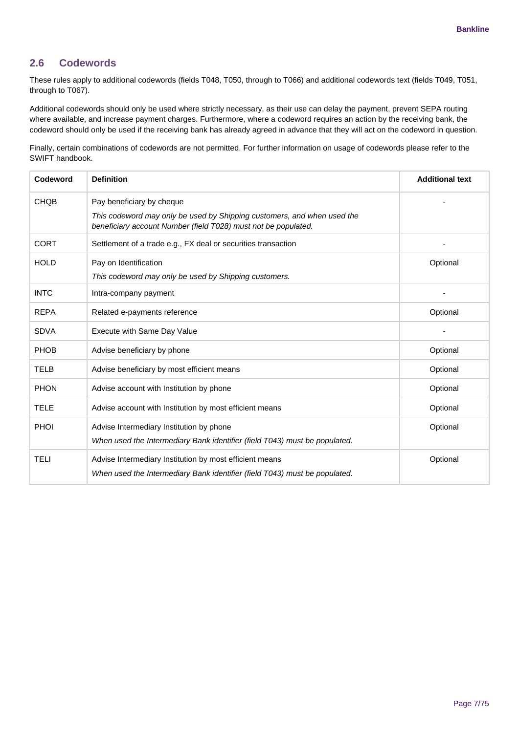## 2.6 Codewords

These rules apply to additional codewords (fields T048, T050, through to T066) and additional codewords text (fields T049, T051, through to T067).

Additional codewords should only be used where strictly necessary, as their use can delay the payment, prevent SEPA routing where available, and increase payment charges. Furthermore, where a codeword requires an action by the receiving bank, the codeword should only be used if the receiving bank has already agreed in advance that they will act on the codeword in question.

Finally, certain combinations of codewords are not permitted. For further information on usage of codewords please refer to the SWIFT handbook.

| Codeword | Definition | Additional text |
|---|---|---|
| CHQB | Pay beneficiary by cheque<br>*This codeword may only be used by Shipping customers, and when used the beneficiary account Number (field T028) must not be populated.* | - |
| CORT | Settlement of a trade e.g., FX deal or securities transaction | - |
| HOLD | Pay on Identification<br>*This codeword may only be used by Shipping customers.* | Optional |
| INTC | Intra-company payment | - |
| REPA | Related e-payments reference | Optional |
| SDVA | Execute with Same Day Value | - |
| PHOB | Advise beneficiary by phone | Optional |
| TELB | Advise beneficiary by most efficient means | Optional |
| PHON | Advise account with Institution by phone | Optional |
| TELE | Advise account with Institution by most efficient means | Optional |
| PHOI | Advise Intermediary Institution by phone<br>*When used the Intermediary Bank identifier (field T043) must be populated.* | Optional |
| TELI | Advise Intermediary Institution by most efficient means<br>*When used the Intermediary Bank identifier (field T043) must be populated.* | Optional |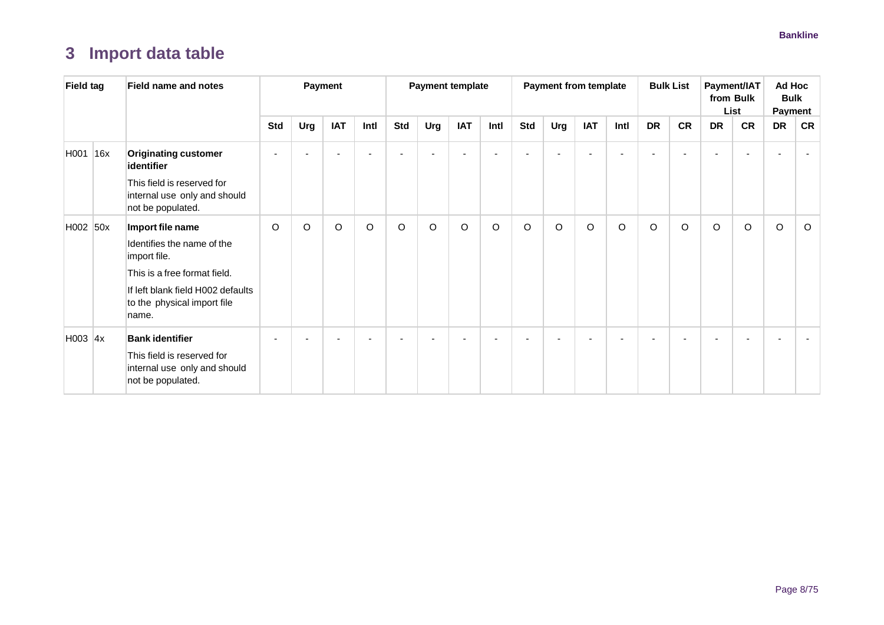# 3 Import data table

| Field tag | | Field name and notes | Payment | | | | Payment template | | | | Payment from template | | | | Bulk List | | Payment/IAT from Bulk List | | Ad Hoc Bulk Payment | |
|---|---|---|---|---|---|---|---|---|---|---|---|---|---|---|---|---|---|---|---|---|
| | | | Std | Urg | IAT | Intl | Std | Urg | IAT | Intl | Std | Urg | IAT | Intl | DR | CR | DR | CR | DR | CR |
| H001 | 16x | **Originating customer identifier**<br>This field is reserved for internal use only and should not be populated. | - | - | - | - | - | - | - | - | - | - | - | - | - | - | - | - | - | - |
| H002 | 50x | **Import file name**<br>Identifies the name of the import file.<br>This is a free format field.<br>If left blank field H002 defaults to the physical import file name. | O | O | O | O | O | O | O | O | O | O | O | O | O | O | O | O | O | O |
| H003 | 4x | **Bank identifier**<br>This field is reserved for internal use only and should not be populated. | - | - | - | - | - | - | - | - | - | - | - | - | - | - | - | - | - | - |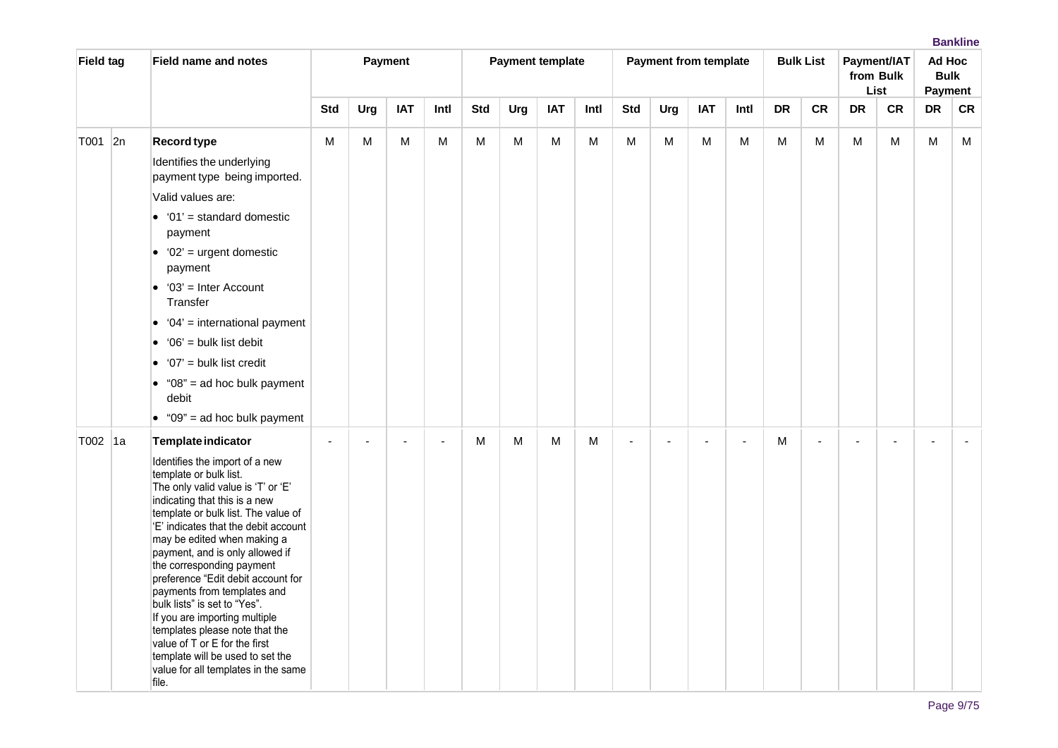| Field tag | | Field name and notes | Payment | | | | Payment template | | | | Payment from template | | | | Bulk List | | Payment/IAT from Bulk List | | Ad Hoc Bulk Payment | |
|---|---|---|---|---|---|---|---|---|---|---|---|---|---|---|---|---|---|---|---|---|
| | | | Std | Urg | IAT | Intl | Std | Urg | IAT | Intl | Std | Urg | IAT | Intl | DR | CR | DR | CR | DR | CR |
| T001 | 2n | **Record type**<br>Identifies the underlying payment type being imported.<br>Valid values are:<br>• '01' = standard domestic payment<br>• '02' = urgent domestic payment<br>• '03' = Inter Account Transfer<br>• '04' = international payment<br>• '06' = bulk list debit<br>• '07' = bulk list credit<br>• "08" = ad hoc bulk payment debit<br>• "09" = ad hoc bulk payment | M | M | M | M | M | M | M | M | M | M | M | M | M | M | M | M | M | M |
| T002 | 1a | **Template indicator**<br>Identifies the import of a new template or bulk list.<br>The only valid value is 'T' or 'E' indicating that this is a new template or bulk list. The value of 'E' indicates that the debit account may be edited when making a payment, and is only allowed if the corresponding payment preference "Edit debit account for payments from templates and bulk lists" is set to "Yes".<br>If you are importing multiple templates please note that the value of T or E for the first template will be used to set the value for all templates in the same file. | - | - | - | - | M | M | M | M | - | - | - | - | M | - | - | - | - | - |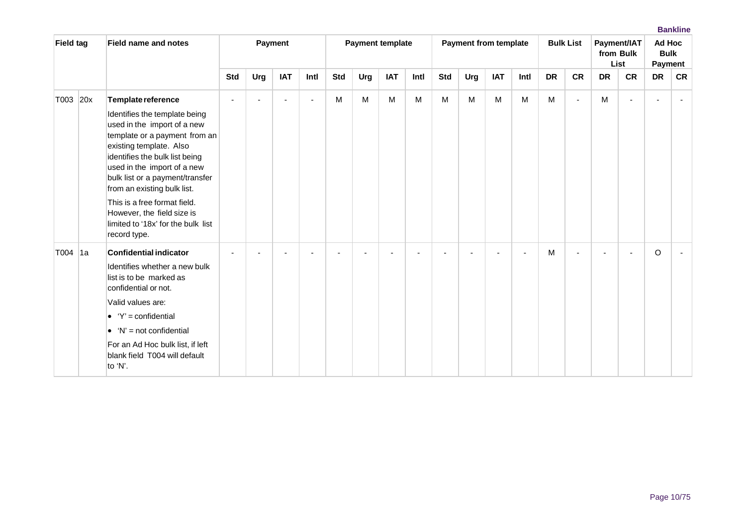| Field tag | | Field name and notes | Payment | | | | Payment template | | | | Payment from template | | | | Bulk List | | Payment/IAT from Bulk List | | Ad Hoc Bulk Payment | |
|---|---|---|---|---|---|---|---|---|---|---|---|---|---|---|---|---|---|---|---|---|
| | | | Std | Urg | IAT | Intl | Std | Urg | IAT | Intl | Std | Urg | IAT | Intl | DR | CR | DR | CR | DR | CR |
| T003 | 20x | **Template reference**<br>Identifies the template being used in the import of a new template or a payment from an existing template. Also identifies the bulk list being used in the import of a new bulk list or a payment/transfer from an existing bulk list.<br>This is a free format field. However, the field size is limited to '18x' for the bulk list record type. | - | - | - | - | M | M | M | M | M | M | M | M | M | - | M | - | - | - |
| T004 | 1a | **Confidential indicator**<br>Identifies whether a new bulk list is to be marked as confidential or not.<br>Valid values are:<br>• 'Y' = confidential<br>• 'N' = not confidential<br>For an Ad Hoc bulk list, if left blank field T004 will default to 'N'. | - | - | - | - | - | - | - | - | - | - | - | - | M | - | - | - | O | - |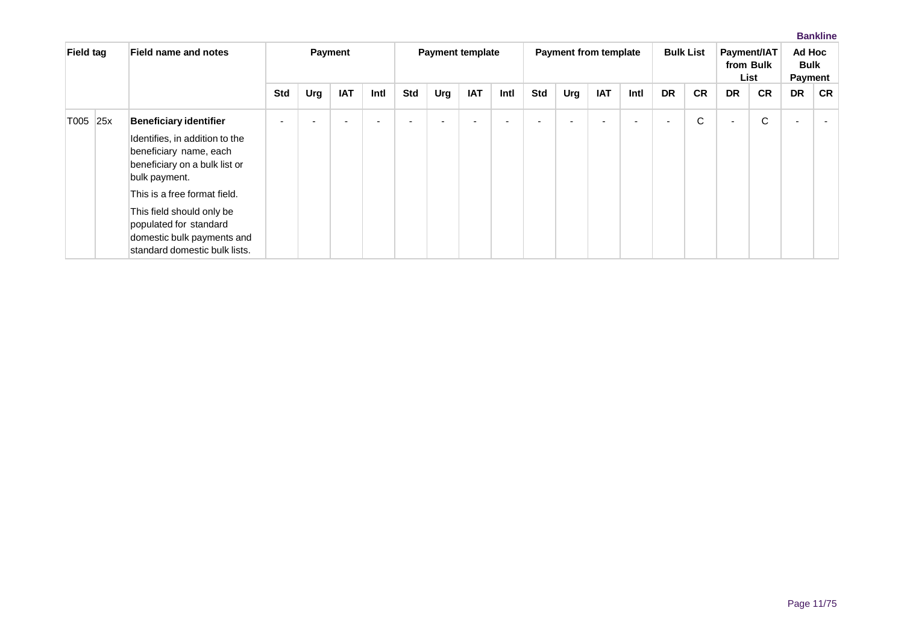| Field tag | | Field name and notes | Payment | | | | Payment template | | | | Payment from template | | | | Bulk List | | Payment/IAT from Bulk List | | Ad Hoc Bulk Payment | |
|---|---|---|---|---|---|---|---|---|---|---|---|---|---|---|---|---|---|---|---|---|
| | | | Std | Urg | IAT | Intl | Std | Urg | IAT | Intl | Std | Urg | IAT | Intl | DR | CR | DR | CR | DR | CR |
| T005 | 25x | **Beneficiary identifier**<br>Identifies, in addition to the beneficiary name, each beneficiary on a bulk list or bulk payment.<br>This is a free format field.<br>This field should only be populated for standard domestic bulk payments and standard domestic bulk lists. | - | - | - | - | - | - | - | - | - | - | - | - | - | C | - | C | - | - |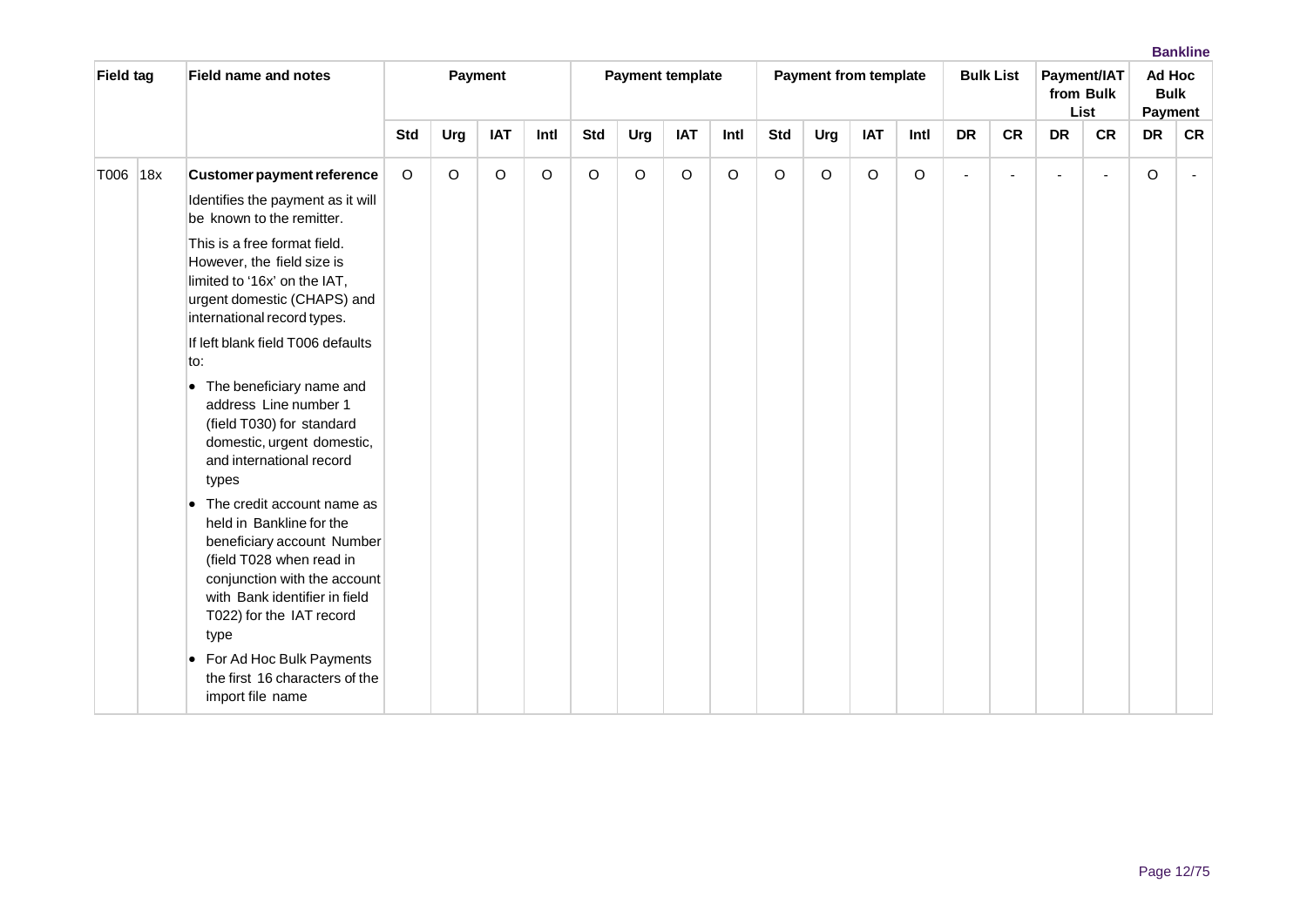| Field tag | | Field name and notes | Payment | | | | Payment template | | | | Payment from template | | | | Bulk List | | Payment/IAT from Bulk List | | Ad Hoc Bulk Payment | |
|---|---|---|---|---|---|---|---|---|---|---|---|---|---|---|---|---|---|---|---|---|
| | | | Std | Urg | IAT | Intl | Std | Urg | IAT | Intl | Std | Urg | IAT | Intl | DR | CR | DR | CR | DR | CR |
| T006 | 18x | **Customer payment reference**<br><br>Identifies the payment as it will be known to the remitter.<br><br>This is a free format field. However, the field size is limited to '16x' on the IAT, urgent domestic (CHAPS) and international record types.<br><br>If left blank field T006 defaults to:<br><br>• The beneficiary name and address Line number 1 (field T030) for standard domestic, urgent domestic, and international record types<br><br>• The credit account name as held in Bankline for the beneficiary account Number (field T028 when read in conjunction with the account with Bank identifier in field T022) for the IAT record type<br><br>• For Ad Hoc Bulk Payments the first 16 characters of the import file name | O | O | O | O | O | O | O | O | O | O | O | O | - | - | - | - | O | - |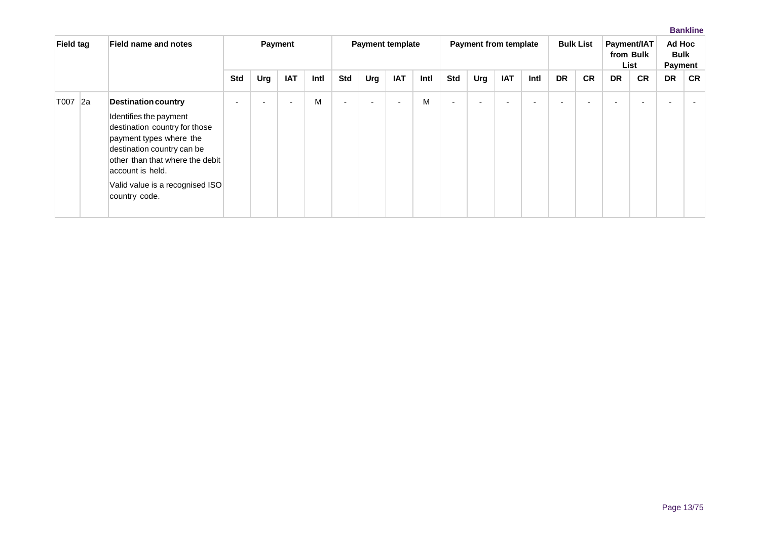| Field tag | | Field name and notes | Payment | | | | Payment template | | | | Payment from template | | | | Bulk List | | Payment/IAT from Bulk List | | Ad Hoc Bulk Payment | |
|---|---|---|---|---|---|---|---|---|---|---|---|---|---|---|---|---|---|---|---|---|
| | | | Std | Urg | IAT | Intl | Std | Urg | IAT | Intl | Std | Urg | IAT | Intl | DR | CR | DR | CR | DR | CR |
| T007 | 2a | **Destination country**<br><br>Identifies the payment destination country for those payment types where the destination country can be other than that where the debit account is held.<br><br>Valid value is a recognised ISO country code. | - | - | - | M | - | - | - | M | - | - | - | - | - | - | - | - | - | - |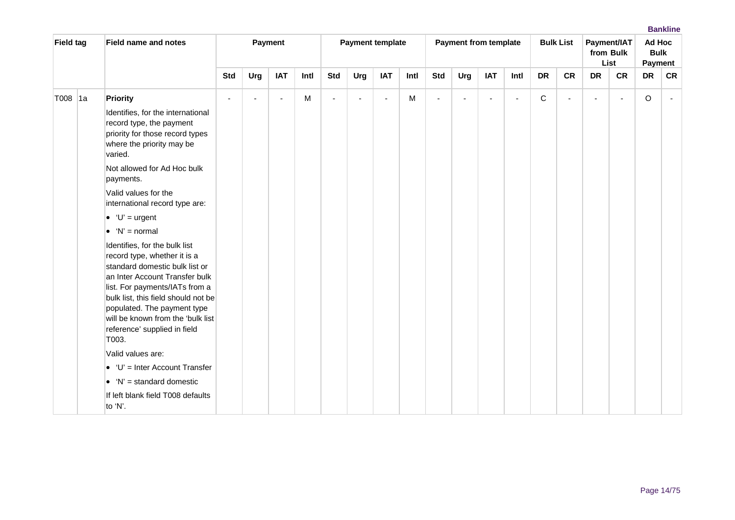| Field tag | | Field name and notes | Payment | | | | Payment template | | | | Payment from template | | | | Bulk List | | Payment/IAT from Bulk List | | Ad Hoc Bulk Payment | |
|---|---|---|---|---|---|---|---|---|---|---|---|---|---|---|---|---|---|---|---|---|
| | | | Std | Urg | IAT | Intl | Std | Urg | IAT | Intl | Std | Urg | IAT | Intl | DR | CR | DR | CR | DR | CR |
| T008 | 1a | **Priority**<br><br>Identifies, for the international record type, the payment priority for those record types where the priority may be varied.<br><br>Not allowed for Ad Hoc bulk payments.<br><br>Valid values for the international record type are:<br>• 'U' = urgent<br>• 'N' = normal<br><br>Identifies, for the bulk list record type, whether it is a standard domestic bulk list or an Inter Account Transfer bulk list. For payments/IATs from a bulk list, this field should not be populated. The payment type will be known from the 'bulk list reference' supplied in field T003.<br><br>Valid values are:<br>• 'U' = Inter Account Transfer<br>• 'N' = standard domestic<br><br>If left blank field T008 defaults to 'N'. | - | - | - | M | - | - | - | M | - | - | - | - | C | - | - | - | O | - |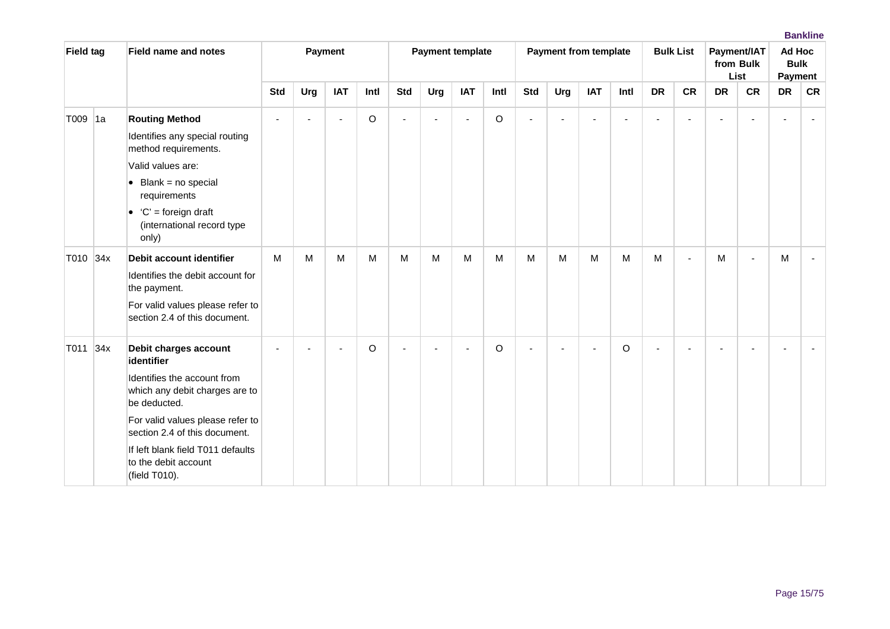| Field tag | | Field name and notes | Payment | | | | Payment template | | | | Payment from template | | | | Bulk List | | Payment/IAT from Bulk List | | Ad Hoc Bulk Payment | |
|---|---|---|---|---|---|---|---|---|---|---|---|---|---|---|---|---|---|---|---|---|
| | | | Std | Urg | IAT | Intl | Std | Urg | IAT | Intl | Std | Urg | IAT | Intl | DR | CR | DR | CR | DR | CR |
| T009 | 1a | **Routing Method**<br>Identifies any special routing method requirements.<br>Valid values are:<br>• Blank = no special requirements<br>• 'C' = foreign draft (international record type only) | - | - | - | O | - | - | - | O | - | - | - | - | - | - | - | - | - | - |
| T010 | 34x | **Debit account identifier**<br>Identifies the debit account for the payment.<br>For valid values please refer to section 2.4 of this document. | M | M | M | M | M | M | M | M | M | M | M | M | M | - | M | - | M | - |
| T011 | 34x | **Debit charges account identifier**<br>Identifies the account from which any debit charges are to be deducted.<br>For valid values please refer to section 2.4 of this document.<br>If left blank field T011 defaults to the debit account (field T010). | - | - | - | O | - | - | - | O | - | - | - | O | - | - | - | - | - | - |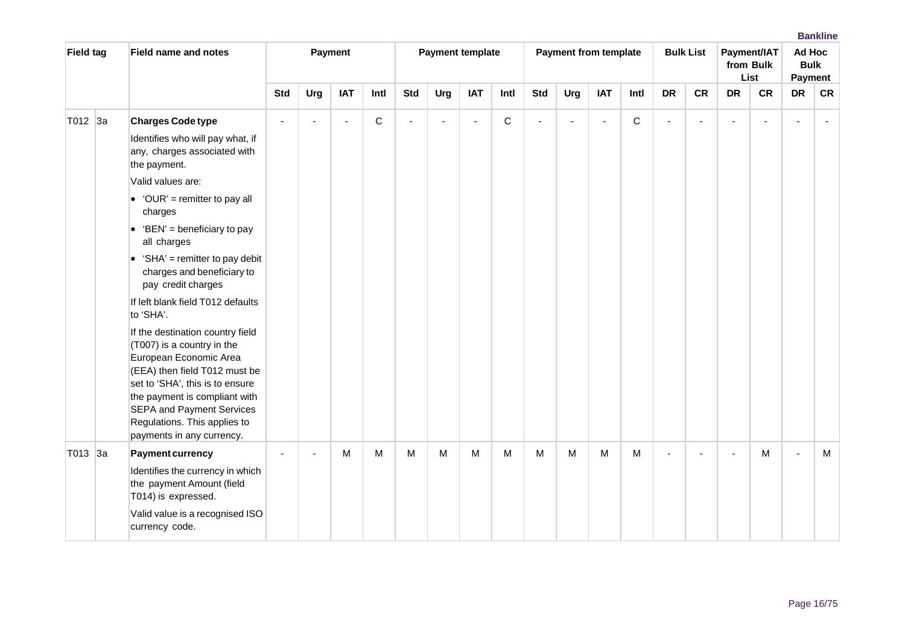| Field tag | | Field name and notes | Payment | | | | Payment template | | | | Payment from template | | | | Bulk List | | Payment/IAT from Bulk List | | Ad Hoc Bulk Payment | |
|---|---|---|---|---|---|---|---|---|---|---|---|---|---|---|---|---|---|---|---|---|
| | | | Std | Urg | IAT | Intl | Std | Urg | IAT | Intl | Std | Urg | IAT | Intl | DR | CR | DR | CR | DR | CR |
| T012 | 3a | **Charges Code type**<br>Identifies who will pay what, if any, charges associated with the payment.<br>Valid values are:<br>• 'OUR' = remitter to pay all charges<br>• 'BEN' = beneficiary to pay all charges<br>• 'SHA' = remitter to pay debit charges and beneficiary to pay credit charges<br>If left blank field T012 defaults to 'SHA'.<br>If the destination country field (T007) is a country in the European Economic Area (EEA) then field T012 must be set to 'SHA', this is to ensure the payment is compliant with SEPA and Payment Services Regulations. This applies to payments in any currency. | - | - | - | C | - | - | - | C | - | - | - | C | - | - | - | - | - | - |
| T013 | 3a | **Payment currency**<br>Identifies the currency in which the payment Amount (field T014) is expressed.<br>Valid value is a recognised ISO currency code. | - | - | M | M | M | M | M | M | M | M | M | M | - | - | - | M | - | M |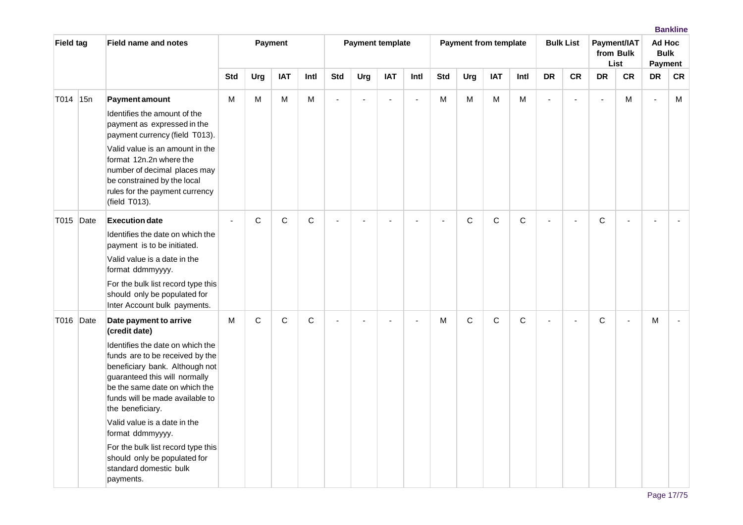| Field tag | | Field name and notes | Payment | | | | Payment template | | | | Payment from template | | | | Bulk List | | Payment/IAT from Bulk List | | Ad Hoc Bulk Payment | |
|---|---|---|---|---|---|---|---|---|---|---|---|---|---|---|---|---|---|---|---|---|
| | | | Std | Urg | IAT | Intl | Std | Urg | IAT | Intl | Std | Urg | IAT | Intl | DR | CR | DR | CR | DR | CR |
| T014 | 15n | **Payment amount**<br>Identifies the amount of the payment as expressed in the payment currency (field T013).<br>Valid value is an amount in the format 12n.2n where the number of decimal places may be constrained by the local rules for the payment currency (field T013). | M | M | M | M | - | - | - | - | M | M | M | M | - | - | - | M | - | M |
| T015 | Date | **Execution date**<br>Identifies the date on which the payment is to be initiated.<br>Valid value is a date in the format ddmmyyyy.<br>For the bulk list record type this should only be populated for Inter Account bulk payments. | - | C | C | C | - | - | - | - | - | C | C | C | - | - | C | - | - | - |
| T016 | Date | **Date payment to arrive (credit date)**<br>Identifies the date on which the funds are to be received by the beneficiary bank. Although not guaranteed this will normally be the same date on which the funds will be made available to the beneficiary.<br>Valid value is a date in the format ddmmyyyy.<br>For the bulk list record type this should only be populated for standard domestic bulk payments. | M | C | C | C | - | - | - | - | M | C | C | C | - | - | C | - | M | - |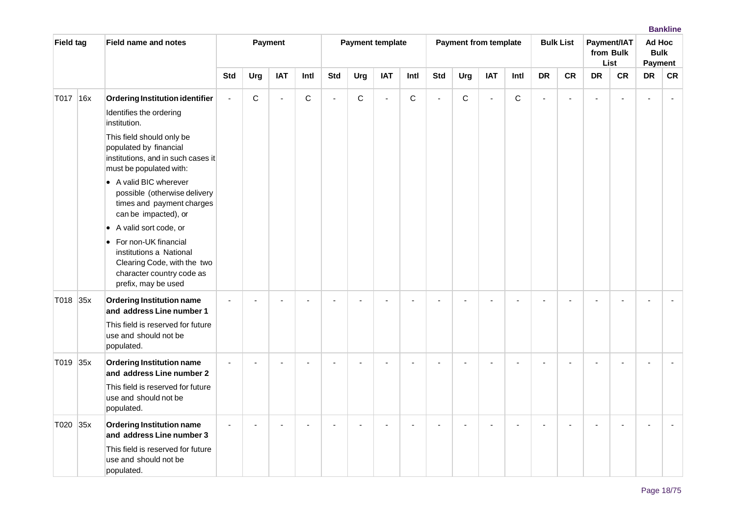| Field tag | | Field name and notes | Payment | | | | Payment template | | | | Payment from template | | | | Bulk List | | Payment/IAT from Bulk List | | Ad Hoc Bulk Payment | |
|---|---|---|---|---|---|---|---|---|---|---|---|---|---|---|---|---|---|---|---|---|
| | | | Std | Urg | IAT | Intl | Std | Urg | IAT | Intl | Std | Urg | IAT | Intl | DR | CR | DR | CR | DR | CR |
| T017 | 16x | **Ordering Institution identifier**<br>Identifies the ordering institution.<br>This field should only be populated by financial institutions, and in such cases it must be populated with:<br>• A valid BIC wherever possible (otherwise delivery times and payment charges can be impacted), or<br>• A valid sort code, or<br>• For non-UK financial institutions a National Clearing Code, with the two character country code as prefix, may be used | - | C | - | C | - | C | - | C | - | C | - | C | - | - | - | - | - | - |
| T018 | 35x | **Ordering Institution name and address Line number 1**<br>This field is reserved for future use and should not be populated. | - | - | - | - | - | - | - | - | - | - | - | - | - | - | - | - | - | - |
| T019 | 35x | **Ordering Institution name and address Line number 2**<br>This field is reserved for future use and should not be populated. | - | - | - | - | - | - | - | - | - | - | - | - | - | - | - | - | - | - |
| T020 | 35x | **Ordering Institution name and address Line number 3**<br>This field is reserved for future use and should not be populated. | - | - | - | - | - | - | - | - | - | - | - | - | - | - | - | - | - | - |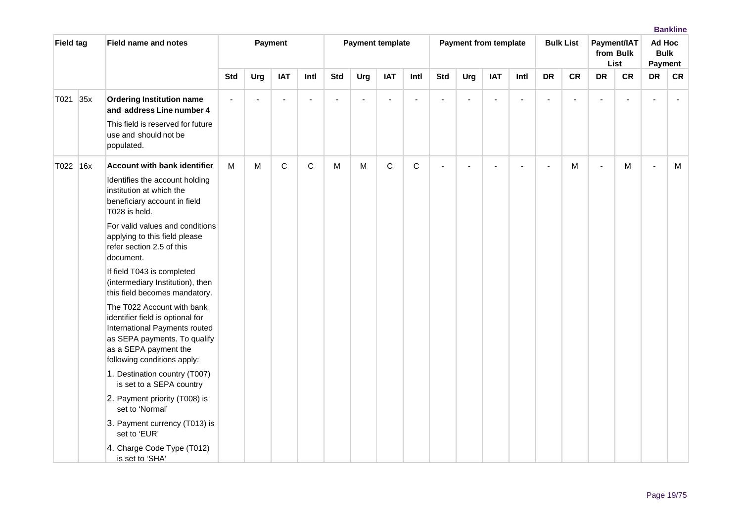| Field tag | | Field name and notes | Payment | | | | Payment template | | | | Payment from template | | | | Bulk List | | Payment/IAT from Bulk List | | Ad Hoc Bulk Payment | |
|---|---|---|---|---|---|---|---|---|---|---|---|---|---|---|---|---|---|---|---|---|
| | | | Std | Urg | IAT | Intl | Std | Urg | IAT | Intl | Std | Urg | IAT | Intl | DR | CR | DR | CR | DR | CR |
| T021 | 35x | **Ordering Institution name and address Line number 4**<br><br>This field is reserved for future use and should not be populated. | - | - | - | - | - | - | - | - | - | - | - | - | - | - | - | - | - | - |
| T022 | 16x | **Account with bank identifier**<br><br>Identifies the account holding institution at which the beneficiary account in field T028 is held.<br><br>For valid values and conditions applying to this field please refer section 2.5 of this document.<br><br>If field T043 is completed (intermediary Institution), then this field becomes mandatory.<br><br>The T022 Account with bank identifier field is optional for International Payments routed as SEPA payments. To qualify as a SEPA payment the following conditions apply:<br><br>1. Destination country (T007) is set to a SEPA country<br>2. Payment priority (T008) is set to 'Normal'<br>3. Payment currency (T013) is set to 'EUR'<br>4. Charge Code Type (T012) is set to 'SHA' | M | M | C | C | M | M | C | C | - | - | - | - | - | M | - | M | - | M |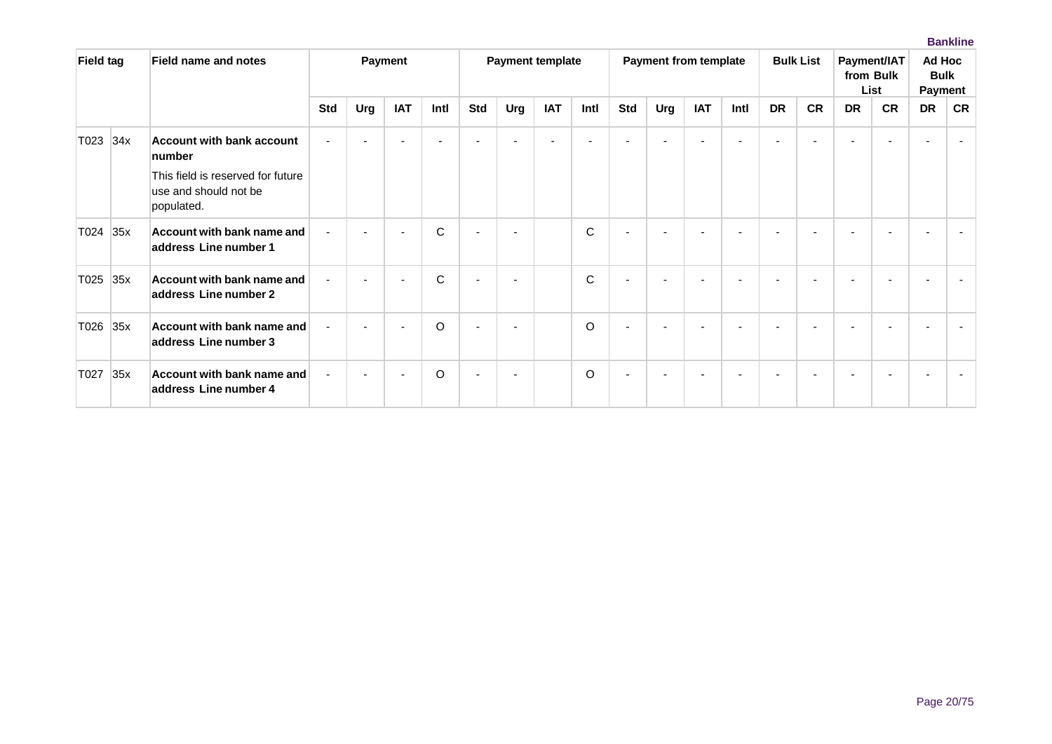| Field tag | | Field name and notes | Payment | | | | Payment template | | | | Payment from template | | | | Bulk List | | Payment/IAT from Bulk List | | Ad Hoc Bulk Payment | |
|---|---|---|---|---|---|---|---|---|---|---|---|---|---|---|---|---|---|---|---|---|
| | | | Std | Urg | IAT | Intl | Std | Urg | IAT | Intl | Std | Urg | IAT | Intl | DR | CR | DR | CR | DR | CR |
| T023 | 34x | **Account with bank account number**<br>This field is reserved for future use and should not be populated. | - | - | - | - | - | - | - | - | - | - | - | - | - | - | - | - | - | - |
| T024 | 35x | **Account with bank name and address Line number 1** | - | - | - | C | - | - | | C | - | - | - | - | - | - | - | - | - | - |
| T025 | 35x | **Account with bank name and address Line number 2** | - | - | - | C | - | - | | C | - | - | - | - | - | - | - | - | - | - |
| T026 | 35x | **Account with bank name and address Line number 3** | - | - | - | O | - | - | | O | - | - | - | - | - | - | - | - | - | - |
| T027 | 35x | **Account with bank name and address Line number 4** | - | - | - | O | - | - | | O | - | - | - | - | - | - | - | - | - | - |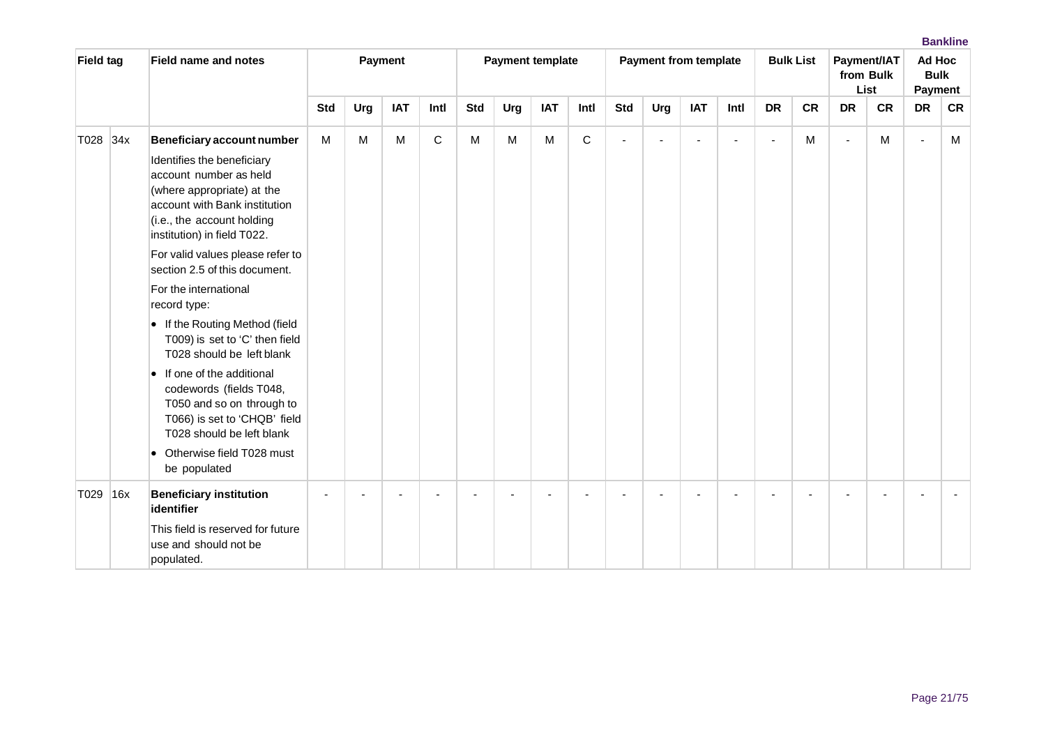| Field tag | | Field name and notes | Payment | | | | Payment template | | | | Payment from template | | | | Bulk List | | Payment/IAT from Bulk List | | Ad Hoc Bulk Payment | |
|---|---|---|---|---|---|---|---|---|---|---|---|---|---|---|---|---|---|---|---|---|
| | | | Std | Urg | IAT | Intl | Std | Urg | IAT | Intl | Std | Urg | IAT | Intl | DR | CR | DR | CR | DR | CR |
| T028 | 34x | **Beneficiary account number**<br><br>Identifies the beneficiary account number as held (where appropriate) at the account with Bank institution (i.e., the account holding institution) in field T022.<br><br>For valid values please refer to section 2.5 of this document.<br><br>For the international record type:<br><br>• If the Routing Method (field T009) is set to 'C' then field T028 should be left blank<br><br>• If one of the additional codewords (fields T048, T050 and so on through to T066) is set to 'CHQB' field T028 should be left blank<br><br>• Otherwise field T028 must be populated | M | M | M | C | M | M | M | C | - | - | - | - | - | M | - | M | - | M |
| T029 | 16x | **Beneficiary institution identifier**<br><br>This field is reserved for future use and should not be populated. | - | - | - | - | - | - | - | - | - | - | - | - | - | - | - | - | - | - |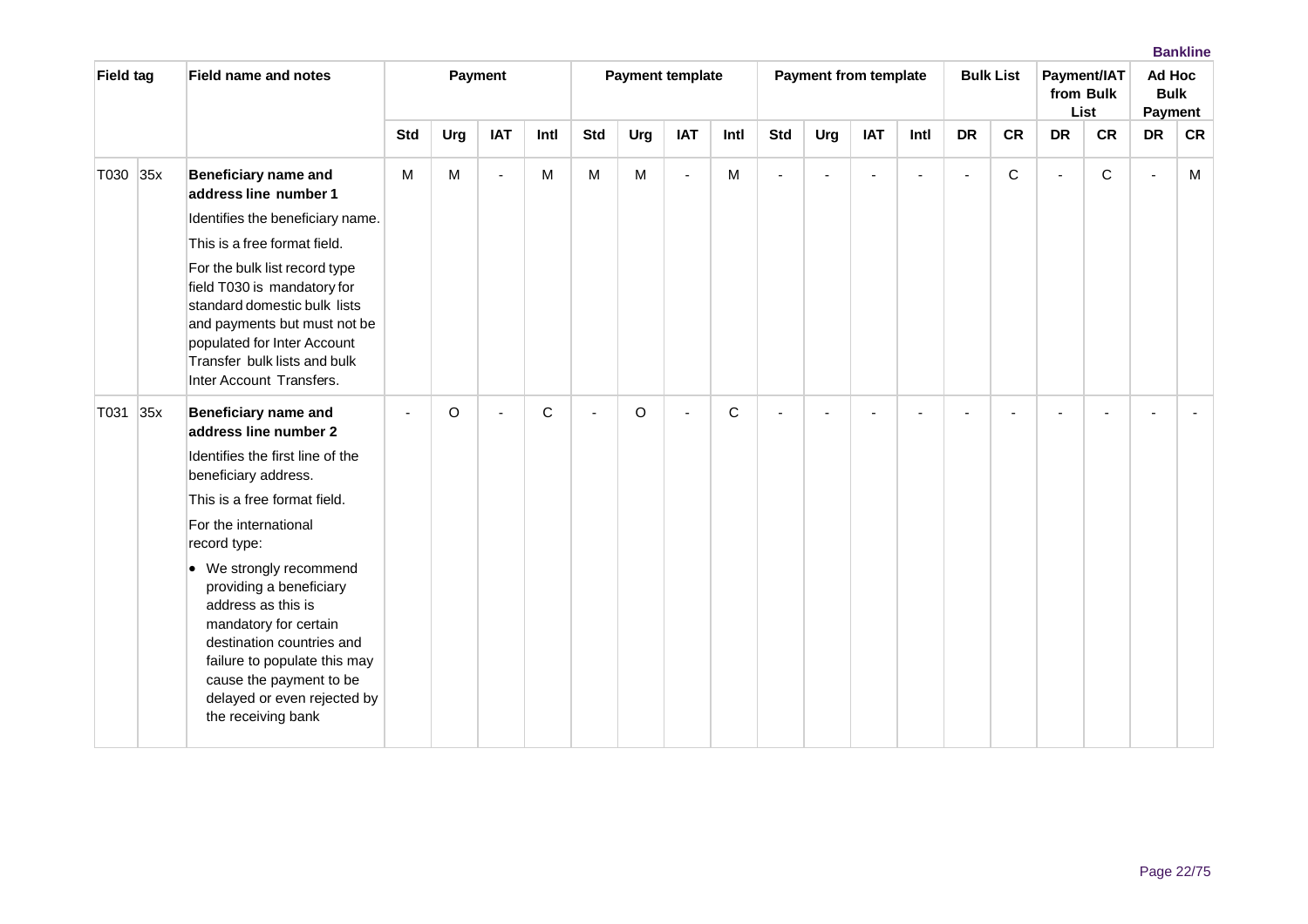| Field tag | | Field name and notes | Payment | | | | Payment template | | | | Payment from template | | | | Bulk List | | Payment/IAT from Bulk List | | Ad Hoc Bulk Payment | |
|---|---|---|---|---|---|---|---|---|---|---|---|---|---|---|---|---|---|---|---|---|
| | | | Std | Urg | IAT | Intl | Std | Urg | IAT | Intl | Std | Urg | IAT | Intl | DR | CR | DR | CR | DR | CR |
| T030 | 35x | **Beneficiary name and address line number 1**<br>Identifies the beneficiary name.<br>This is a free format field.<br>For the bulk list record type field T030 is mandatory for standard domestic bulk lists and payments but must not be populated for Inter Account Transfer bulk lists and bulk Inter Account Transfers. | M | M | - | M | M | M | - | M | - | - | - | - | - | C | - | C | - | M |
| T031 | 35x | **Beneficiary name and address line number 2**<br>Identifies the first line of the beneficiary address.<br>This is a free format field.<br>For the international record type:<br>• We strongly recommend providing a beneficiary address as this is mandatory for certain destination countries and failure to populate this may cause the payment to be delayed or even rejected by the receiving bank | - | O | - | C | - | O | - | C | - | - | - | - | - | - | - | - | - | - |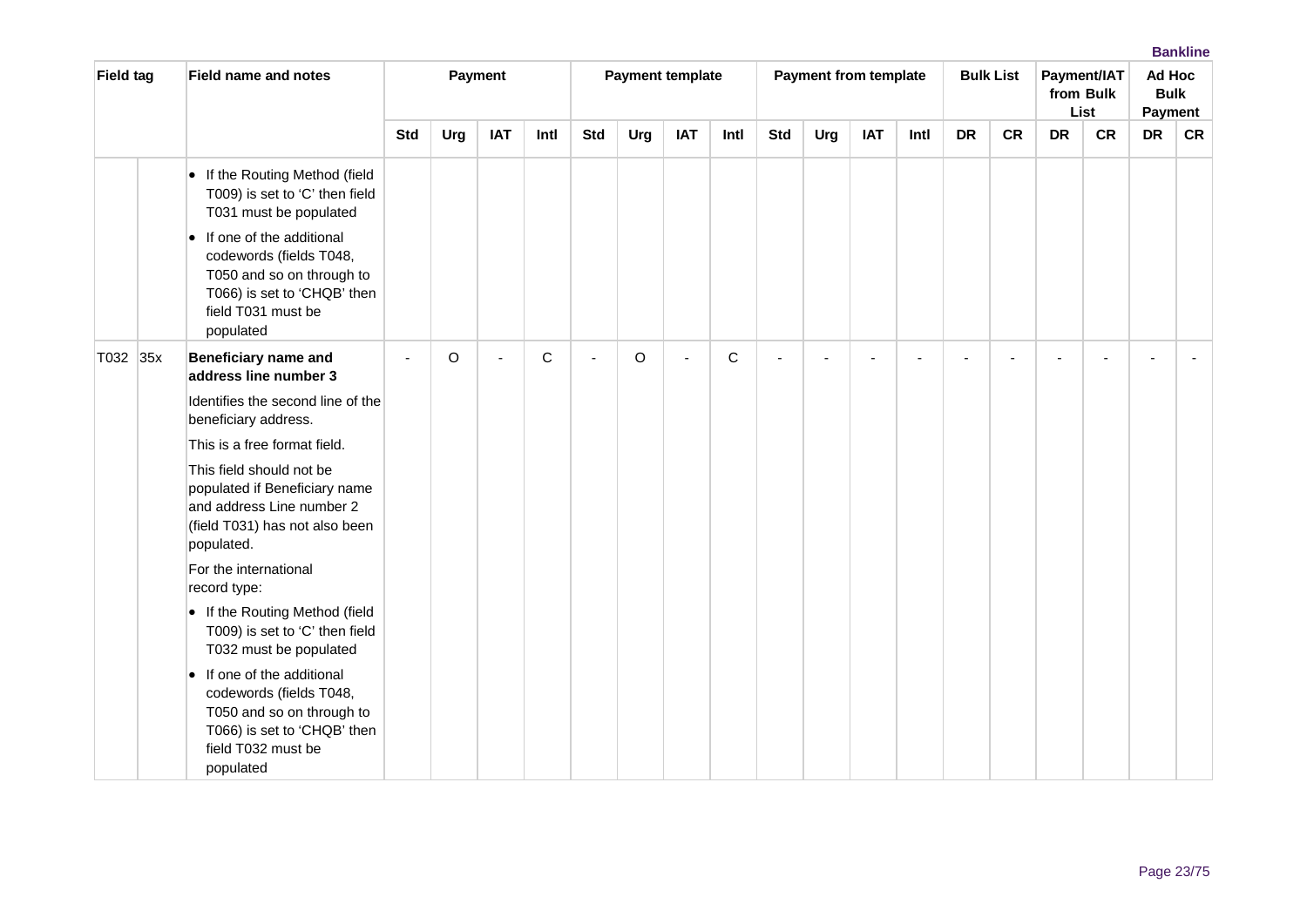| Field tag | | Field name and notes | Payment | | | | Payment template | | | | Payment from template | | | | Bulk List | | Payment/IAT from Bulk List | | Ad Hoc Bulk Payment | |
|---|---|---|---|---|---|---|---|---|---|---|---|---|---|---|---|---|---|---|---|---|
| | | | Std | Urg | IAT | Intl | Std | Urg | IAT | Intl | Std | Urg | IAT | Intl | DR | CR | DR | CR | DR | CR |
| | | • If the Routing Method (field T009) is set to 'C' then field T031 must be populated<br>• If one of the additional codewords (fields T048, T050 and so on through to T066) is set to 'CHQB' then field T031 must be populated | | | | | | | | | | | | | | | | | | |
| T032 | 35x | **Beneficiary name and address line number 3**<br>Identifies the second line of the beneficiary address.<br>This is a free format field.<br>This field should not be populated if Beneficiary name and address Line number 2 (field T031) has not also been populated.<br>For the international record type:<br>• If the Routing Method (field T009) is set to 'C' then field T032 must be populated<br>• If one of the additional codewords (fields T048, T050 and so on through to T066) is set to 'CHQB' then field T032 must be populated | - | O | - | C | - | O | - | C | - | - | - | - | - | - | - | - | - | - |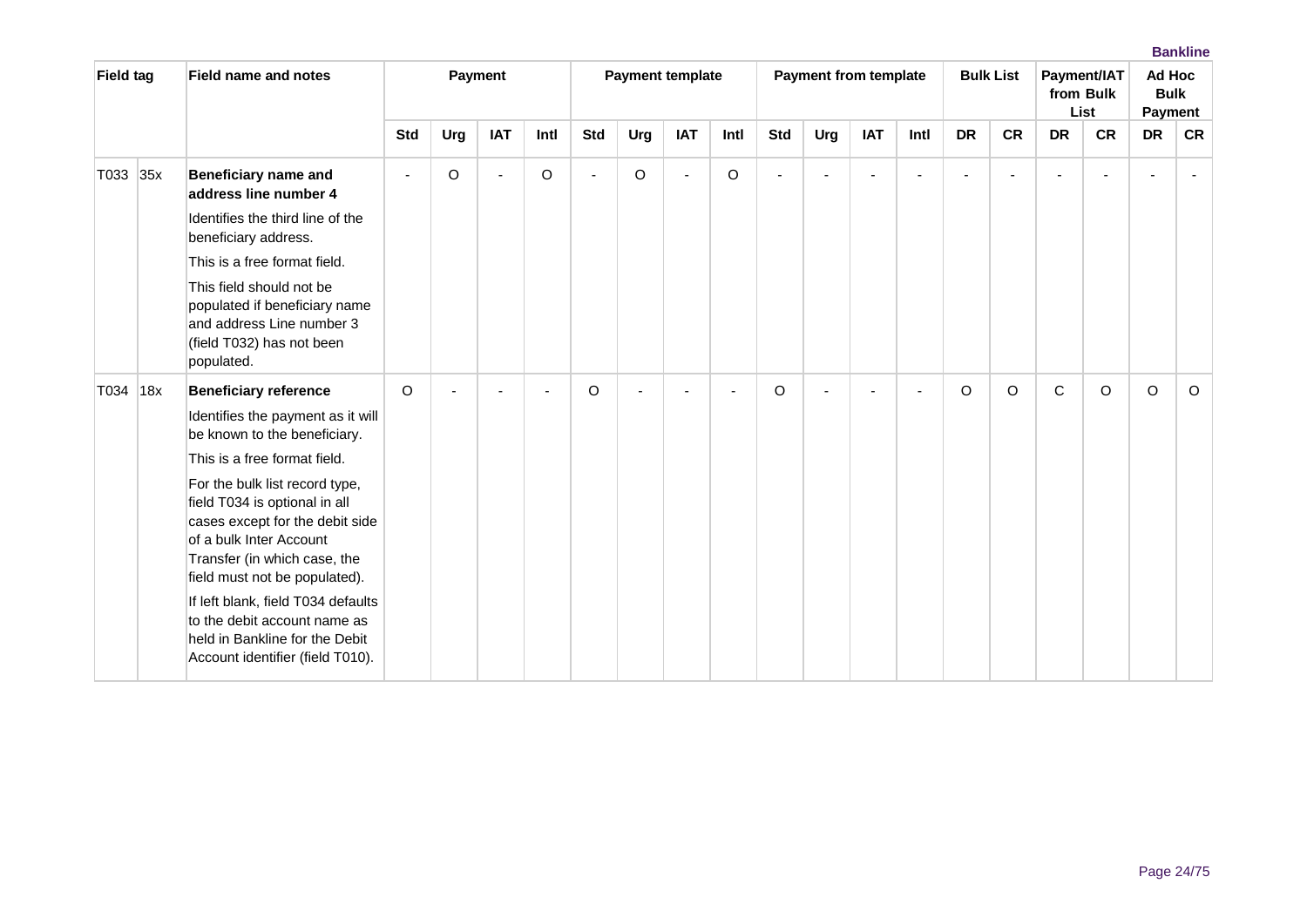| Field tag | | Field name and notes | Payment | | | | Payment template | | | | Payment from template | | | | Bulk List | | Payment/IAT from Bulk List | | Ad Hoc Bulk Payment | |
|---|---|---|---|---|---|---|---|---|---|---|---|---|---|---|---|---|---|---|---|---|
| | | | Std | Urg | IAT | Intl | Std | Urg | IAT | Intl | Std | Urg | IAT | Intl | DR | CR | DR | CR | DR | CR |
| T033 | 35x | **Beneficiary name and address line number 4**<br><br>Identifies the third line of the beneficiary address.<br><br>This is a free format field.<br><br>This field should not be populated if beneficiary name and address Line number 3 (field T032) has not been populated. | - | O | - | O | - | O | - | O | - | - | - | - | - | - | - | - | - | - |
| T034 | 18x | **Beneficiary reference**<br><br>Identifies the payment as it will be known to the beneficiary.<br><br>This is a free format field.<br><br>For the bulk list record type, field T034 is optional in all cases except for the debit side of a bulk Inter Account Transfer (in which case, the field must not be populated).<br><br>If left blank, field T034 defaults to the debit account name as held in Bankline for the Debit Account identifier (field T010). | O | - | - | - | O | - | - | - | O | - | - | - | O | O | C | O | O | O |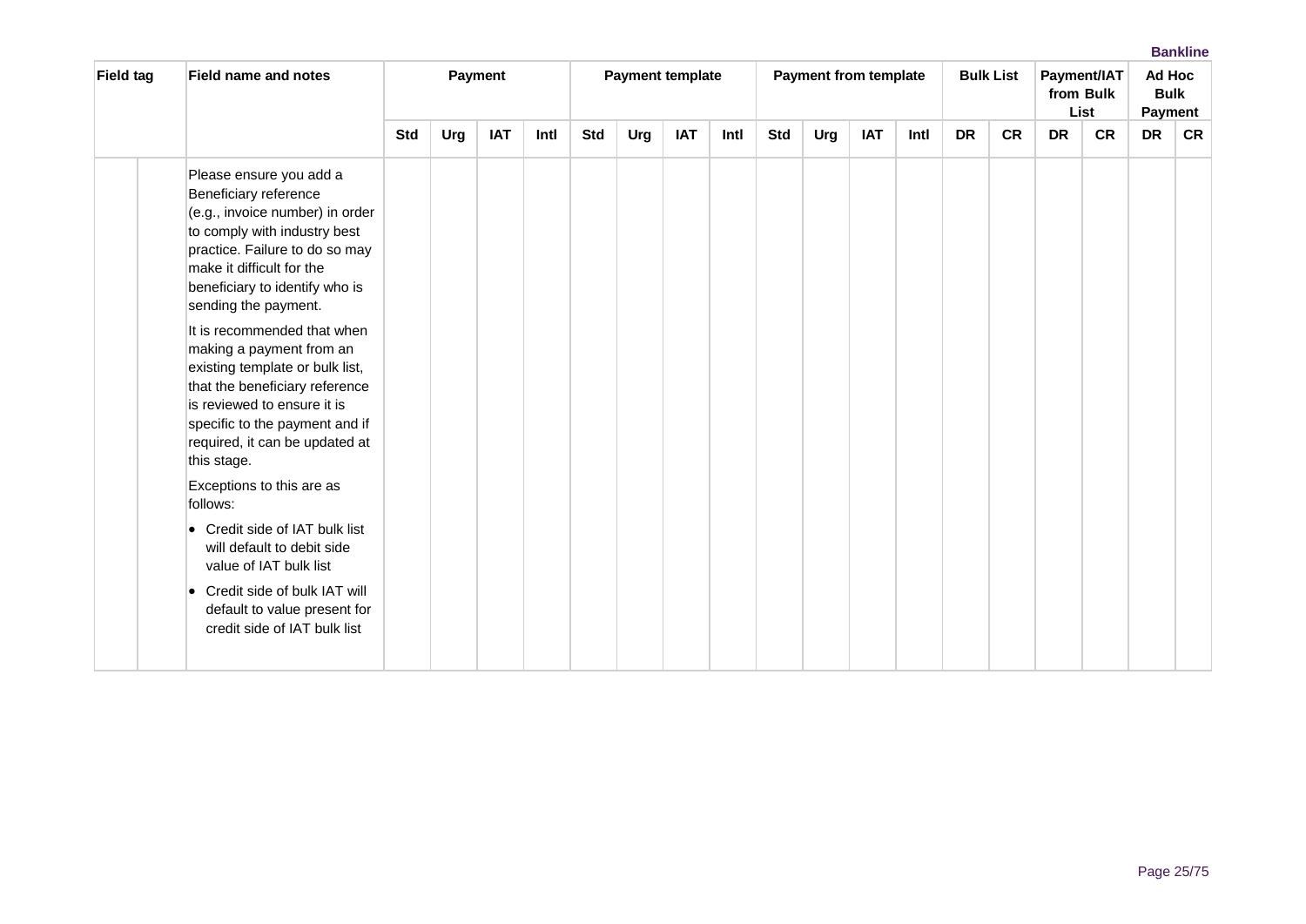| Field tag | | Field name and notes | Payment | | | | Payment template | | | | Payment from template | | | | Bulk List | | Payment/IAT from Bulk List | | Ad Hoc Bulk Payment | |
|---|---|---|---|---|---|---|---|---|---|---|---|---|---|---|---|---|---|---|---|---|
| | | | Std | Urg | IAT | Intl | Std | Urg | IAT | Intl | Std | Urg | IAT | Intl | DR | CR | DR | CR | DR | CR |
| | | Please ensure you add a Beneficiary reference (e.g., invoice number) in order to comply with industry best practice. Failure to do so may make it difficult for the beneficiary to identify who is sending the payment.<br><br>It is recommended that when making a payment from an existing template or bulk list, that the beneficiary reference is reviewed to ensure it is specific to the payment and if required, it can be updated at this stage.<br><br>Exceptions to this are as follows:<br><br>• Credit side of IAT bulk list will default to debit side value of IAT bulk list<br><br>• Credit side of bulk IAT will default to value present for credit side of IAT bulk list | | | | | | | | | | | | | | | | | | |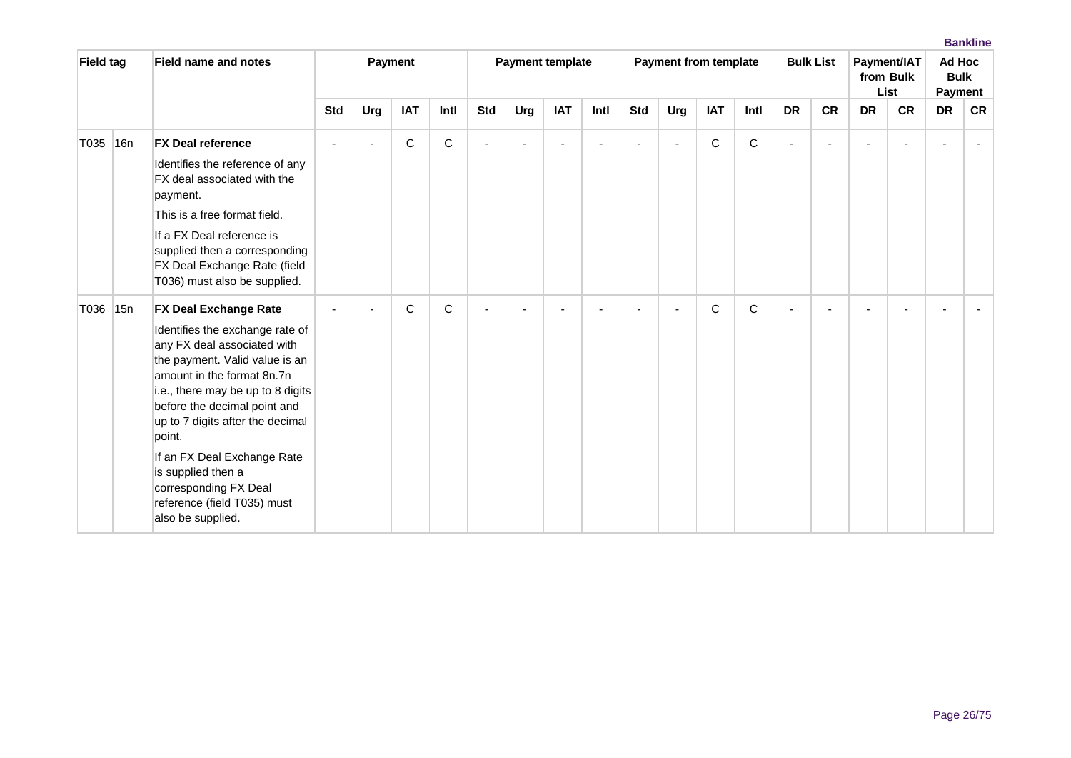| Field tag | | Field name and notes | Payment | | | | Payment template | | | | Payment from template | | | | Bulk List | | Payment/IAT from Bulk List | | Ad Hoc Bulk Payment | |
|---|---|---|---|---|---|---|---|---|---|---|---|---|---|---|---|---|---|---|---|---|
| | | | Std | Urg | IAT | Intl | Std | Urg | IAT | Intl | Std | Urg | IAT | Intl | DR | CR | DR | CR | DR | CR |
| T035 | 16n | **FX Deal reference**<br>Identifies the reference of any FX deal associated with the payment.<br>This is a free format field.<br>If a FX Deal reference is supplied then a corresponding FX Deal Exchange Rate (field T036) must also be supplied. | - | - | C | C | - | - | - | - | - | - | C | C | - | - | - | - | - | - |
| T036 | 15n | **FX Deal Exchange Rate**<br>Identifies the exchange rate of any FX deal associated with the payment. Valid value is an amount in the format 8n.7n i.e., there may be up to 8 digits before the decimal point and up to 7 digits after the decimal point.<br>If an FX Deal Exchange Rate is supplied then a corresponding FX Deal reference (field T035) must also be supplied. | - | - | C | C | - | - | - | - | - | - | C | C | - | - | - | - | - | - |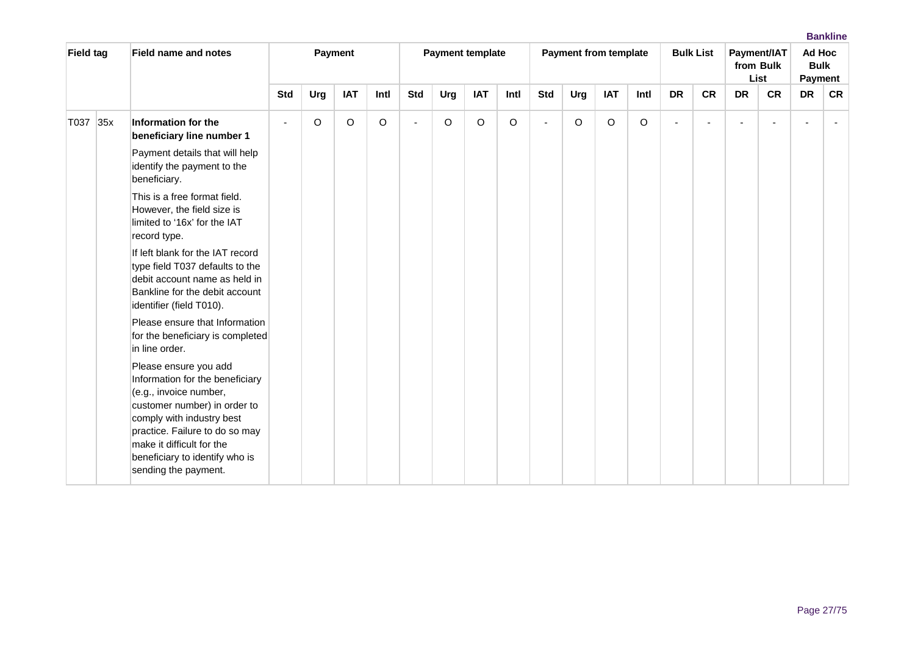| Field tag | | Field name and notes | Payment | | | | Payment template | | | | Payment from template | | | | Bulk List | | Payment/IAT from Bulk List | | Ad Hoc Bulk Payment | |
|---|---|---|---|---|---|---|---|---|---|---|---|---|---|---|---|---|---|---|---|---|
| | | | Std | Urg | IAT | Intl | Std | Urg | IAT | Intl | Std | Urg | IAT | Intl | DR | CR | DR | CR | DR | CR |
| T037 | 35x | **Information for the beneficiary line number 1**<br><br>Payment details that will help identify the payment to the beneficiary.<br><br>This is a free format field. However, the field size is limited to '16x' for the IAT record type.<br><br>If left blank for the IAT record type field T037 defaults to the debit account name as held in Bankline for the debit account identifier (field T010).<br><br>Please ensure that Information for the beneficiary is completed in line order.<br><br>Please ensure you add Information for the beneficiary (e.g., invoice number, customer number) in order to comply with industry best practice. Failure to do so may make it difficult for the beneficiary to identify who is sending the payment. | - | O | O | O | - | O | O | O | - | O | O | O | - | - | - | - | - | - |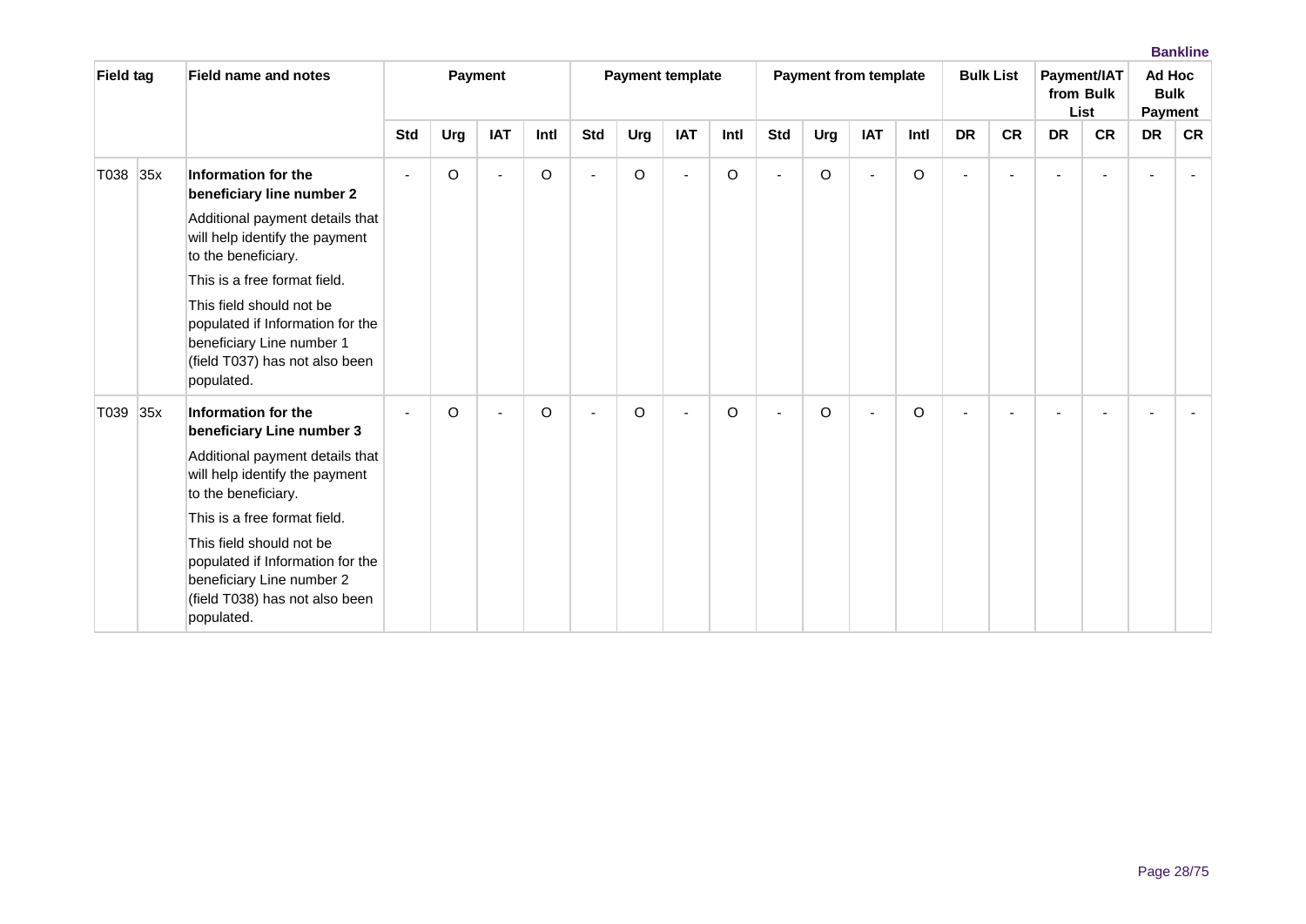| Field tag | | Field name and notes | Payment | | | | Payment template | | | | Payment from template | | | | Bulk List | | Payment/IAT from Bulk List | | Ad Hoc Bulk Payment | |
|---|---|---|---|---|---|---|---|---|---|---|---|---|---|---|---|---|---|---|---|---|
| | | | Std | Urg | IAT | Intl | Std | Urg | IAT | Intl | Std | Urg | IAT | Intl | DR | CR | DR | CR | DR | CR |
| T038 | 35x | **Information for the beneficiary line number 2**<br>Additional payment details that will help identify the payment to the beneficiary.<br>This is a free format field.<br>This field should not be populated if Information for the beneficiary Line number 1 (field T037) has not also been populated. | - | O | - | O | - | O | - | O | - | O | - | O | - | - | - | - | - | - |
| T039 | 35x | **Information for the beneficiary Line number 3**<br>Additional payment details that will help identify the payment to the beneficiary.<br>This is a free format field.<br>This field should not be populated if Information for the beneficiary Line number 2 (field T038) has not also been populated. | - | O | - | O | - | O | - | O | - | O | - | O | - | - | - | - | - | - |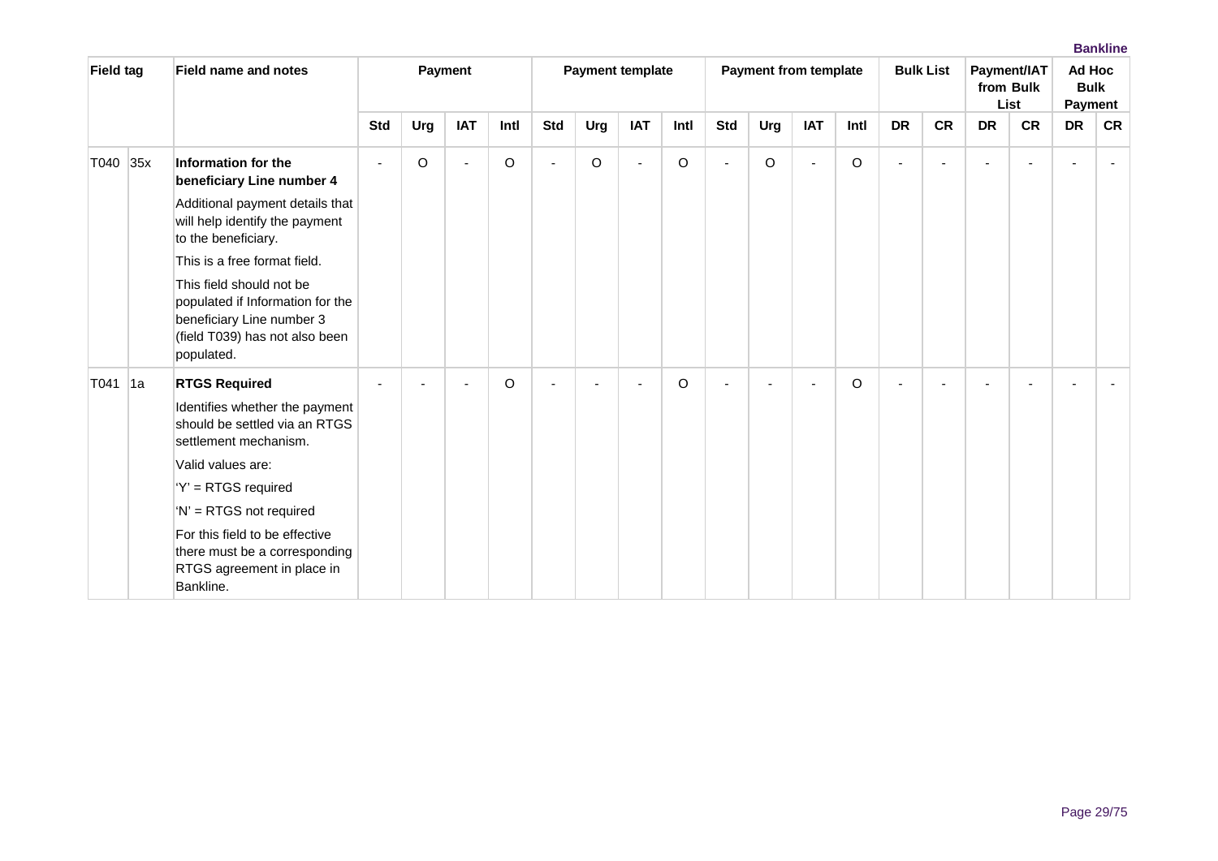| Field tag | | Field name and notes | Payment | | | | Payment template | | | | Payment from template | | | | Bulk List | | Payment/IAT from Bulk List | | Ad Hoc Bulk Payment | |
|---|---|---|---|---|---|---|---|---|---|---|---|---|---|---|---|---|---|---|---|---|
| | | | Std | Urg | IAT | Intl | Std | Urg | IAT | Intl | Std | Urg | IAT | Intl | DR | CR | DR | CR | DR | CR |
| T040 | 35x | **Information for the beneficiary Line number 4**<br>Additional payment details that will help identify the payment to the beneficiary.<br>This is a free format field.<br>This field should not be populated if Information for the beneficiary Line number 3 (field T039) has not also been populated. | - | O | - | O | - | O | - | O | - | O | - | O | - | - | - | - | - | - |
| T041 | 1a | **RTGS Required**<br>Identifies whether the payment should be settled via an RTGS settlement mechanism.<br>Valid values are:<br>'Y' = RTGS required<br>'N' = RTGS not required<br>For this field to be effective there must be a corresponding RTGS agreement in place in Bankline. | - | - | - | O | - | - | - | O | - | - | - | O | - | - | - | - | - | - |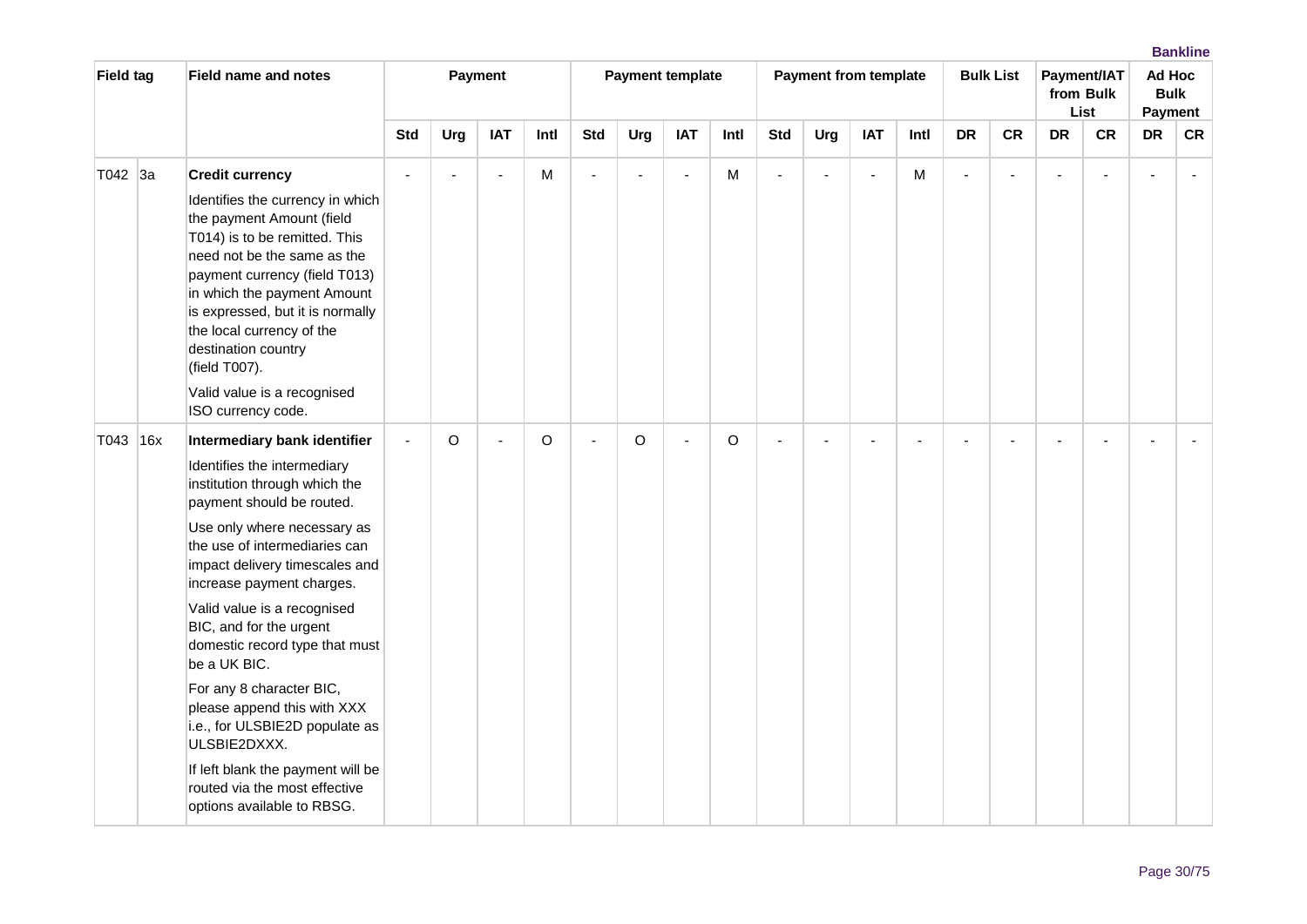| Field tag | | Field name and notes | Payment | | | | Payment template | | | | Payment from template | | | | Bulk List | | Payment/IAT from Bulk List | | Ad Hoc Bulk Payment | |
|---|---|---|---|---|---|---|---|---|---|---|---|---|---|---|---|---|---|---|---|---|
| | | | Std | Urg | IAT | Intl | Std | Urg | IAT | Intl | Std | Urg | IAT | Intl | DR | CR | DR | CR | DR | CR |
| T042 | 3a | **Credit currency**<br><br>Identifies the currency in which the payment Amount (field T014) is to be remitted. This need not be the same as the payment currency (field T013) in which the payment Amount is expressed, but it is normally the local currency of the destination country (field T007).<br><br>Valid value is a recognised ISO currency code. | - | - | - | M | - | - | - | M | - | - | - | M | - | - | - | - | - | - |
| T043 | 16x | **Intermediary bank identifier**<br><br>Identifies the intermediary institution through which the payment should be routed.<br><br>Use only where necessary as the use of intermediaries can impact delivery timescales and increase payment charges.<br><br>Valid value is a recognised BIC, and for the urgent domestic record type that must be a UK BIC.<br><br>For any 8 character BIC, please append this with XXX i.e., for ULSBIE2D populate as ULSBIE2DXXX.<br><br>If left blank the payment will be routed via the most effective options available to RBSG. | - | O | - | O | - | O | - | O | - | - | - | - | - | - | - | - | - | - |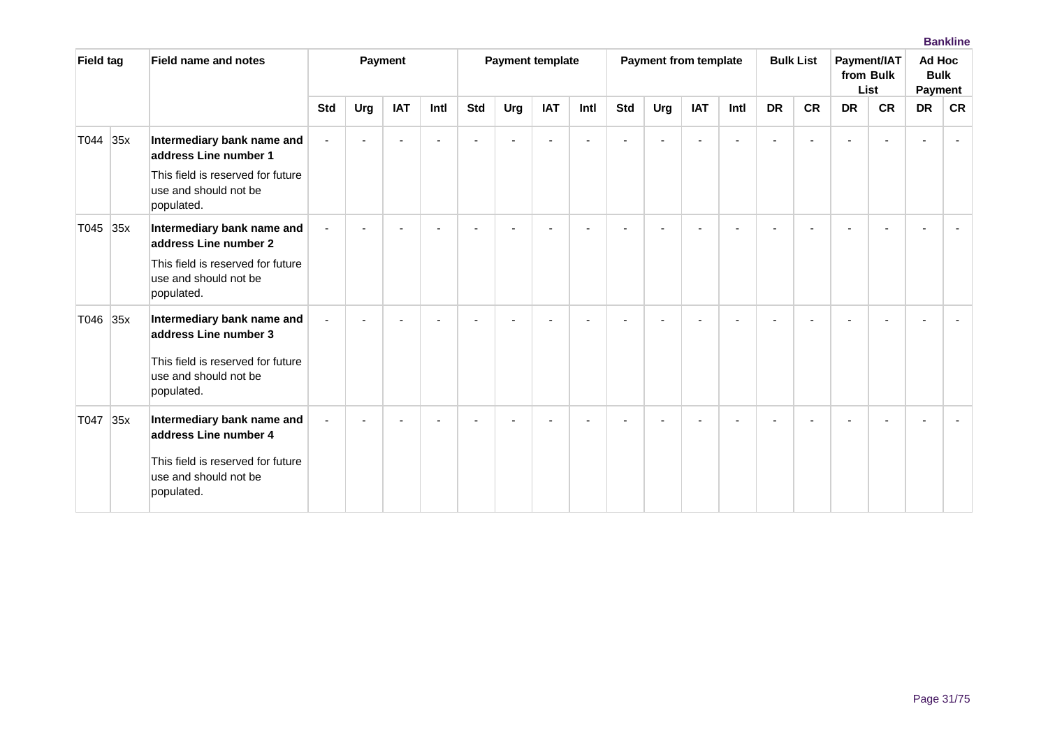| Field tag | | Field name and notes | Payment | | | | Payment template | | | | Payment from template | | | | Bulk List | | Payment/IAT from Bulk List | | Ad Hoc Bulk Payment | |
|---|---|---|---|---|---|---|---|---|---|---|---|---|---|---|---|---|---|---|---|---|
| | | | Std | Urg | IAT | Intl | Std | Urg | IAT | Intl | Std | Urg | IAT | Intl | DR | CR | DR | CR | DR | CR |
| T044 | 35x | **Intermediary bank name and address Line number 1**<br>This field is reserved for future use and should not be populated. | - | - | - | - | - | - | - | - | - | - | - | - | - | - | - | - | - | - |
| T045 | 35x | **Intermediary bank name and address Line number 2**<br>This field is reserved for future use and should not be populated. | - | - | - | - | - | - | - | - | - | - | - | - | - | - | - | - | - | - |
| T046 | 35x | **Intermediary bank name and address Line number 3**<br>This field is reserved for future use and should not be populated. | - | - | - | - | - | - | - | - | - | - | - | - | - | - | - | - | - | - |
| T047 | 35x | **Intermediary bank name and address Line number 4**<br>This field is reserved for future use and should not be populated. | - | - | - | - | - | - | - | - | - | - | - | - | - | - | - | - | - | - |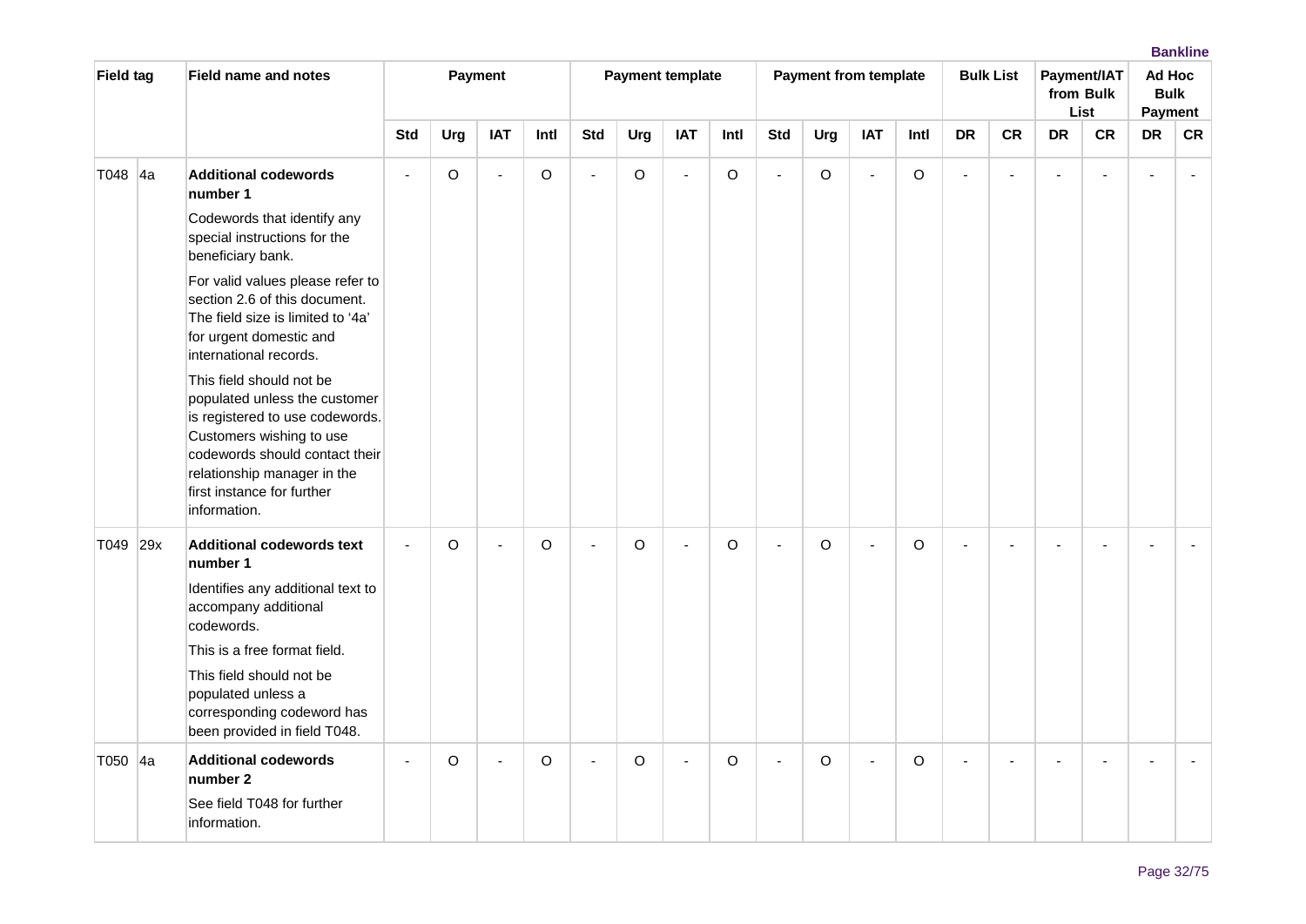| Field tag | | Field name and notes | Payment | | | | Payment template | | | | Payment from template | | | | Bulk List | | Payment/IAT from Bulk List | | Ad Hoc Bulk Payment | |
|---|---|---|---|---|---|---|---|---|---|---|---|---|---|---|---|---|---|---|---|---|
| | | | Std | Urg | IAT | Intl | Std | Urg | IAT | Intl | Std | Urg | IAT | Intl | DR | CR | DR | CR | DR | CR |
| T048 | 4a | **Additional codewords number 1**<br>Codewords that identify any special instructions for the beneficiary bank.<br>For valid values please refer to section 2.6 of this document. The field size is limited to '4a' for urgent domestic and international records.<br>This field should not be populated unless the customer is registered to use codewords. Customers wishing to use codewords should contact their relationship manager in the first instance for further information. | - | O | - | O | - | O | - | O | - | O | - | O | - | - | - | - | - | - |
| T049 | 29x | **Additional codewords text number 1**<br>Identifies any additional text to accompany additional codewords.<br>This is a free format field.<br>This field should not be populated unless a corresponding codeword has been provided in field T048. | - | O | - | O | - | O | - | O | - | O | - | O | - | - | - | - | - | - |
| T050 | 4a | **Additional codewords number 2**<br>See field T048 for further information. | - | O | - | O | - | O | - | O | - | O | - | O | - | - | - | - | - | - |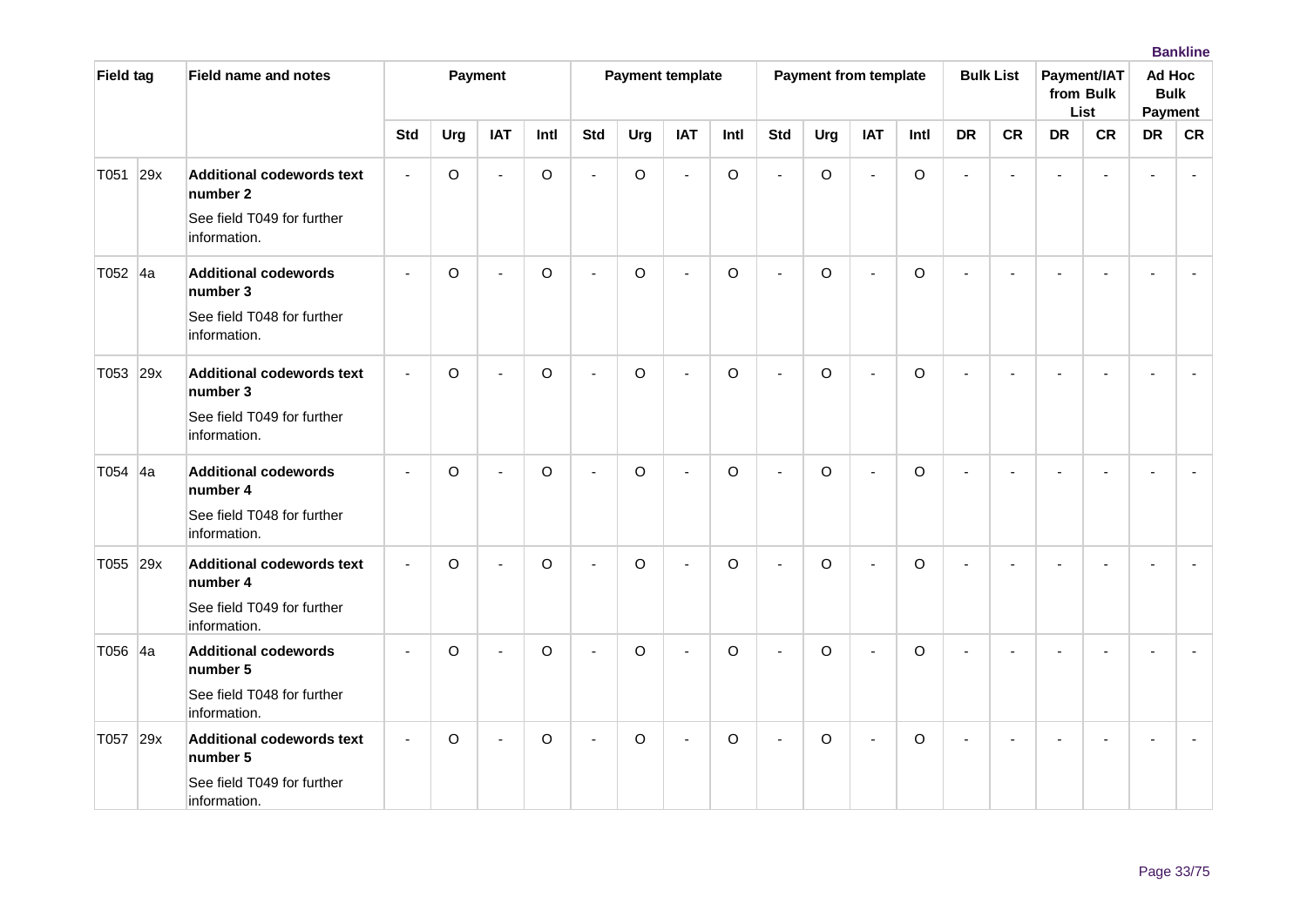| Field tag | | Field name and notes | Payment | | | | Payment template | | | | Payment from template | | | | Bulk List | | Payment/IAT from Bulk List | | Ad Hoc Bulk Payment | |
|---|---|---|---|---|---|---|---|---|---|---|---|---|---|---|---|---|---|---|---|---|
| | | | Std | Urg | IAT | Intl | Std | Urg | IAT | Intl | Std | Urg | IAT | Intl | DR | CR | DR | CR | DR | CR |
| T051 | 29x | **Additional codewords text number 2**<br>See field T049 for further information. | - | O | - | O | - | O | - | O | - | O | - | O | - | - | - | - | - | - |
| T052 | 4a | **Additional codewords number 3**<br>See field T048 for further information. | - | O | - | O | - | O | - | O | - | O | - | O | - | - | - | - | - | - |
| T053 | 29x | **Additional codewords text number 3**<br>See field T049 for further information. | - | O | - | O | - | O | - | O | - | O | - | O | - | - | - | - | - | - |
| T054 | 4a | **Additional codewords number 4**<br>See field T048 for further information. | - | O | - | O | - | O | - | O | - | O | - | O | - | - | - | - | - | - |
| T055 | 29x | **Additional codewords text number 4**<br>See field T049 for further information. | - | O | - | O | - | O | - | O | - | O | - | O | - | - | - | - | - | - |
| T056 | 4a | **Additional codewords number 5**<br>See field T048 for further information. | - | O | - | O | - | O | - | O | - | O | - | O | - | - | - | - | - | - |
| T057 | 29x | **Additional codewords text number 5**<br>See field T049 for further information. | - | O | - | O | - | O | - | O | - | O | - | O | - | - | - | - | - | - |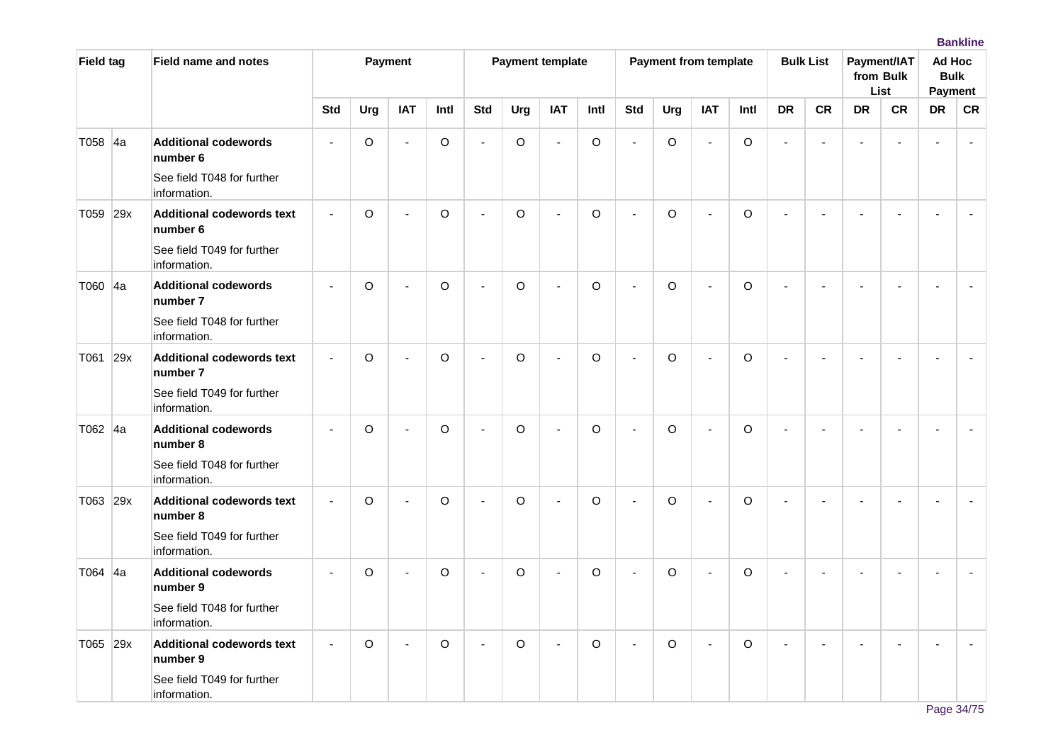| Field tag | | Field name and notes | Payment | | | | Payment template | | | | Payment from template | | | | Bulk List | | Payment/IAT from Bulk List | | Ad Hoc Bulk Payment | |
|---|---|---|---|---|---|---|---|---|---|---|---|---|---|---|---|---|---|---|---|---|
| | | | Std | Urg | IAT | Intl | Std | Urg | IAT | Intl | Std | Urg | IAT | Intl | DR | CR | DR | CR | DR | CR |
| T058 | 4a | **Additional codewords number 6**<br>See field T048 for further information. | - | O | - | O | - | O | - | O | - | O | - | O | - | - | - | - | - | - |
| T059 | 29x | **Additional codewords text number 6**<br>See field T049 for further information. | - | O | - | O | - | O | - | O | - | O | - | O | - | - | - | - | - | - |
| T060 | 4a | **Additional codewords number 7**<br>See field T048 for further information. | - | O | - | O | - | O | - | O | - | O | - | O | - | - | - | - | - | - |
| T061 | 29x | **Additional codewords text number 7**<br>See field T049 for further information. | - | O | - | O | - | O | - | O | - | O | - | O | - | - | - | - | - | - |
| T062 | 4a | **Additional codewords number 8**<br>See field T048 for further information. | - | O | - | O | - | O | - | O | - | O | - | O | - | - | - | - | - | - |
| T063 | 29x | **Additional codewords text number 8**<br>See field T049 for further information. | - | O | - | O | - | O | - | O | - | O | - | O | - | - | - | - | - | - |
| T064 | 4a | **Additional codewords number 9**<br>See field T048 for further information. | - | O | - | O | - | O | - | O | - | O | - | O | - | - | - | - | - | - |
| T065 | 29x | **Additional codewords text number 9**<br>See field T049 for further information. | - | O | - | O | - | O | - | O | - | O | - | O | - | - | - | - | - | - |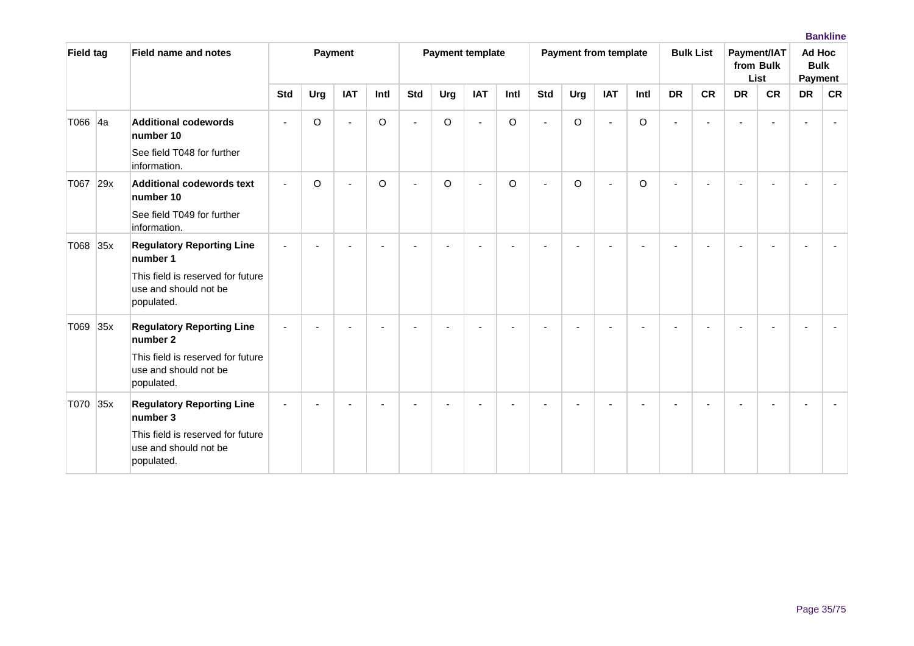| Field tag | | Field name and notes | Payment | | | | Payment template | | | | Payment from template | | | | Bulk List | | Payment/IAT from Bulk List | | Ad Hoc Bulk Payment | |
|---|---|---|---|---|---|---|---|---|---|---|---|---|---|---|---|---|---|---|---|---|
| | | | Std | Urg | IAT | Intl | Std | Urg | IAT | Intl | Std | Urg | IAT | Intl | DR | CR | DR | CR | DR | CR |
| T066 | 4a | **Additional codewords number 10**<br>See field T048 for further information. | - | O | - | O | - | O | - | O | - | O | - | O | - | - | - | - | - | - |
| T067 | 29x | **Additional codewords text number 10**<br>See field T049 for further information. | - | O | - | O | - | O | - | O | - | O | - | O | - | - | - | - | - | - |
| T068 | 35x | **Regulatory Reporting Line number 1**<br>This field is reserved for future use and should not be populated. | - | - | - | - | - | - | - | - | - | - | - | - | - | - | - | - | - | - |
| T069 | 35x | **Regulatory Reporting Line number 2**<br>This field is reserved for future use and should not be populated. | - | - | - | - | - | - | - | - | - | - | - | - | - | - | - | - | - | - |
| T070 | 35x | **Regulatory Reporting Line number 3**<br>This field is reserved for future use and should not be populated. | - | - | - | - | - | - | - | - | - | - | - | - | - | - | - | - | - | - |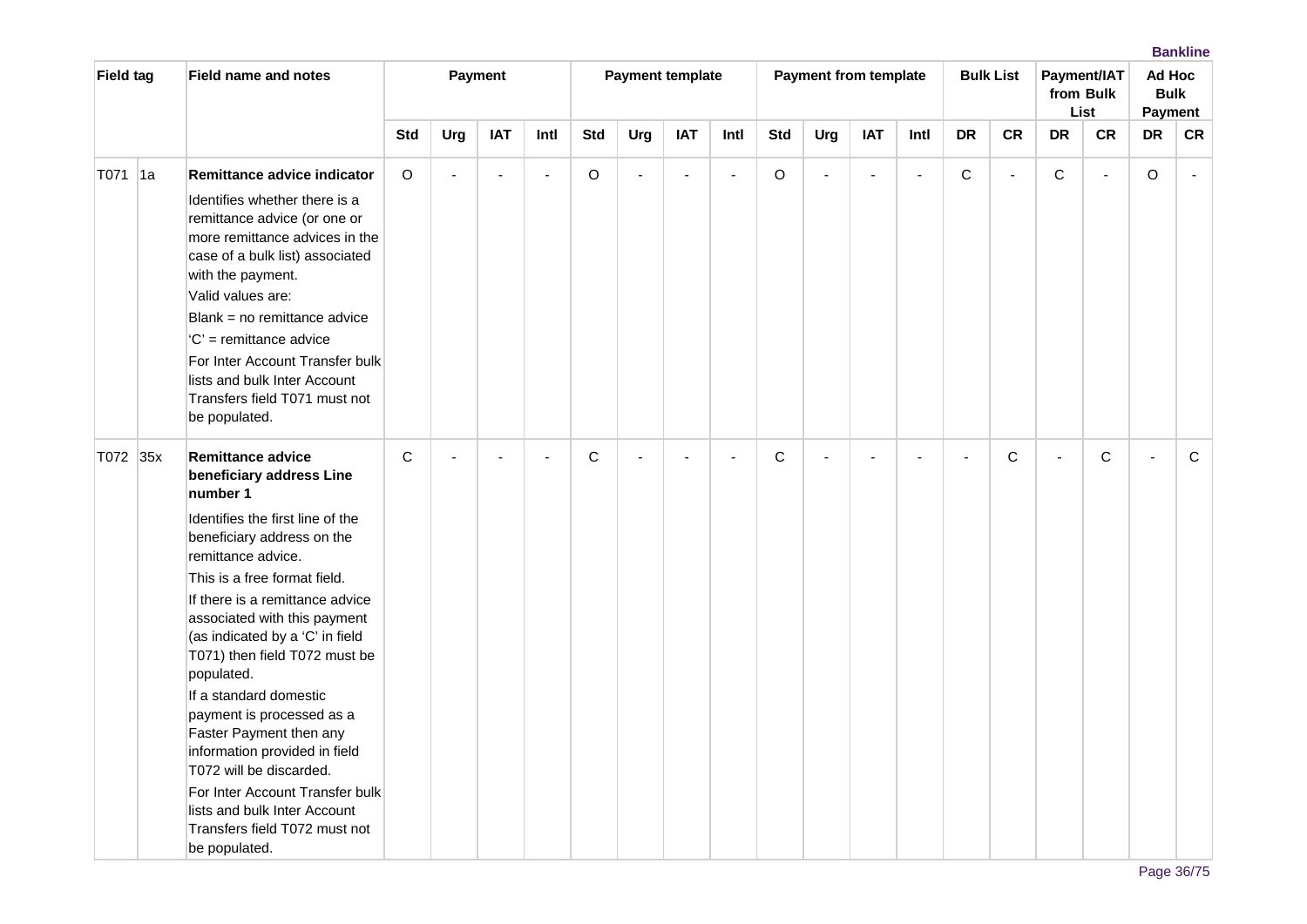| Field tag | | Field name and notes | Payment | | | | Payment template | | | | Payment from template | | | | Bulk List | | Payment/IAT from Bulk List | | Ad Hoc Bulk Payment | |
|---|---|---|---|---|---|---|---|---|---|---|---|---|---|---|---|---|---|---|---|---|
| | | | Std | Urg | IAT | Intl | Std | Urg | IAT | Intl | Std | Urg | IAT | Intl | DR | CR | DR | CR | DR | CR |
| T071 | 1a | **Remittance advice indicator**<br>Identifies whether there is a remittance advice (or one or more remittance advices in the case of a bulk list) associated with the payment.<br>Valid values are:<br>Blank = no remittance advice<br>'C' = remittance advice<br>For Inter Account Transfer bulk lists and bulk Inter Account Transfers field T071 must not be populated. | O | - | - | - | O | - | - | - | O | - | - | - | C | - | C | - | O | - |
| T072 | 35x | **Remittance advice beneficiary address Line number 1**<br>Identifies the first line of the beneficiary address on the remittance advice.<br>This is a free format field.<br>If there is a remittance advice associated with this payment (as indicated by a 'C' in field T071) then field T072 must be populated.<br>If a standard domestic payment is processed as a Faster Payment then any information provided in field T072 will be discarded.<br>For Inter Account Transfer bulk lists and bulk Inter Account Transfers field T072 must not be populated. | C | - | - | - | C | - | - | - | C | - | - | - | - | C | - | C | - | C |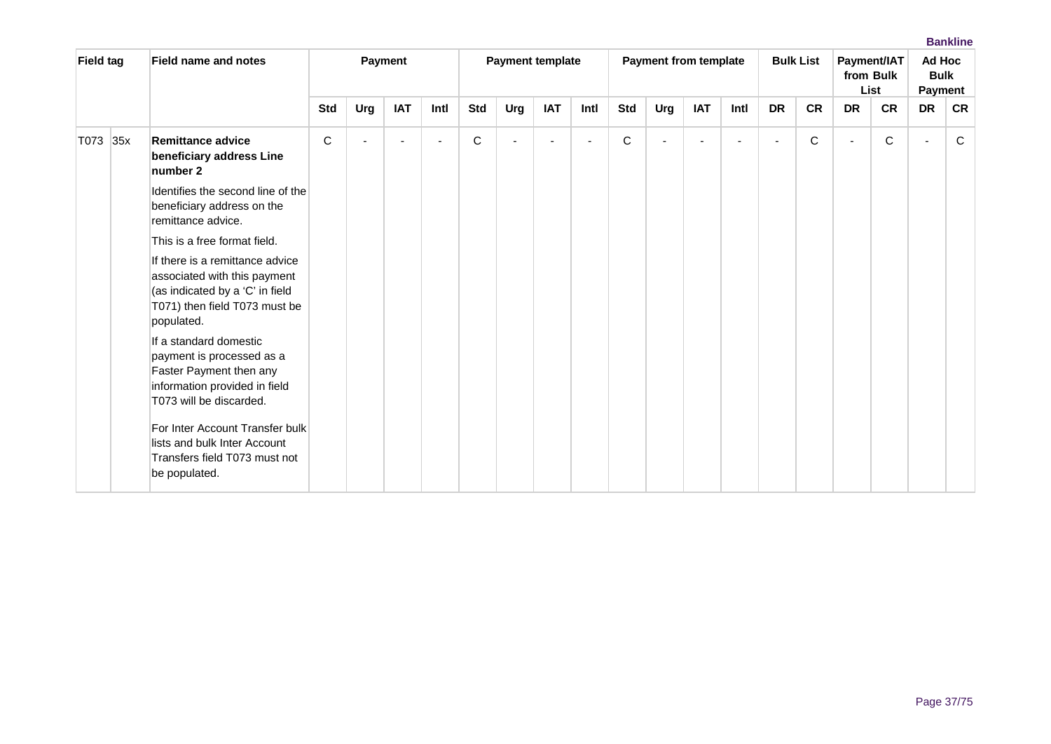| Field tag | | Field name and notes | Payment | | | | Payment template | | | | Payment from template | | | | Bulk List | | Payment/IAT from Bulk List | | Ad Hoc Bulk Payment | |
|---|---|---|---|---|---|---|---|---|---|---|---|---|---|---|---|---|---|---|---|---|
| | | | Std | Urg | IAT | Intl | Std | Urg | IAT | Intl | Std | Urg | IAT | Intl | DR | CR | DR | CR | DR | CR |
| T073 | 35x | **Remittance advice beneficiary address Line number 2**<br><br>Identifies the second line of the beneficiary address on the remittance advice.<br><br>This is a free format field.<br><br>If there is a remittance advice associated with this payment (as indicated by a 'C' in field T071) then field T073 must be populated.<br><br>If a standard domestic payment is processed as a Faster Payment then any information provided in field T073 will be discarded.<br><br>For Inter Account Transfer bulk lists and bulk Inter Account Transfers field T073 must not be populated. | C | - | - | - | C | - | - | - | C | - | - | - | - | C | - | C | - | C |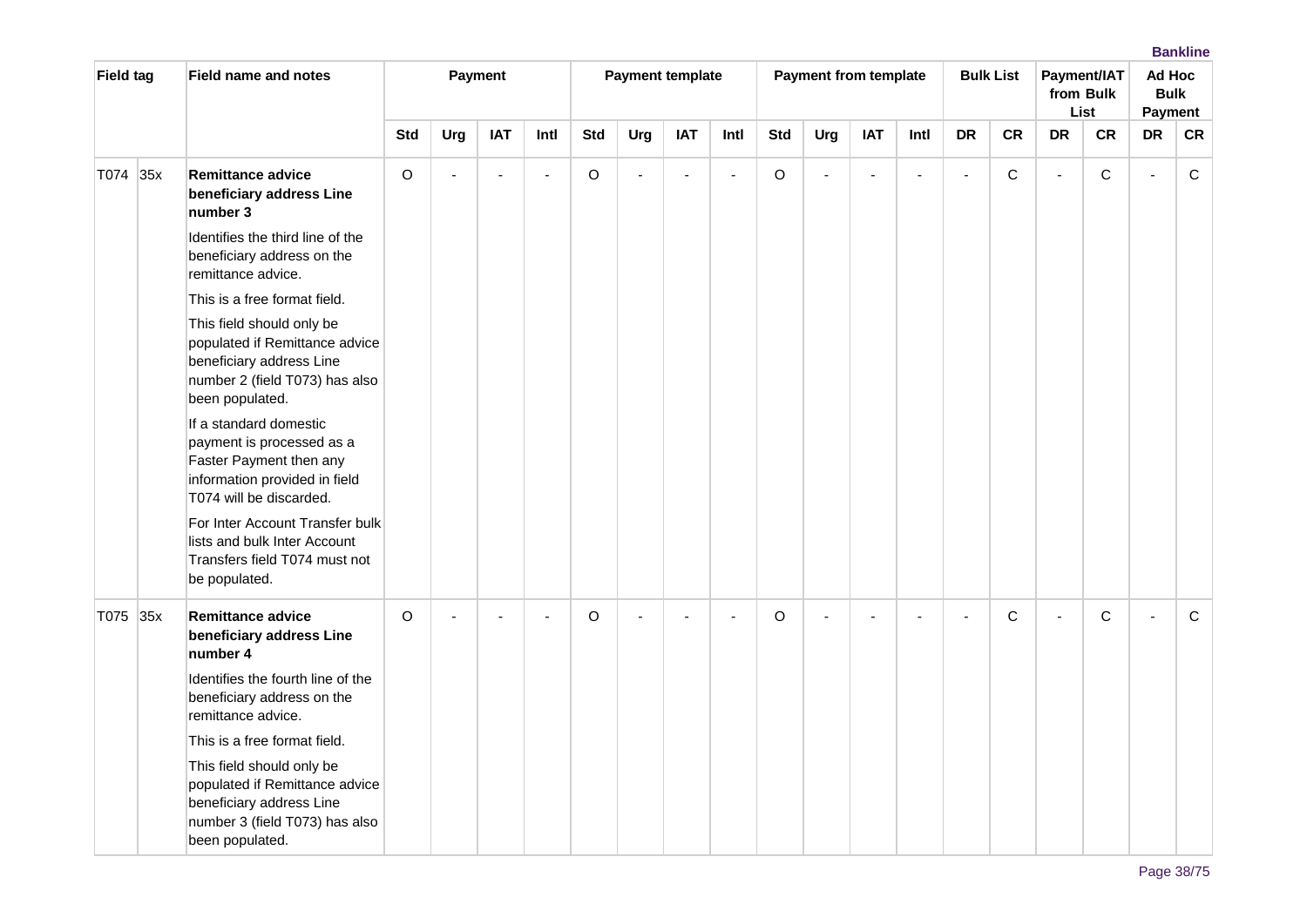| Field tag | | Field name and notes | Payment | | | | Payment template | | | | Payment from template | | | | Bulk List | | Payment/IAT from Bulk List | | Ad Hoc Bulk Payment | |
|---|---|---|---|---|---|---|---|---|---|---|---|---|---|---|---|---|---|---|---|---|
| | | | Std | Urg | IAT | Intl | Std | Urg | IAT | Intl | Std | Urg | IAT | Intl | DR | CR | DR | CR | DR | CR |
| T074 | 35x | **Remittance advice beneficiary address Line number 3**<br><br>Identifies the third line of the beneficiary address on the remittance advice.<br><br>This is a free format field.<br><br>This field should only be populated if Remittance advice beneficiary address Line number 2 (field T073) has also been populated.<br><br>If a standard domestic payment is processed as a Faster Payment then any information provided in field T074 will be discarded.<br><br>For Inter Account Transfer bulk lists and bulk Inter Account Transfers field T074 must not be populated. | O | - | - | - | O | - | - | - | O | - | - | - | - | C | - | C | - | C |
| T075 | 35x | **Remittance advice beneficiary address Line number 4**<br><br>Identifies the fourth line of the beneficiary address on the remittance advice.<br><br>This is a free format field.<br><br>This field should only be populated if Remittance advice beneficiary address Line number 3 (field T073) has also been populated. | O | - | - | - | O | - | - | - | O | - | - | - | - | C | - | C | - | C |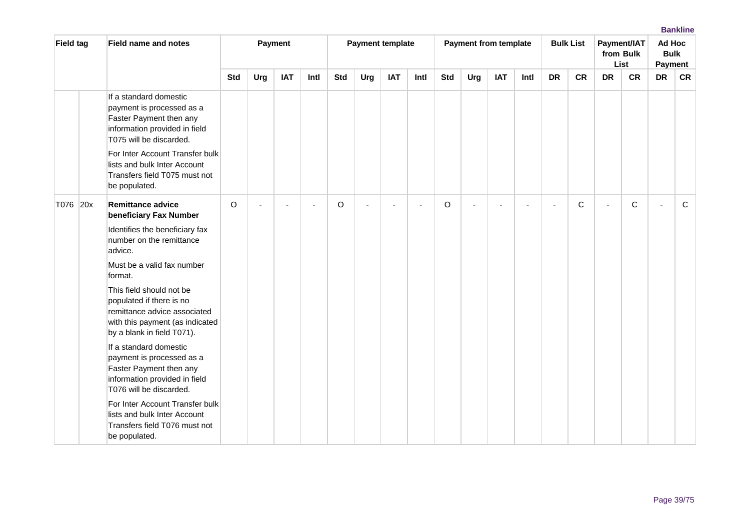| Field tag | | Field name and notes | Payment | | | | Payment template | | | | Payment from template | | | | Bulk List | | Payment/IAT from Bulk List | | Ad Hoc Bulk Payment | |
|---|---|---|---|---|---|---|---|---|---|---|---|---|---|---|---|---|---|---|---|---|
| | | | Std | Urg | IAT | Intl | Std | Urg | IAT | Intl | Std | Urg | IAT | Intl | DR | CR | DR | CR | DR | CR |
| | | If a standard domestic payment is processed as a Faster Payment then any information provided in field T075 will be discarded.<br><br>For Inter Account Transfer bulk lists and bulk Inter Account Transfers field T075 must not be populated. | | | | | | | | | | | | | | | | | | |
| T076 | 20x | **Remittance advice beneficiary Fax Number**<br><br>Identifies the beneficiary fax number on the remittance advice.<br><br>Must be a valid fax number format.<br><br>This field should not be populated if there is no remittance advice associated with this payment (as indicated by a blank in field T071).<br><br>If a standard domestic payment is processed as a Faster Payment then any information provided in field T076 will be discarded.<br><br>For Inter Account Transfer bulk lists and bulk Inter Account Transfers field T076 must not be populated. | O | - | - | - | O | - | - | - | O | - | - | - | - | C | - | C | - | C |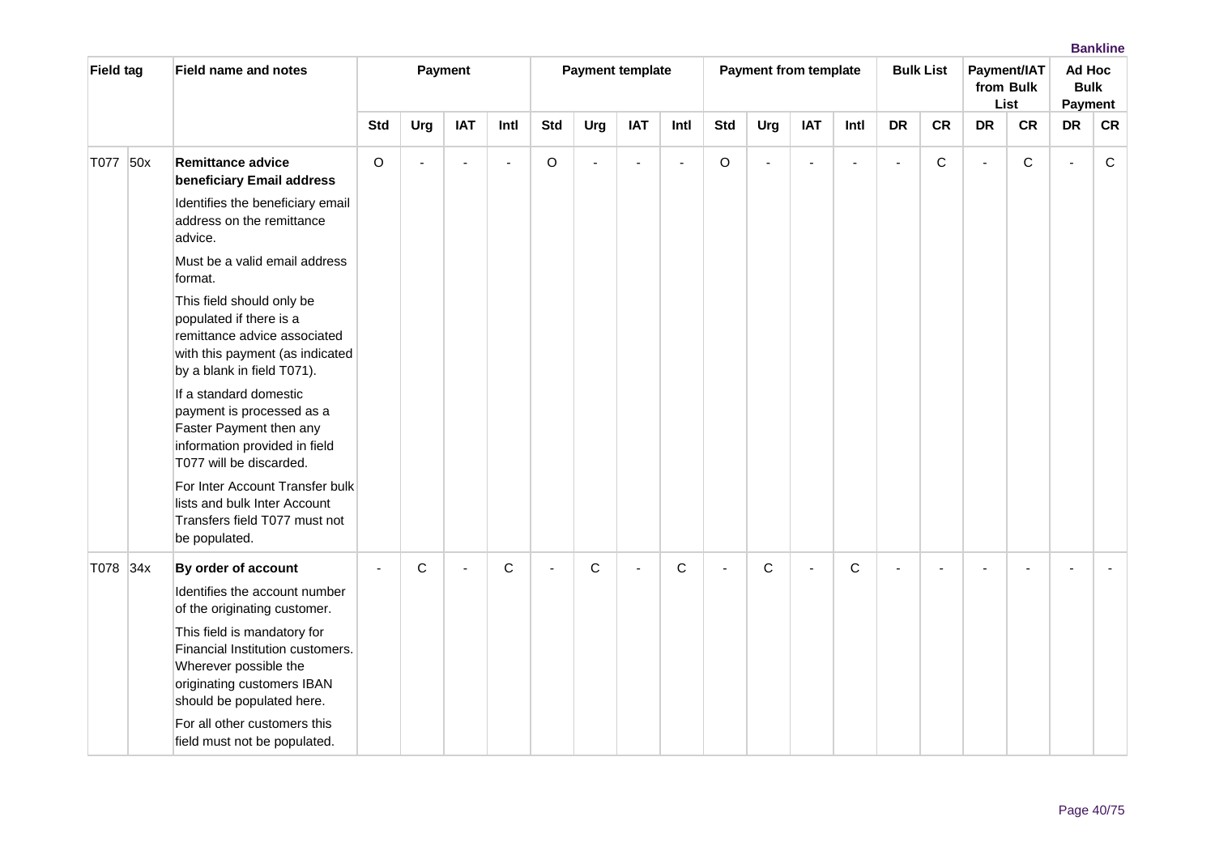| Field tag | | Field name and notes | Payment | | | | Payment template | | | | Payment from template | | | | Bulk List | | Payment/IAT from Bulk List | | Ad Hoc Bulk Payment | |
|---|---|---|---|---|---|---|---|---|---|---|---|---|---|---|---|---|---|---|---|---|
| | | | Std | Urg | IAT | Intl | Std | Urg | IAT | Intl | Std | Urg | IAT | Intl | DR | CR | DR | CR | DR | CR |
| T077 | 50x | **Remittance advice beneficiary Email address**<br>Identifies the beneficiary email address on the remittance advice.<br>Must be a valid email address format.<br>This field should only be populated if there is a remittance advice associated with this payment (as indicated by a blank in field T071).<br>If a standard domestic payment is processed as a Faster Payment then any information provided in field T077 will be discarded.<br>For Inter Account Transfer bulk lists and bulk Inter Account Transfers field T077 must not be populated. | O | - | - | - | O | - | - | - | O | - | - | - | - | C | - | C | - | C |
| T078 | 34x | **By order of account**<br>Identifies the account number of the originating customer.<br>This field is mandatory for Financial Institution customers. Wherever possible the originating customers IBAN should be populated here.<br>For all other customers this field must not be populated. | - | C | - | C | - | C | - | C | - | C | - | C | - | - | - | - | - | - |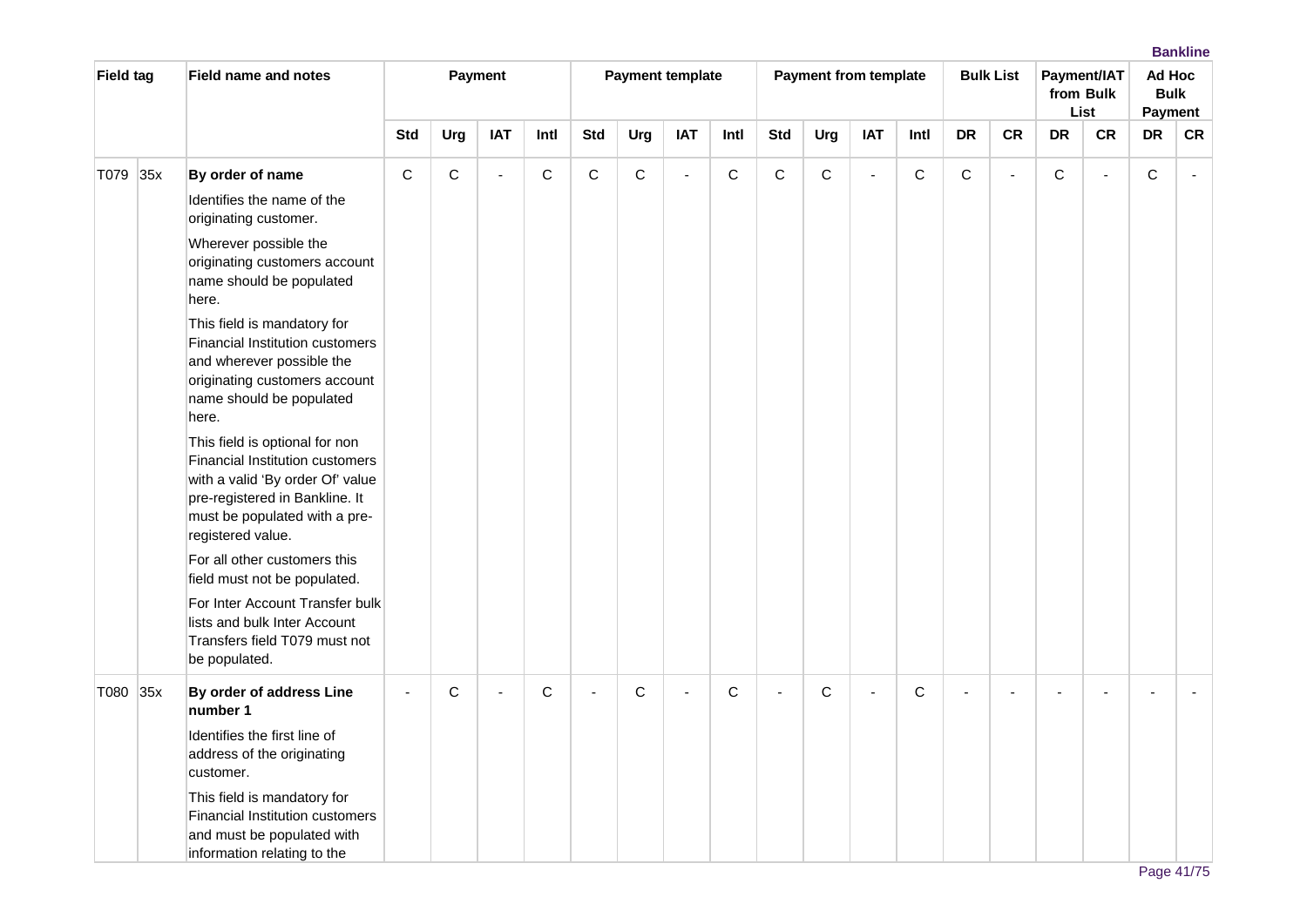| Field tag | | Field name and notes | Payment | | | | Payment template | | | | Payment from template | | | | Bulk List | | Payment/IAT from Bulk List | | Ad Hoc Bulk Payment | |
|---|---|---|---|---|---|---|---|---|---|---|---|---|---|---|---|---|---|---|---|---|
| | | | Std | Urg | IAT | Intl | Std | Urg | IAT | Intl | Std | Urg | IAT | Intl | DR | CR | DR | CR | DR | CR |
| T079 | 35x | **By order of name**<br><br>Identifies the name of the originating customer.<br><br>Wherever possible the originating customers account name should be populated here.<br><br>This field is mandatory for Financial Institution customers and wherever possible the originating customers account name should be populated here.<br><br>This field is optional for non Financial Institution customers with a valid 'By order Of' value pre-registered in Bankline. It must be populated with a pre-registered value.<br><br>For all other customers this field must not be populated.<br><br>For Inter Account Transfer bulk lists and bulk Inter Account Transfers field T079 must not be populated. | C | C | - | C | C | C | - | C | C | C | - | C | C | - | C | - | C | - |
| T080 | 35x | **By order of address Line number 1**<br><br>Identifies the first line of address of the originating customer.<br><br>This field is mandatory for Financial Institution customers and must be populated with information relating to the | - | C | - | C | - | C | - | C | - | C | - | C | - | - | - | - | - | - |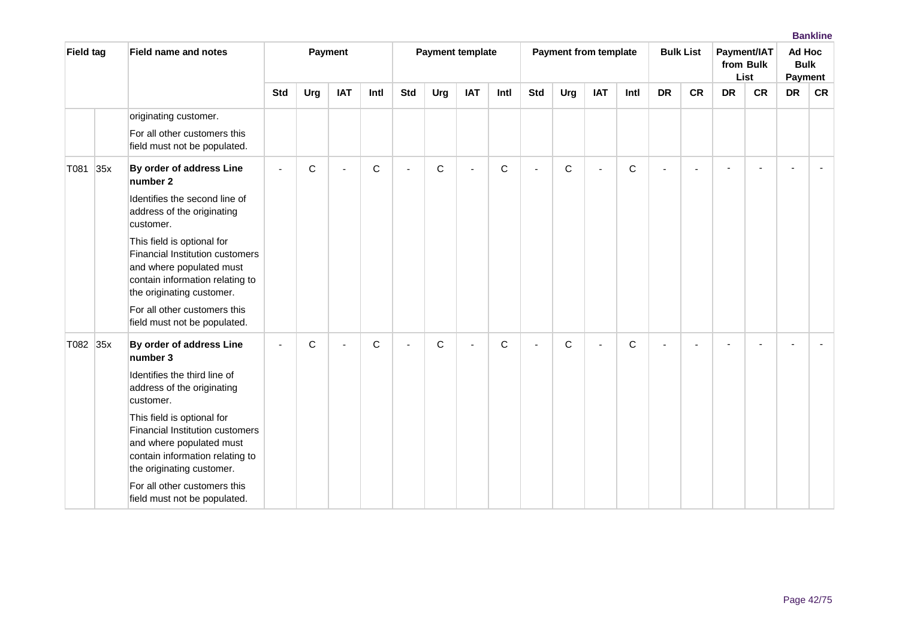| Field tag | | Field name and notes | Payment | | | | Payment template | | | | Payment from template | | | | Bulk List | | Payment/IAT from Bulk List | | Ad Hoc Bulk Payment | |
|---|---|---|---|---|---|---|---|---|---|---|---|---|---|---|---|---|---|---|---|---|
| | | | Std | Urg | IAT | Intl | Std | Urg | IAT | Intl | Std | Urg | IAT | Intl | DR | CR | DR | CR | DR | CR |
| | | originating customer.<br>For all other customers this field must not be populated. | | | | | | | | | | | | | | | | | | |
| T081 | 35x | **By order of address Line number 2**<br>Identifies the second line of address of the originating customer.<br>This field is optional for Financial Institution customers and where populated must contain information relating to the originating customer.<br>For all other customers this field must not be populated. | - | C | - | C | - | C | - | C | - | C | - | C | - | - | - | - | - | - |
| T082 | 35x | **By order of address Line number 3**<br>Identifies the third line of address of the originating customer.<br>This field is optional for Financial Institution customers and where populated must contain information relating to the originating customer.<br>For all other customers this field must not be populated. | - | C | - | C | - | C | - | C | - | C | - | C | - | - | - | - | - | - |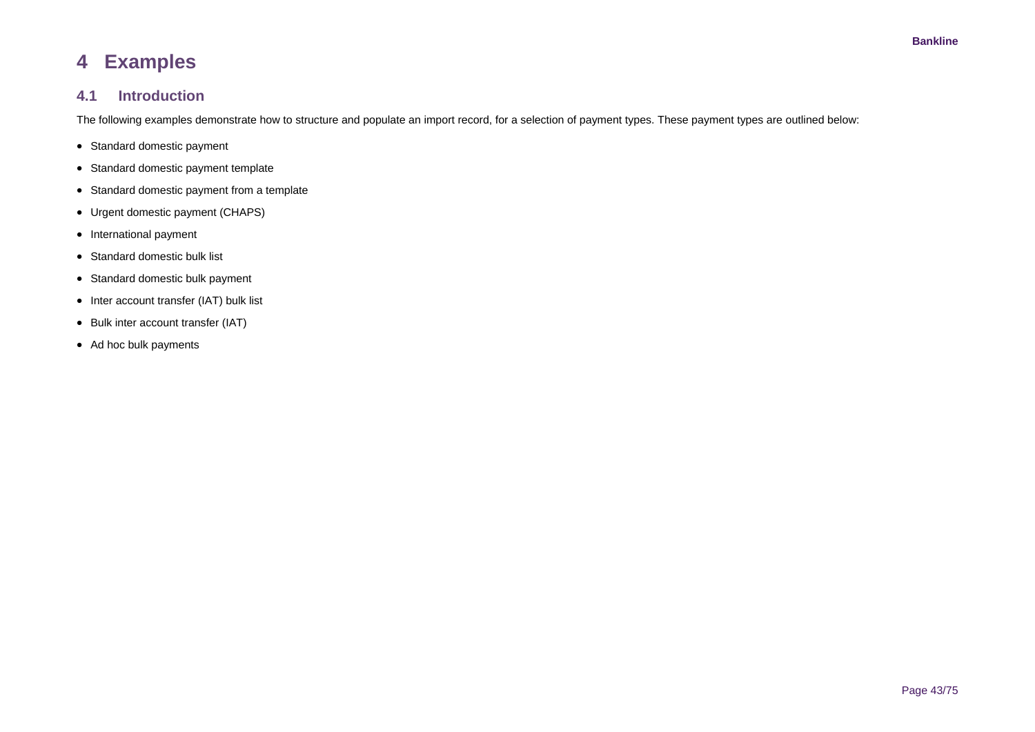# 4 Examples

## 4.1 Introduction

The following examples demonstrate how to structure and populate an import record, for a selection of payment types. These payment types are outlined below:

- Standard domestic payment
- Standard domestic payment template
- Standard domestic payment from a template
- Urgent domestic payment (CHAPS)
- International payment
- Standard domestic bulk list
- Standard domestic bulk payment
- Inter account transfer (IAT) bulk list
- Bulk inter account transfer (IAT)
- Ad hoc bulk payments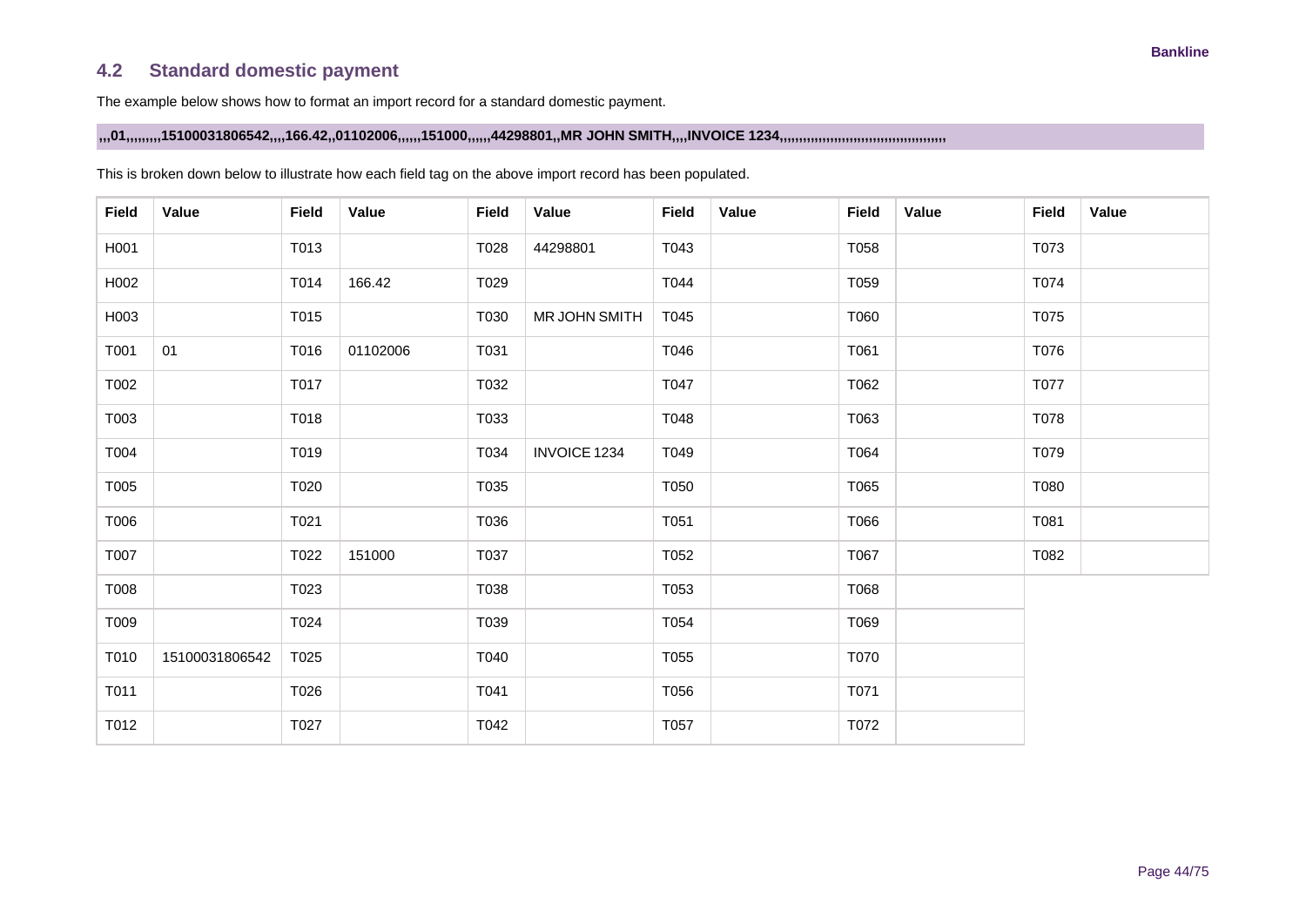## 4.2 Standard domestic payment

The example below shows how to format an import record for a standard domestic payment.

**,,,01,,,,,,,,,15100031806542,,,,166.42,,01102006,,,,,,151000,,,,,,44298801,,MR JOHN SMITH,,,,INVOICE 1234,,,,,,,,,,,,,,,,,,,,,,,,,,,,,,,,,,,,,,,,,,,,,,,,**

This is broken down below to illustrate how each field tag on the above import record has been populated.

| Field | Value | Field | Value | Field | Value | Field | Value | Field | Value | Field | Value |
|---|---|---|---|---|---|---|---|---|---|---|---|
| H001 | | T013 | | T028 | 44298801 | T043 | | T058 | | T073 | |
| H002 | | T014 | 166.42 | T029 | | T044 | | T059 | | T074 | |
| H003 | | T015 | | T030 | MR JOHN SMITH | T045 | | T060 | | T075 | |
| T001 | 01 | T016 | 01102006 | T031 | | T046 | | T061 | | T076 | |
| T002 | | T017 | | T032 | | T047 | | T062 | | T077 | |
| T003 | | T018 | | T033 | | T048 | | T063 | | T078 | |
| T004 | | T019 | | T034 | INVOICE 1234 | T049 | | T064 | | T079 | |
| T005 | | T020 | | T035 | | T050 | | T065 | | T080 | |
| T006 | | T021 | | T036 | | T051 | | T066 | | T081 | |
| T007 | | T022 | 151000 | T037 | | T052 | | T067 | | T082 | |
| T008 | | T023 | | T038 | | T053 | | T068 | | | |
| T009 | | T024 | | T039 | | T054 | | T069 | | | |
| T010 | 15100031806542 | T025 | | T040 | | T055 | | T070 | | | |
| T011 | | T026 | | T041 | | T056 | | T071 | | | |
| T012 | | T027 | | T042 | | T057 | | T072 | | | |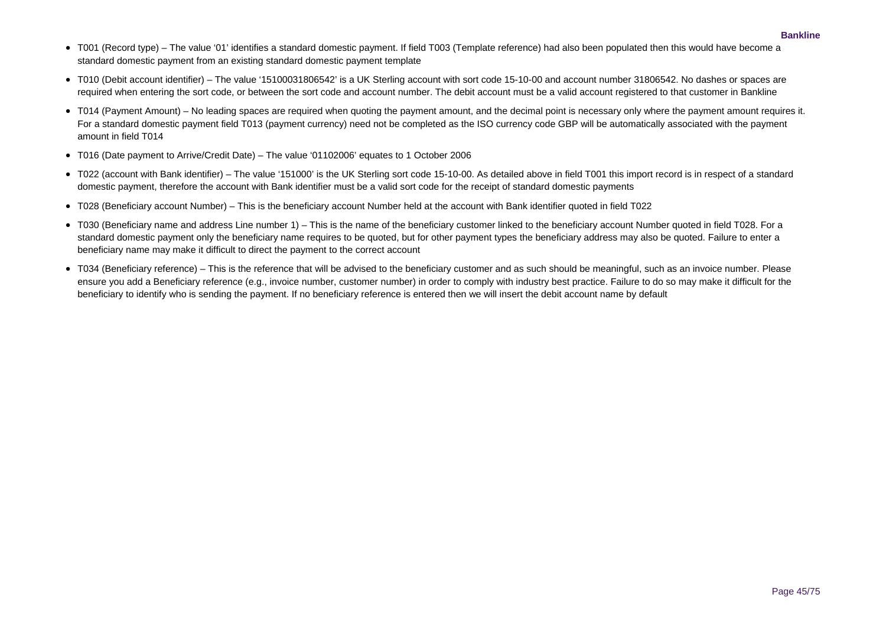- T001 (Record type) – The value '01' identifies a standard domestic payment. If field T003 (Template reference) had also been populated then this would have become a standard domestic payment from an existing standard domestic payment template
- T010 (Debit account identifier) – The value '15100031806542' is a UK Sterling account with sort code 15-10-00 and account number 31806542. No dashes or spaces are required when entering the sort code, or between the sort code and account number. The debit account must be a valid account registered to that customer in Bankline
- T014 (Payment Amount) – No leading spaces are required when quoting the payment amount, and the decimal point is necessary only where the payment amount requires it. For a standard domestic payment field T013 (payment currency) need not be completed as the ISO currency code GBP will be automatically associated with the payment amount in field T014
- T016 (Date payment to Arrive/Credit Date) – The value '01102006' equates to 1 October 2006
- T022 (account with Bank identifier) – The value '151000' is the UK Sterling sort code 15-10-00. As detailed above in field T001 this import record is in respect of a standard domestic payment, therefore the account with Bank identifier must be a valid sort code for the receipt of standard domestic payments
- T028 (Beneficiary account Number) – This is the beneficiary account Number held at the account with Bank identifier quoted in field T022
- T030 (Beneficiary name and address Line number 1) – This is the name of the beneficiary customer linked to the beneficiary account Number quoted in field T028. For a standard domestic payment only the beneficiary name requires to be quoted, but for other payment types the beneficiary address may also be quoted. Failure to enter a beneficiary name may make it difficult to direct the payment to the correct account
- T034 (Beneficiary reference) – This is the reference that will be advised to the beneficiary customer and as such should be meaningful, such as an invoice number. Please ensure you add a Beneficiary reference (e.g., invoice number, customer number) in order to comply with industry best practice. Failure to do so may make it difficult for the beneficiary to identify who is sending the payment. If no beneficiary reference is entered then we will insert the debit account name by default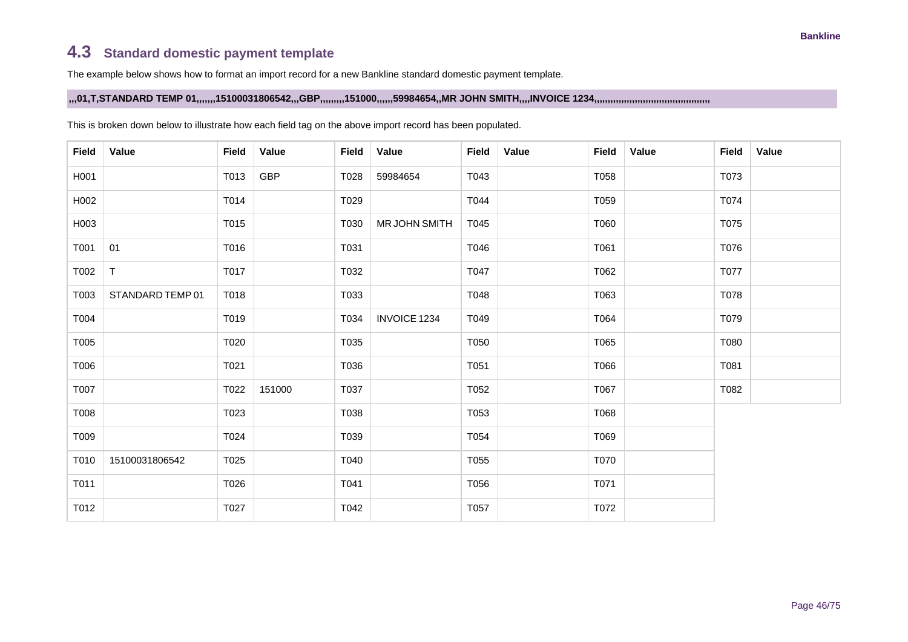## 4.3 Standard domestic payment template

The example below shows how to format an import record for a new Bankline standard domestic payment template.

**,,,01,T,STANDARD TEMP 01,,,,,,,15100031806542,,,GBP,,,,,,,,,151000,,,,,,59984654,,MR JOHN SMITH,,,,INVOICE 1234,,,,,,,,,,,,,,,,,,,,,,,,,,,,,,,,,,,,,,,,,,,,,,,,**

This is broken down below to illustrate how each field tag on the above import record has been populated.

| Field | Value | Field | Value | Field | Value | Field | Value | Field | Value | Field | Value |
|---|---|---|---|---|---|---|---|---|---|---|---|
| H001 | | T013 | GBP | T028 | 59984654 | T043 | | T058 | | T073 | |
| H002 | | T014 | | T029 | | T044 | | T059 | | T074 | |
| H003 | | T015 | | T030 | MR JOHN SMITH | T045 | | T060 | | T075 | |
| T001 | 01 | T016 | | T031 | | T046 | | T061 | | T076 | |
| T002 | T | T017 | | T032 | | T047 | | T062 | | T077 | |
| T003 | STANDARD TEMP 01 | T018 | | T033 | | T048 | | T063 | | T078 | |
| T004 | | T019 | | T034 | INVOICE 1234 | T049 | | T064 | | T079 | |
| T005 | | T020 | | T035 | | T050 | | T065 | | T080 | |
| T006 | | T021 | | T036 | | T051 | | T066 | | T081 | |
| T007 | | T022 | 151000 | T037 | | T052 | | T067 | | T082 | |
| T008 | | T023 | | T038 | | T053 | | T068 | | | |
| T009 | | T024 | | T039 | | T054 | | T069 | | | |
| T010 | 15100031806542 | T025 | | T040 | | T055 | | T070 | | | |
| T011 | | T026 | | T041 | | T056 | | T071 | | | |
| T012 | | T027 | | T042 | | T057 | | T072 | | | |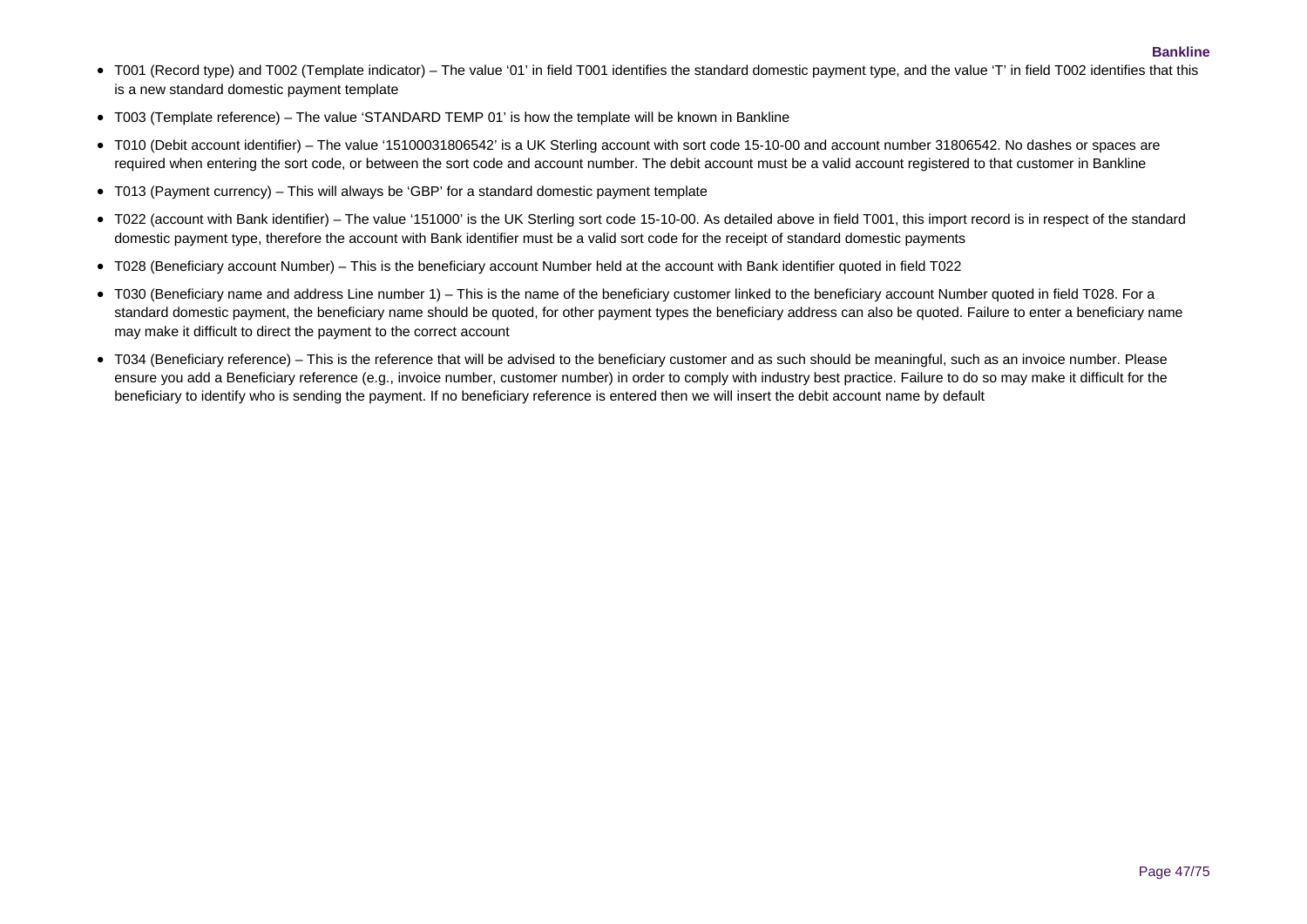- T001 (Record type) and T002 (Template indicator) – The value ‘01’ in field T001 identifies the standard domestic payment type, and the value ‘T’ in field T002 identifies that this is a new standard domestic payment template
- T003 (Template reference) – The value ‘STANDARD TEMP 01’ is how the template will be known in Bankline
- T010 (Debit account identifier) – The value ‘15100031806542’ is a UK Sterling account with sort code 15-10-00 and account number 31806542. No dashes or spaces are required when entering the sort code, or between the sort code and account number. The debit account must be a valid account registered to that customer in Bankline
- T013 (Payment currency) – This will always be ‘GBP’ for a standard domestic payment template
- T022 (account with Bank identifier) – The value ‘151000’ is the UK Sterling sort code 15-10-00. As detailed above in field T001, this import record is in respect of the standard domestic payment type, therefore the account with Bank identifier must be a valid sort code for the receipt of standard domestic payments
- T028 (Beneficiary account Number) – This is the beneficiary account Number held at the account with Bank identifier quoted in field T022
- T030 (Beneficiary name and address Line number 1) – This is the name of the beneficiary customer linked to the beneficiary account Number quoted in field T028. For a standard domestic payment, the beneficiary name should be quoted, for other payment types the beneficiary address can also be quoted. Failure to enter a beneficiary name may make it difficult to direct the payment to the correct account
- T034 (Beneficiary reference) – This is the reference that will be advised to the beneficiary customer and as such should be meaningful, such as an invoice number. Please ensure you add a Beneficiary reference (e.g., invoice number, customer number) in order to comply with industry best practice. Failure to do so may make it difficult for the beneficiary to identify who is sending the payment. If no beneficiary reference is entered then we will insert the debit account name by default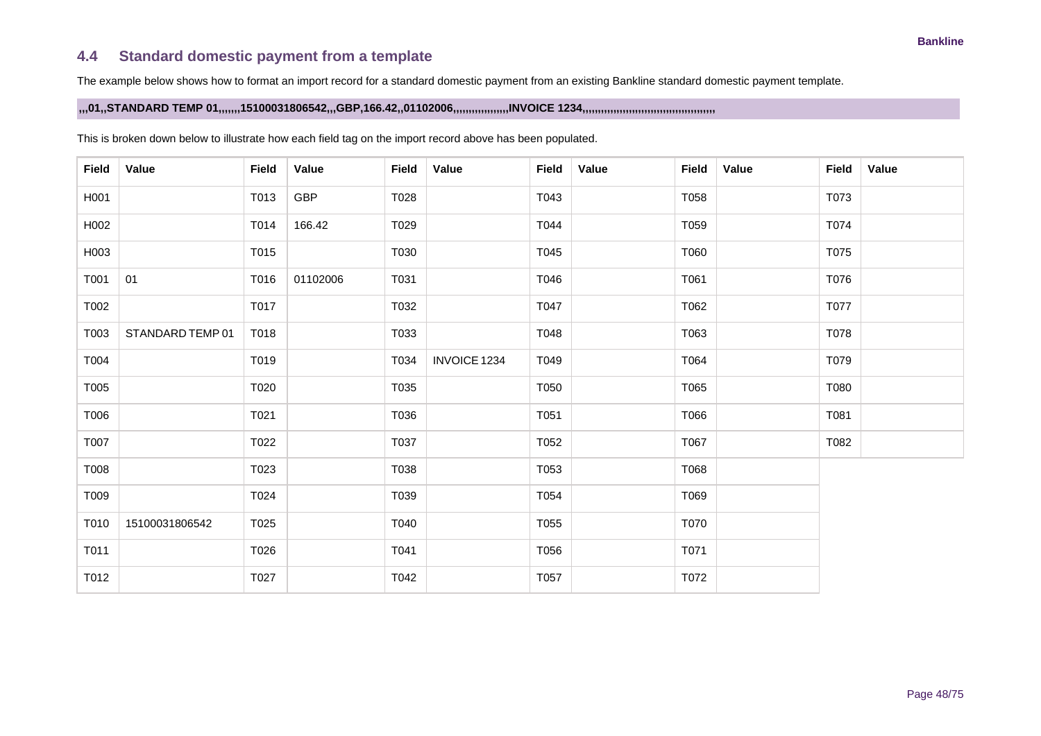## 4.4 Standard domestic payment from a template

The example below shows how to format an import record for a standard domestic payment from an existing Bankline standard domestic payment template.

**,,,01,,STANDARD TEMP 01,,,,,,,15100031806542,,,GBP,166.42,,01102006,,,,,,,,,,,,,,,,,,INVOICE 1234,,,,,,,,,,,,,,,,,,,,,,,,,,,,,,,,,,,,,,,,,,,,,,,,**

This is broken down below to illustrate how each field tag on the import record above has been populated.

| Field | Value | Field | Value | Field | Value | Field | Value | Field | Value | Field | Value |
|---|---|---|---|---|---|---|---|---|---|---|---|
| H001 | | T013 | GBP | T028 | | T043 | | T058 | | T073 | |
| H002 | | T014 | 166.42 | T029 | | T044 | | T059 | | T074 | |
| H003 | | T015 | | T030 | | T045 | | T060 | | T075 | |
| T001 | 01 | T016 | 01102006 | T031 | | T046 | | T061 | | T076 | |
| T002 | | T017 | | T032 | | T047 | | T062 | | T077 | |
| T003 | STANDARD TEMP 01 | T018 | | T033 | | T048 | | T063 | | T078 | |
| T004 | | T019 | | T034 | INVOICE 1234 | T049 | | T064 | | T079 | |
| T005 | | T020 | | T035 | | T050 | | T065 | | T080 | |
| T006 | | T021 | | T036 | | T051 | | T066 | | T081 | |
| T007 | | T022 | | T037 | | T052 | | T067 | | T082 | |
| T008 | | T023 | | T038 | | T053 | | T068 | | | |
| T009 | | T024 | | T039 | | T054 | | T069 | | | |
| T010 | 15100031806542 | T025 | | T040 | | T055 | | T070 | | | |
| T011 | | T026 | | T041 | | T056 | | T071 | | | |
| T012 | | T027 | | T042 | | T057 | | T072 | | | |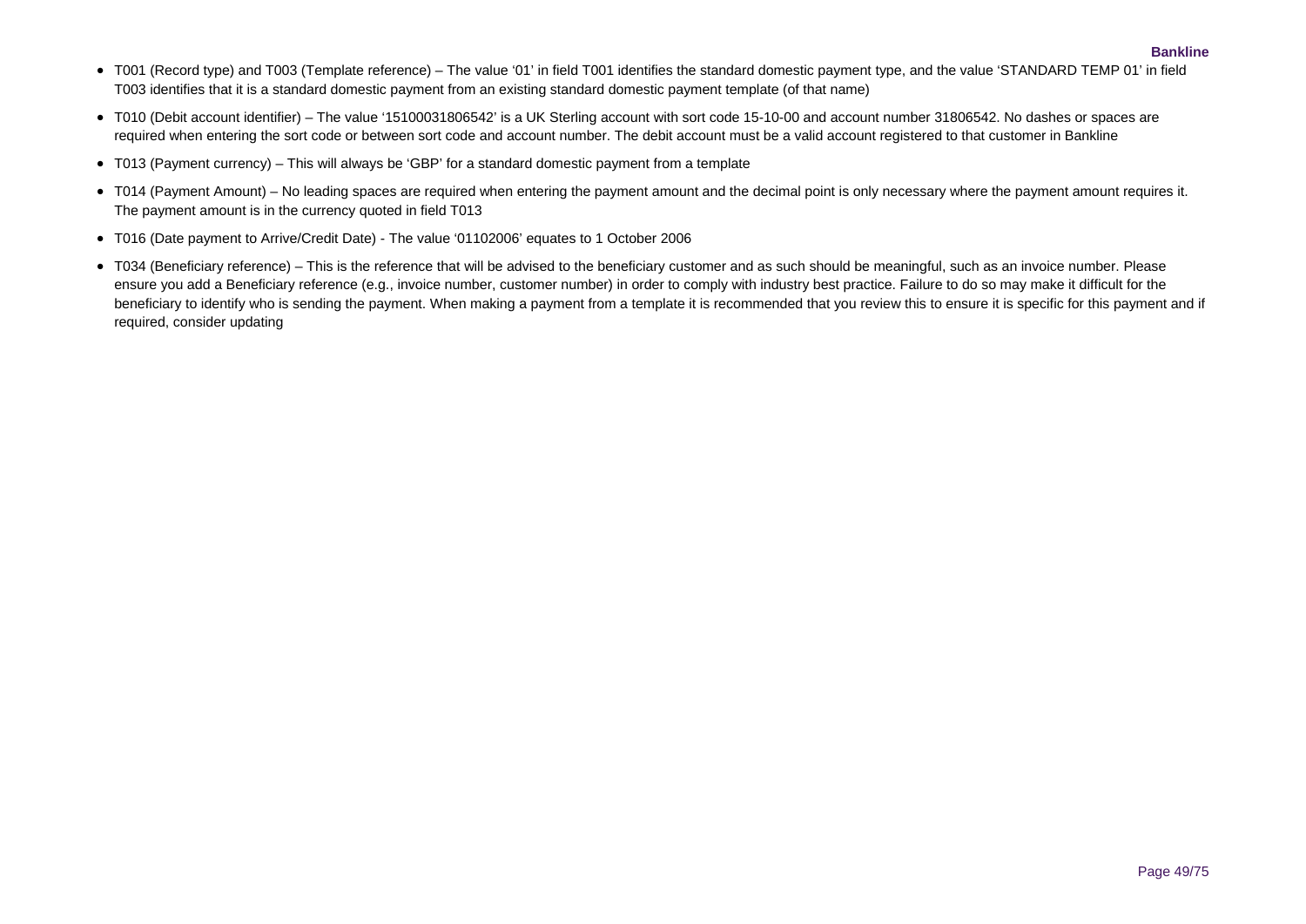- T001 (Record type) and T003 (Template reference) – The value '01' in field T001 identifies the standard domestic payment type, and the value 'STANDARD TEMP 01' in field T003 identifies that it is a standard domestic payment from an existing standard domestic payment template (of that name)
- T010 (Debit account identifier) – The value '15100031806542' is a UK Sterling account with sort code 15-10-00 and account number 31806542. No dashes or spaces are required when entering the sort code or between sort code and account number. The debit account must be a valid account registered to that customer in Bankline
- T013 (Payment currency) – This will always be 'GBP' for a standard domestic payment from a template
- T014 (Payment Amount) – No leading spaces are required when entering the payment amount and the decimal point is only necessary where the payment amount requires it. The payment amount is in the currency quoted in field T013
- T016 (Date payment to Arrive/Credit Date) - The value '01102006' equates to 1 October 2006
- T034 (Beneficiary reference) – This is the reference that will be advised to the beneficiary customer and as such should be meaningful, such as an invoice number. Please ensure you add a Beneficiary reference (e.g., invoice number, customer number) in order to comply with industry best practice. Failure to do so may make it difficult for the beneficiary to identify who is sending the payment. When making a payment from a template it is recommended that you review this to ensure it is specific for this payment and if required, consider updating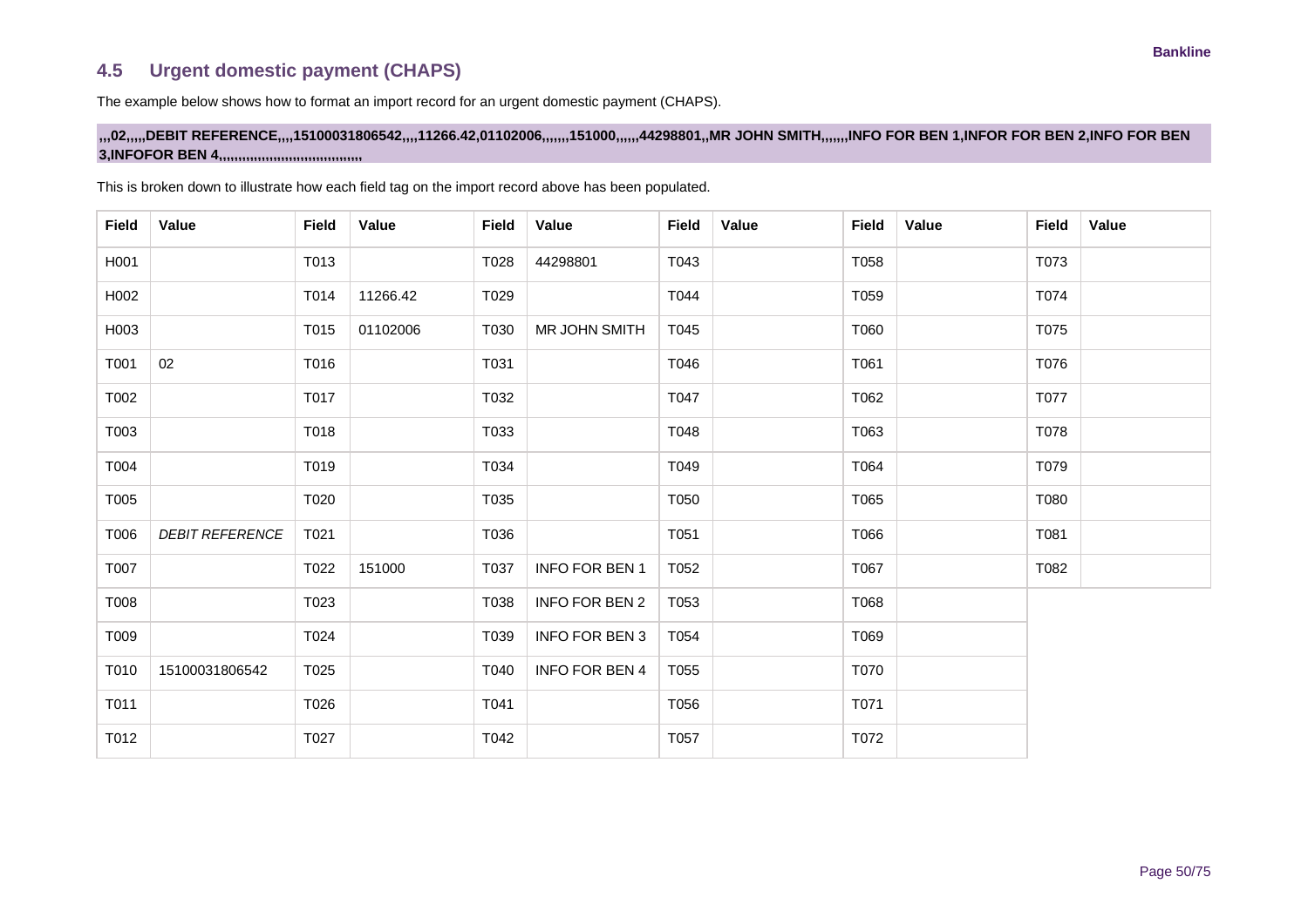## 4.5 Urgent domestic payment (CHAPS)

The example below shows how to format an import record for an urgent domestic payment (CHAPS).

**,,,02,,,,,DEBIT REFERENCE,,,,15100031806542,,,,11266.42,01102006,,,,,,,151000,,,,,,44298801,,MR JOHN SMITH,,,,,,,INFO FOR BEN 1,INFOR FOR BEN 2,INFO FOR BEN 3,INFOFOR BEN 4,,,,,,,,,,,,,,,,,,,,,,,,,,,,,,,,,,,,,,,,,,**

This is broken down to illustrate how each field tag on the import record above has been populated.

| Field | Value | Field | Value | Field | Value | Field | Value | Field | Value | Field | Value |
|---|---|---|---|---|---|---|---|---|---|---|---|
| H001 | | T013 | | T028 | 44298801 | T043 | | T058 | | T073 | |
| H002 | | T014 | 11266.42 | T029 | | T044 | | T059 | | T074 | |
| H003 | | T015 | 01102006 | T030 | MR JOHN SMITH | T045 | | T060 | | T075 | |
| T001 | 02 | T016 | | T031 | | T046 | | T061 | | T076 | |
| T002 | | T017 | | T032 | | T047 | | T062 | | T077 | |
| T003 | | T018 | | T033 | | T048 | | T063 | | T078 | |
| T004 | | T019 | | T034 | | T049 | | T064 | | T079 | |
| T005 | | T020 | | T035 | | T050 | | T065 | | T080 | |
| T006 | *DEBIT REFERENCE* | T021 | | T036 | | T051 | | T066 | | T081 | |
| T007 | | T022 | 151000 | T037 | INFO FOR BEN 1 | T052 | | T067 | | T082 | |
| T008 | | T023 | | T038 | INFO FOR BEN 2 | T053 | | T068 | | | |
| T009 | | T024 | | T039 | INFO FOR BEN 3 | T054 | | T069 | | | |
| T010 | 15100031806542 | T025 | | T040 | INFO FOR BEN 4 | T055 | | T070 | | | |
| T011 | | T026 | | T041 | | T056 | | T071 | | | |
| T012 | | T027 | | T042 | | T057 | | T072 | | | |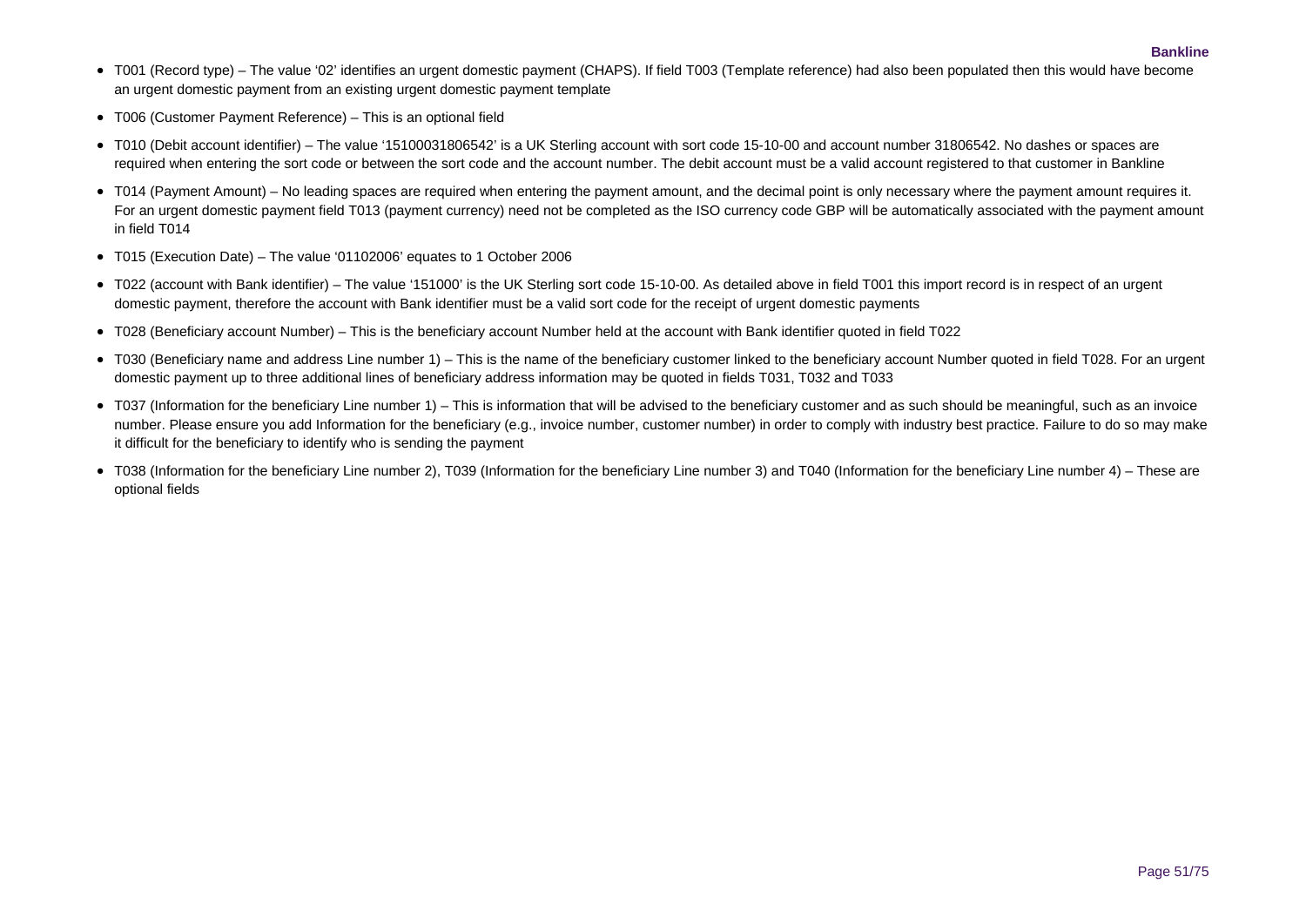- T001 (Record type) – The value '02' identifies an urgent domestic payment (CHAPS). If field T003 (Template reference) had also been populated then this would have become an urgent domestic payment from an existing urgent domestic payment template
- T006 (Customer Payment Reference) – This is an optional field
- T010 (Debit account identifier) – The value '15100031806542' is a UK Sterling account with sort code 15-10-00 and account number 31806542. No dashes or spaces are required when entering the sort code or between the sort code and the account number. The debit account must be a valid account registered to that customer in Bankline
- T014 (Payment Amount) – No leading spaces are required when entering the payment amount, and the decimal point is only necessary where the payment amount requires it. For an urgent domestic payment field T013 (payment currency) need not be completed as the ISO currency code GBP will be automatically associated with the payment amount in field T014
- T015 (Execution Date) – The value '01102006' equates to 1 October 2006
- T022 (account with Bank identifier) – The value '151000' is the UK Sterling sort code 15-10-00. As detailed above in field T001 this import record is in respect of an urgent domestic payment, therefore the account with Bank identifier must be a valid sort code for the receipt of urgent domestic payments
- T028 (Beneficiary account Number) – This is the beneficiary account Number held at the account with Bank identifier quoted in field T022
- T030 (Beneficiary name and address Line number 1) – This is the name of the beneficiary customer linked to the beneficiary account Number quoted in field T028. For an urgent domestic payment up to three additional lines of beneficiary address information may be quoted in fields T031, T032 and T033
- T037 (Information for the beneficiary Line number 1) – This is information that will be advised to the beneficiary customer and as such should be meaningful, such as an invoice number. Please ensure you add Information for the beneficiary (e.g., invoice number, customer number) in order to comply with industry best practice. Failure to do so may make it difficult for the beneficiary to identify who is sending the payment
- T038 (Information for the beneficiary Line number 2), T039 (Information for the beneficiary Line number 3) and T040 (Information for the beneficiary Line number 4) – These are optional fields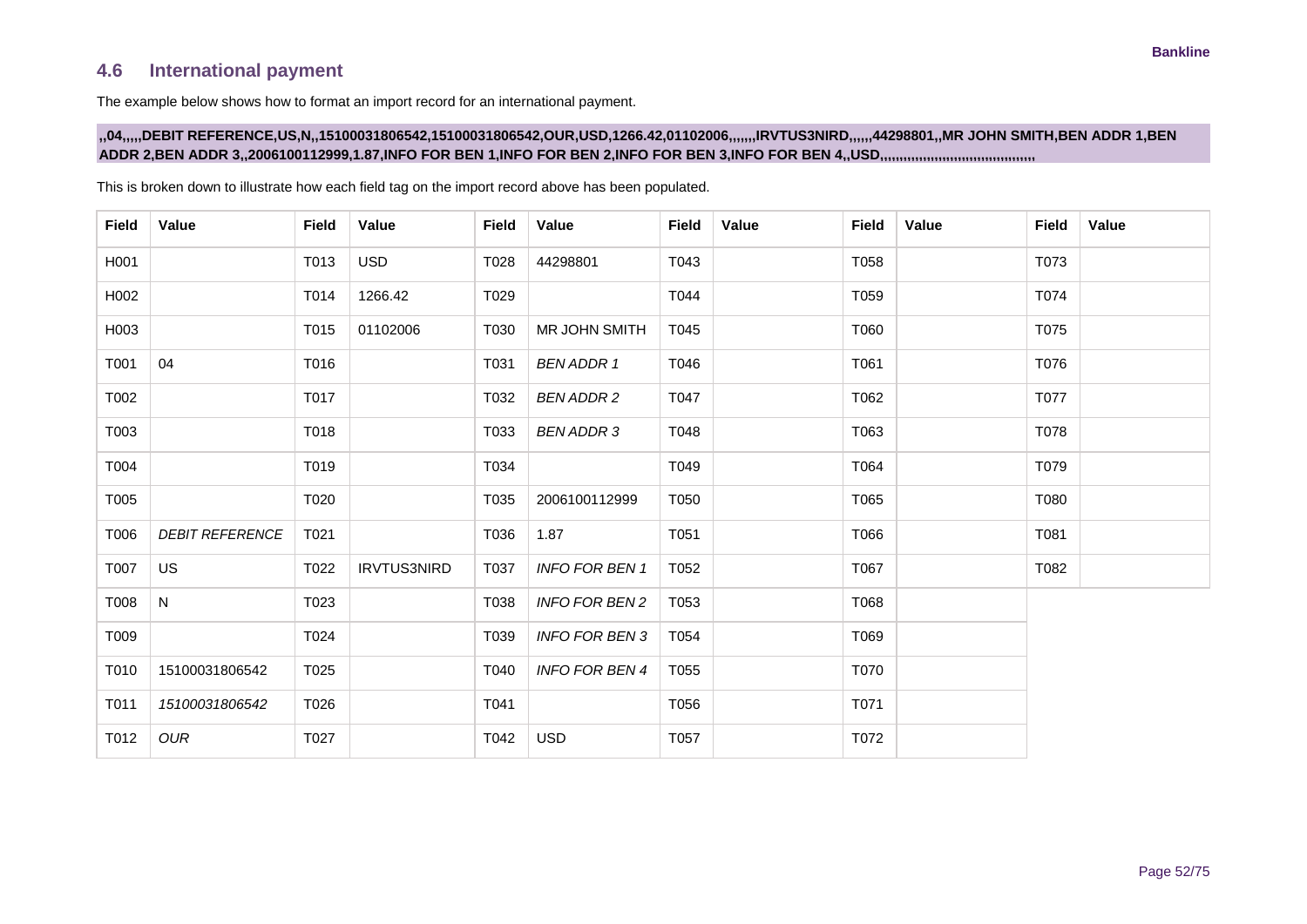## 4.6 International payment

The example below shows how to format an import record for an international payment.

**,,04,,,,,DEBIT REFERENCE,US,N,,15100031806542,15100031806542,OUR,USD,1266.42,01102006,,,,,,,IRVTUS3NIRD,,,,,,44298801,,MR JOHN SMITH,BEN ADDR 1,BEN ADDR 2,BEN ADDR 3,,2006100112999,1.87,INFO FOR BEN 1,INFO FOR BEN 2,INFO FOR BEN 3,INFO FOR BEN 4,,USD,,,,,,,,,,,,,,,,,,,,,,,,,,,,,,,,,,,,,,,,**

This is broken down to illustrate how each field tag on the import record above has been populated.

| Field | Value | Field | Value | Field | Value | Field | Value | Field | Value | Field | Value |
|---|---|---|---|---|---|---|---|---|---|---|---|
| H001 | | T013 | USD | T028 | 44298801 | T043 | | T058 | | T073 | |
| H002 | | T014 | 1266.42 | T029 | | T044 | | T059 | | T074 | |
| H003 | | T015 | 01102006 | T030 | MR JOHN SMITH | T045 | | T060 | | T075 | |
| T001 | 04 | T016 | | T031 | *BEN ADDR 1* | T046 | | T061 | | T076 | |
| T002 | | T017 | | T032 | *BEN ADDR 2* | T047 | | T062 | | T077 | |
| T003 | | T018 | | T033 | *BEN ADDR 3* | T048 | | T063 | | T078 | |
| T004 | | T019 | | T034 | | T049 | | T064 | | T079 | |
| T005 | | T020 | | T035 | 2006100112999 | T050 | | T065 | | T080 | |
| T006 | *DEBIT REFERENCE* | T021 | | T036 | 1.87 | T051 | | T066 | | T081 | |
| T007 | US | T022 | IRVTUS3NIRD | T037 | *INFO FOR BEN 1* | T052 | | T067 | | T082 | |
| T008 | N | T023 | | T038 | *INFO FOR BEN 2* | T053 | | T068 | | | |
| T009 | | T024 | | T039 | *INFO FOR BEN 3* | T054 | | T069 | | | |
| T010 | 15100031806542 | T025 | | T040 | *INFO FOR BEN 4* | T055 | | T070 | | | |
| T011 | *15100031806542* | T026 | | T041 | | T056 | | T071 | | | |
| T012 | *OUR* | T027 | | T042 | USD | T057 | | T072 | | | |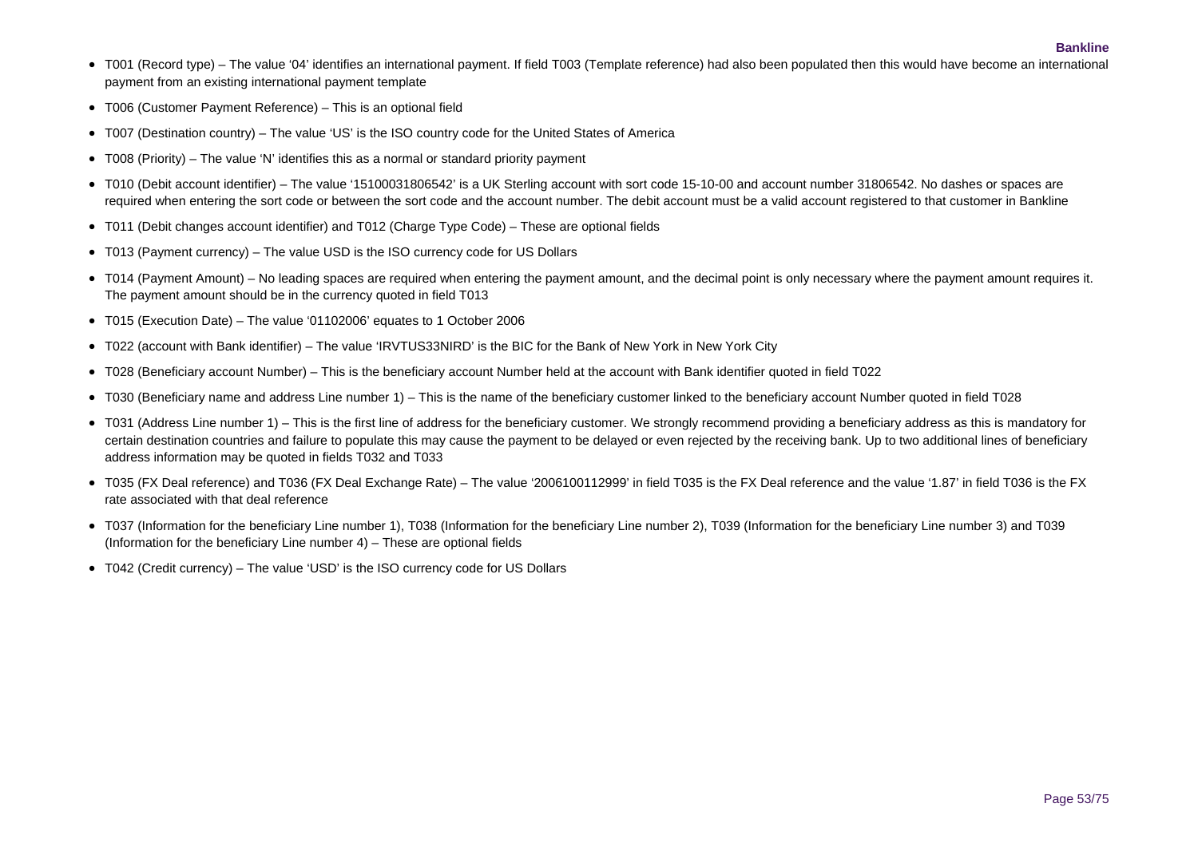- T001 (Record type) – The value '04' identifies an international payment. If field T003 (Template reference) had also been populated then this would have become an international payment from an existing international payment template
- T006 (Customer Payment Reference) – This is an optional field
- T007 (Destination country) – The value 'US' is the ISO country code for the United States of America
- T008 (Priority) – The value 'N' identifies this as a normal or standard priority payment
- T010 (Debit account identifier) – The value '15100031806542' is a UK Sterling account with sort code 15-10-00 and account number 31806542. No dashes or spaces are required when entering the sort code or between the sort code and the account number. The debit account must be a valid account registered to that customer in Bankline
- T011 (Debit changes account identifier) and T012 (Charge Type Code) – These are optional fields
- T013 (Payment currency) – The value USD is the ISO currency code for US Dollars
- T014 (Payment Amount) – No leading spaces are required when entering the payment amount, and the decimal point is only necessary where the payment amount requires it. The payment amount should be in the currency quoted in field T013
- T015 (Execution Date) – The value '01102006' equates to 1 October 2006
- T022 (account with Bank identifier) – The value 'IRVTUS33NIRD' is the BIC for the Bank of New York in New York City
- T028 (Beneficiary account Number) – This is the beneficiary account Number held at the account with Bank identifier quoted in field T022
- T030 (Beneficiary name and address Line number 1) – This is the name of the beneficiary customer linked to the beneficiary account Number quoted in field T028
- T031 (Address Line number 1) – This is the first line of address for the beneficiary customer. We strongly recommend providing a beneficiary address as this is mandatory for certain destination countries and failure to populate this may cause the payment to be delayed or even rejected by the receiving bank. Up to two additional lines of beneficiary address information may be quoted in fields T032 and T033
- T035 (FX Deal reference) and T036 (FX Deal Exchange Rate) – The value '2006100112999' in field T035 is the FX Deal reference and the value '1.87' in field T036 is the FX rate associated with that deal reference
- T037 (Information for the beneficiary Line number 1), T038 (Information for the beneficiary Line number 2), T039 (Information for the beneficiary Line number 3) and T039 (Information for the beneficiary Line number 4) – These are optional fields
- T042 (Credit currency) – The value 'USD' is the ISO currency code for US Dollars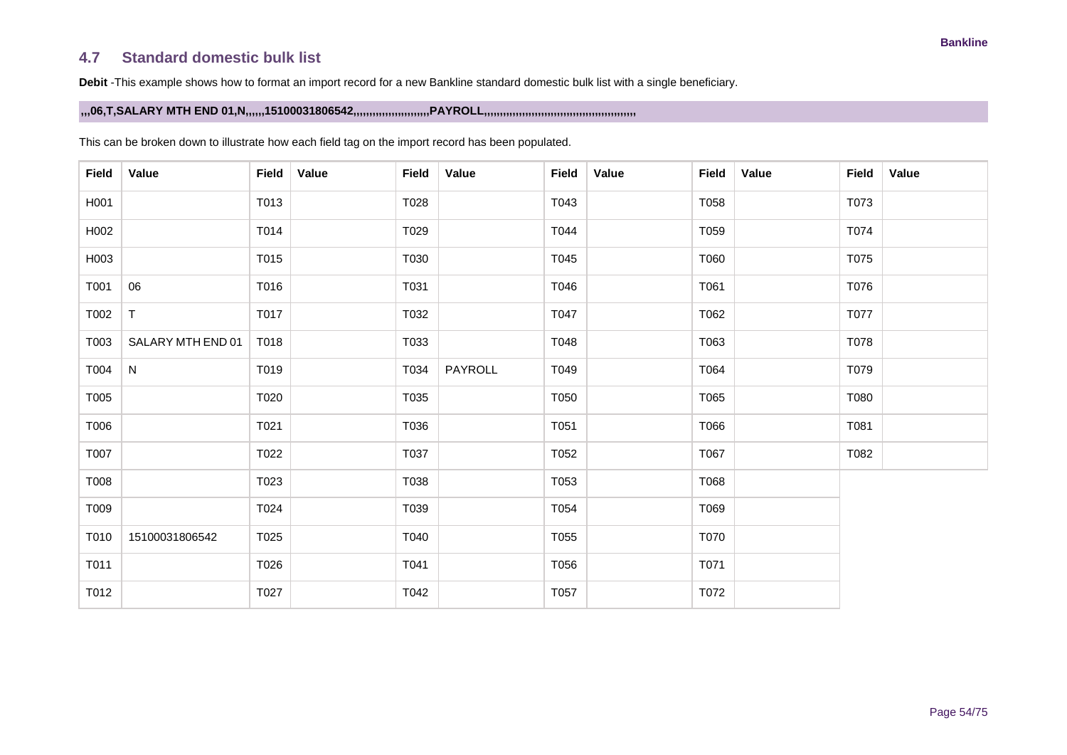## 4.7 Standard domestic bulk list

**Debit** -This example shows how to format an import record for a new Bankline standard domestic bulk list with a single beneficiary.

```
,,,06,T,SALARY MTH END 01,N,,,,,,15100031806542,,,,,,,,,,,,,,,,,,,,,,,,PAYROLL,,,,,,,,,,,,,,,,,,,,,,,,,,,,,,,,,,,,,,,,,,,,,,,,
```

This can be broken down to illustrate how each field tag on the import record has been populated.

| Field | Value | Field | Value | Field | Value | Field | Value | Field | Value | Field | Value |
|---|---|---|---|---|---|---|---|---|---|---|---|
| H001 | | T013 | | T028 | | T043 | | T058 | | T073 | |
| H002 | | T014 | | T029 | | T044 | | T059 | | T074 | |
| H003 | | T015 | | T030 | | T045 | | T060 | | T075 | |
| T001 | 06 | T016 | | T031 | | T046 | | T061 | | T076 | |
| T002 | T | T017 | | T032 | | T047 | | T062 | | T077 | |
| T003 | SALARY MTH END 01 | T018 | | T033 | | T048 | | T063 | | T078 | |
| T004 | N | T019 | | T034 | PAYROLL | T049 | | T064 | | T079 | |
| T005 | | T020 | | T035 | | T050 | | T065 | | T080 | |
| T006 | | T021 | | T036 | | T051 | | T066 | | T081 | |
| T007 | | T022 | | T037 | | T052 | | T067 | | T082 | |
| T008 | | T023 | | T038 | | T053 | | T068 | | | |
| T009 | | T024 | | T039 | | T054 | | T069 | | | |
| T010 | 15100031806542 | T025 | | T040 | | T055 | | T070 | | | |
| T011 | | T026 | | T041 | | T056 | | T071 | | | |
| T012 | | T027 | | T042 | | T057 | | T072 | | | |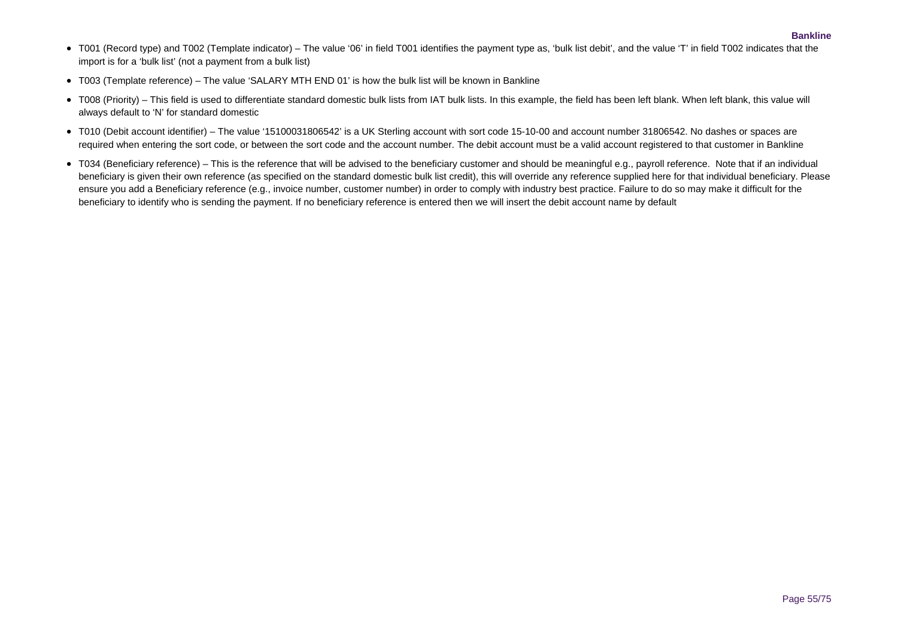- T001 (Record type) and T002 (Template indicator) – The value '06' in field T001 identifies the payment type as, 'bulk list debit', and the value 'T' in field T002 indicates that the import is for a 'bulk list' (not a payment from a bulk list)
- T003 (Template reference) – The value 'SALARY MTH END 01' is how the bulk list will be known in Bankline
- T008 (Priority) – This field is used to differentiate standard domestic bulk lists from IAT bulk lists. In this example, the field has been left blank. When left blank, this value will always default to 'N' for standard domestic
- T010 (Debit account identifier) – The value '15100031806542' is a UK Sterling account with sort code 15-10-00 and account number 31806542. No dashes or spaces are required when entering the sort code, or between the sort code and the account number. The debit account must be a valid account registered to that customer in Bankline
- T034 (Beneficiary reference) – This is the reference that will be advised to the beneficiary customer and should be meaningful e.g., payroll reference. Note that if an individual beneficiary is given their own reference (as specified on the standard domestic bulk list credit), this will override any reference supplied here for that individual beneficiary. Please ensure you add a Beneficiary reference (e.g., invoice number, customer number) in order to comply with industry best practice. Failure to do so may make it difficult for the beneficiary to identify who is sending the payment. If no beneficiary reference is entered then we will insert the debit account name by default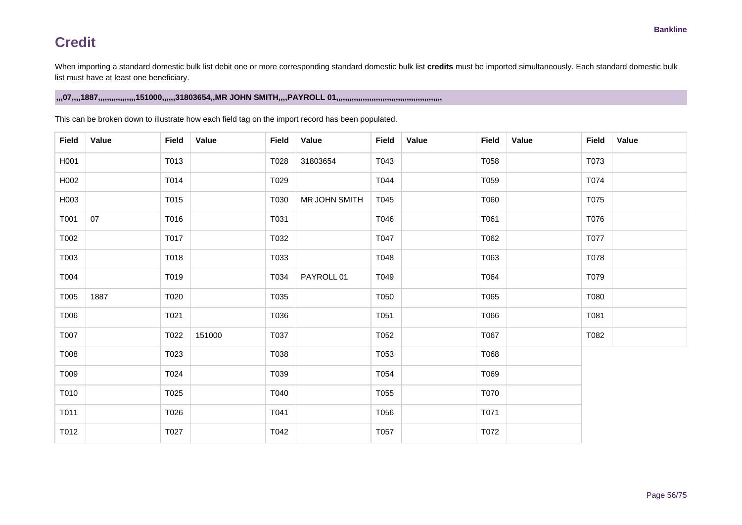## Credit

When importing a standard domestic bulk list debit one or more corresponding standard domestic bulk list **credits** must be imported simultaneously. Each standard domestic bulk list must have at least one beneficiary.

**,,,07,,,,1887,,,,,,,,,,,,,,,,151000,,,,,,31803654,,MR JOHN SMITH,,,,PAYROLL 01,,,,,,,,,,,,,,,,,,,,,,,,,,,,,,,,,,,,,,,,,,,,,,,,**

This can be broken down to illustrate how each field tag on the import record has been populated.

| Field | Value | Field | Value | Field | Value | Field | Value | Field | Value | Field | Value |
|---|---|---|---|---|---|---|---|---|---|---|---|
| H001 | | T013 | | T028 | 31803654 | T043 | | T058 | | T073 | |
| H002 | | T014 | | T029 | | T044 | | T059 | | T074 | |
| H003 | | T015 | | T030 | MR JOHN SMITH | T045 | | T060 | | T075 | |
| T001 | 07 | T016 | | T031 | | T046 | | T061 | | T076 | |
| T002 | | T017 | | T032 | | T047 | | T062 | | T077 | |
| T003 | | T018 | | T033 | | T048 | | T063 | | T078 | |
| T004 | | T019 | | T034 | PAYROLL 01 | T049 | | T064 | | T079 | |
| T005 | 1887 | T020 | | T035 | | T050 | | T065 | | T080 | |
| T006 | | T021 | | T036 | | T051 | | T066 | | T081 | |
| T007 | | T022 | 151000 | T037 | | T052 | | T067 | | T082 | |
| T008 | | T023 | | T038 | | T053 | | T068 | | | |
| T009 | | T024 | | T039 | | T054 | | T069 | | | |
| T010 | | T025 | | T040 | | T055 | | T070 | | | |
| T011 | | T026 | | T041 | | T056 | | T071 | | | |
| T012 | | T027 | | T042 | | T057 | | T072 | | | |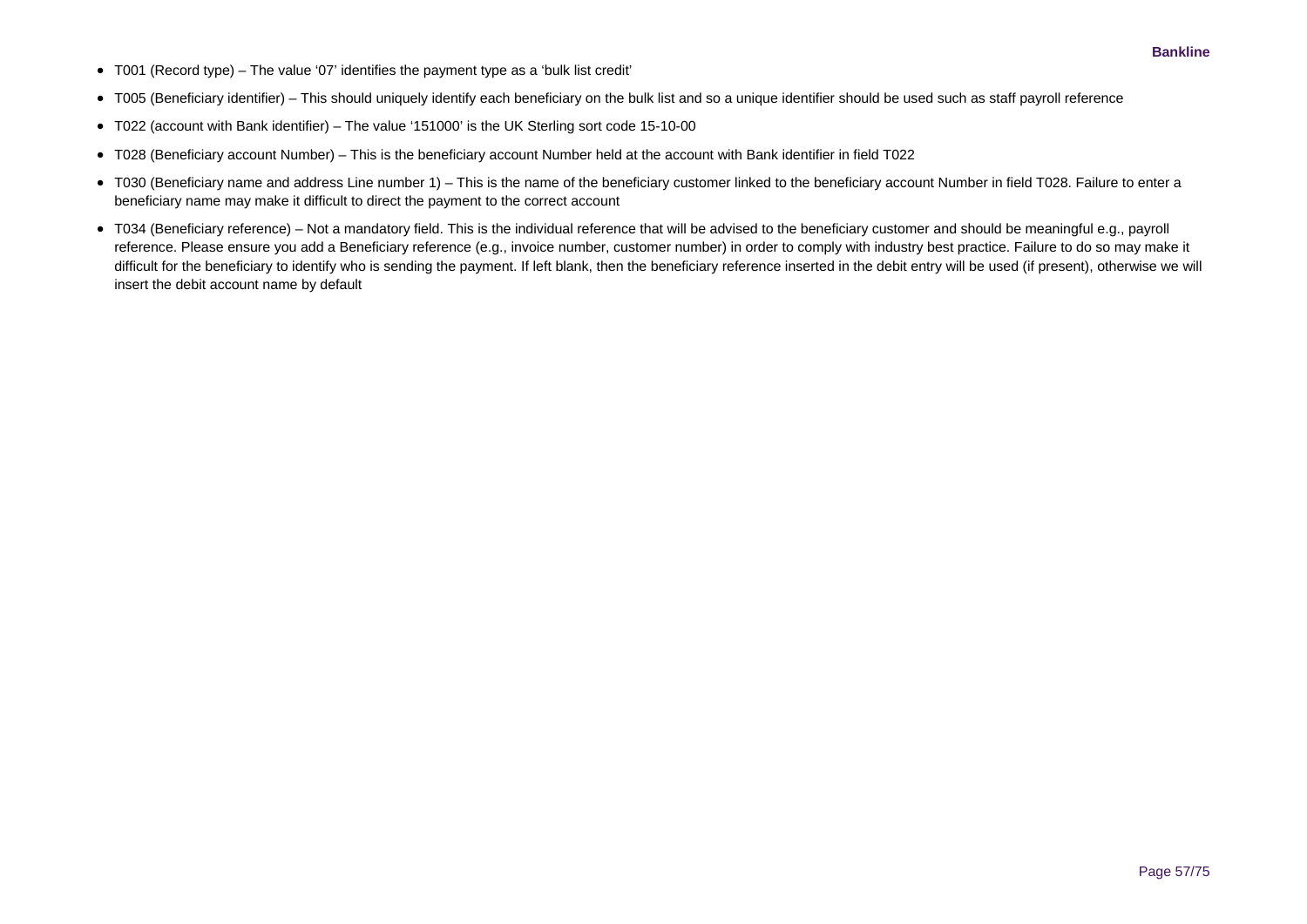- T001 (Record type) – The value ‘07’ identifies the payment type as a ‘bulk list credit’
- T005 (Beneficiary identifier) – This should uniquely identify each beneficiary on the bulk list and so a unique identifier should be used such as staff payroll reference
- T022 (account with Bank identifier) – The value ‘151000’ is the UK Sterling sort code 15-10-00
- T028 (Beneficiary account Number) – This is the beneficiary account Number held at the account with Bank identifier in field T022
- T030 (Beneficiary name and address Line number 1) – This is the name of the beneficiary customer linked to the beneficiary account Number in field T028. Failure to enter a beneficiary name may make it difficult to direct the payment to the correct account
- T034 (Beneficiary reference) – Not a mandatory field. This is the individual reference that will be advised to the beneficiary customer and should be meaningful e.g., payroll reference. Please ensure you add a Beneficiary reference (e.g., invoice number, customer number) in order to comply with industry best practice. Failure to do so may make it difficult for the beneficiary to identify who is sending the payment. If left blank, then the beneficiary reference inserted in the debit entry will be used (if present), otherwise we will insert the debit account name by default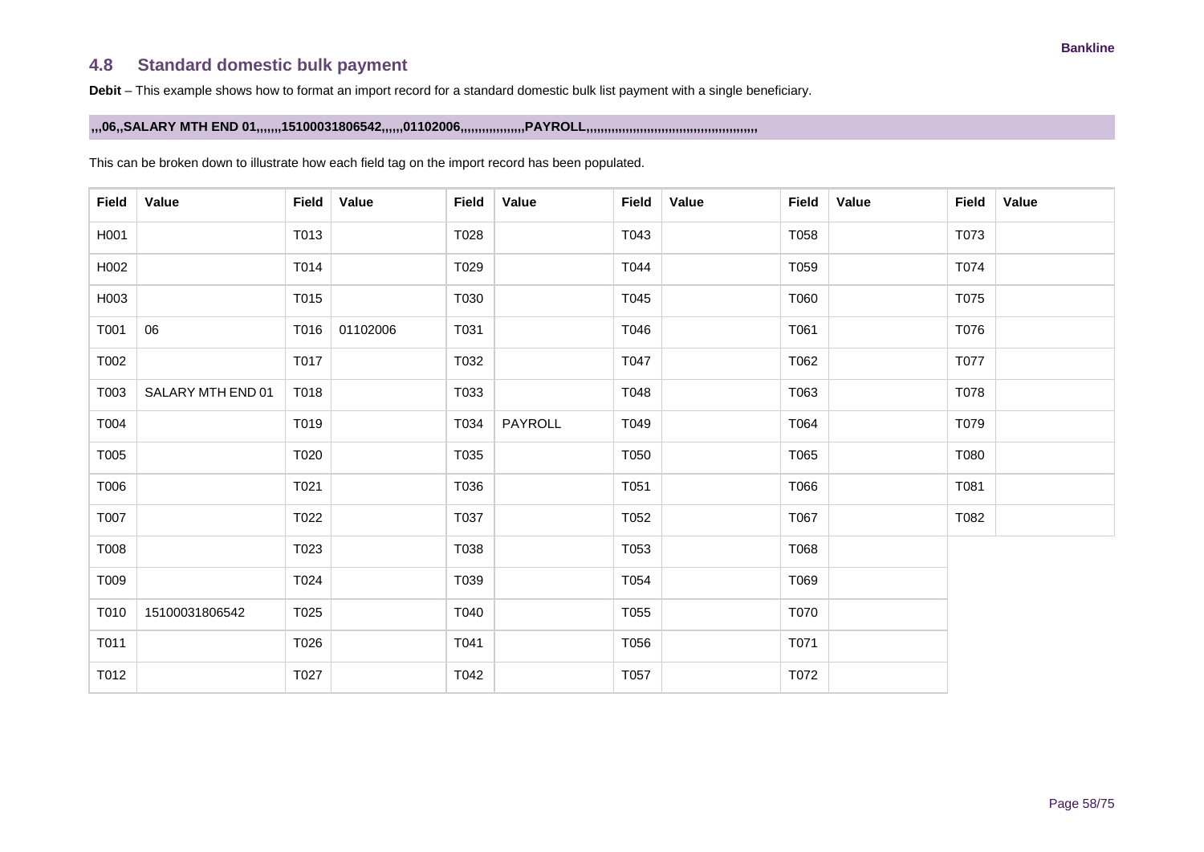## 4.8 Standard domestic bulk payment

**Debit** – This example shows how to format an import record for a standard domestic bulk list payment with a single beneficiary.

**,,,06,,SALARY MTH END 01,,,,,,,15100031806542,,,,,,01102006,,,,,,,,,,,,,,,,,,PAYROLL,,,,,,,,,,,,,,,,,,,,,,,,,,,,,,,,,,,,,,,,,,,,,,,,**

This can be broken down to illustrate how each field tag on the import record has been populated.

| Field | Value | Field | Value | Field | Value | Field | Value | Field | Value | Field | Value |
|---|---|---|---|---|---|---|---|---|---|---|---|
| H001 | | T013 | | T028 | | T043 | | T058 | | T073 | |
| H002 | | T014 | | T029 | | T044 | | T059 | | T074 | |
| H003 | | T015 | | T030 | | T045 | | T060 | | T075 | |
| T001 | 06 | T016 | 01102006 | T031 | | T046 | | T061 | | T076 | |
| T002 | | T017 | | T032 | | T047 | | T062 | | T077 | |
| T003 | SALARY MTH END 01 | T018 | | T033 | | T048 | | T063 | | T078 | |
| T004 | | T019 | | T034 | PAYROLL | T049 | | T064 | | T079 | |
| T005 | | T020 | | T035 | | T050 | | T065 | | T080 | |
| T006 | | T021 | | T036 | | T051 | | T066 | | T081 | |
| T007 | | T022 | | T037 | | T052 | | T067 | | T082 | |
| T008 | | T023 | | T038 | | T053 | | T068 | | | |
| T009 | | T024 | | T039 | | T054 | | T069 | | | |
| T010 | 15100031806542 | T025 | | T040 | | T055 | | T070 | | | |
| T011 | | T026 | | T041 | | T056 | | T071 | | | |
| T012 | | T027 | | T042 | | T057 | | T072 | | | |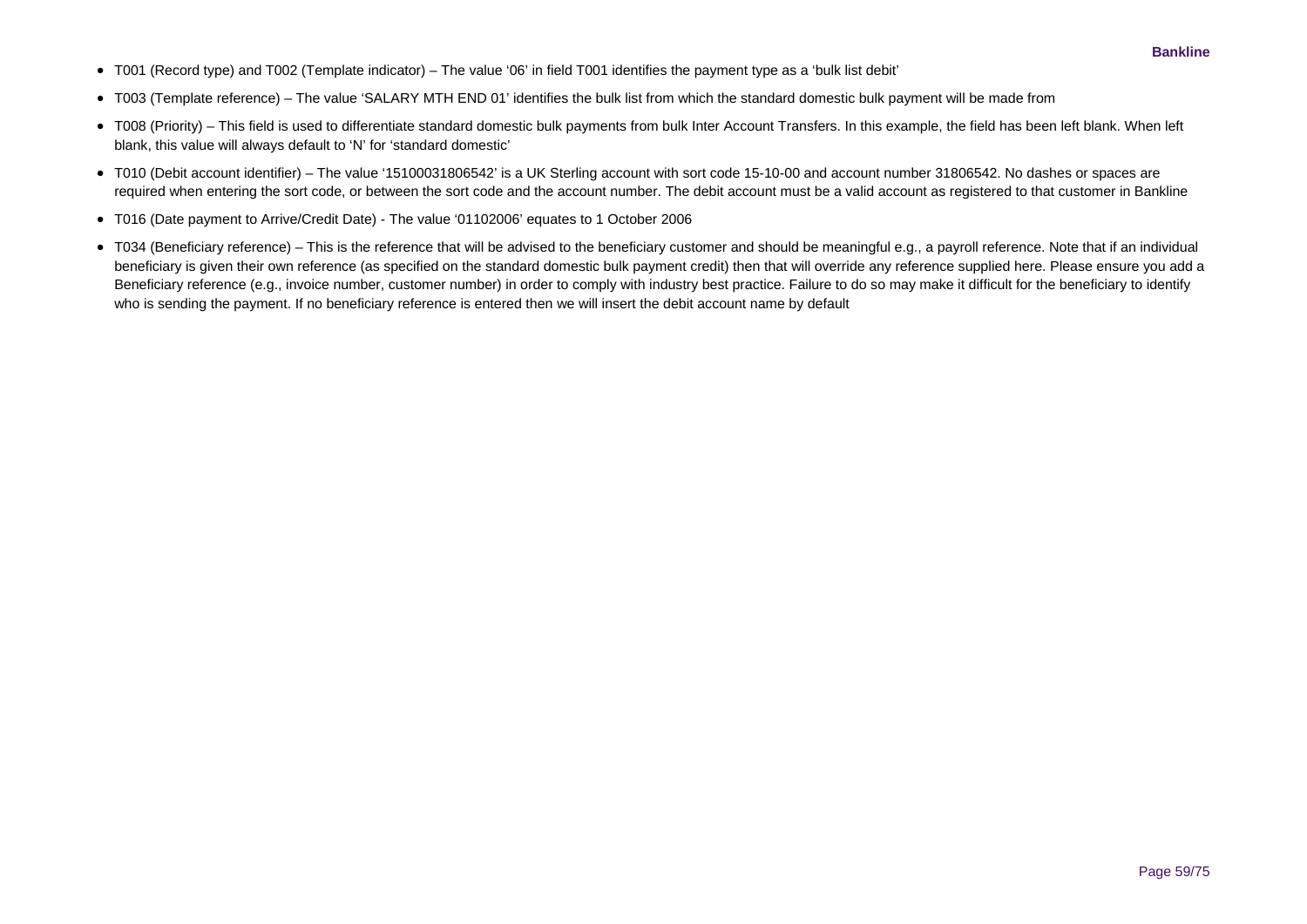- T001 (Record type) and T002 (Template indicator) – The value '06' in field T001 identifies the payment type as a 'bulk list debit'
- T003 (Template reference) – The value 'SALARY MTH END 01' identifies the bulk list from which the standard domestic bulk payment will be made from
- T008 (Priority) – This field is used to differentiate standard domestic bulk payments from bulk Inter Account Transfers. In this example, the field has been left blank. When left blank, this value will always default to 'N' for 'standard domestic'
- T010 (Debit account identifier) – The value '15100031806542' is a UK Sterling account with sort code 15-10-00 and account number 31806542. No dashes or spaces are required when entering the sort code, or between the sort code and the account number. The debit account must be a valid account as registered to that customer in Bankline
- T016 (Date payment to Arrive/Credit Date) - The value '01102006' equates to 1 October 2006
- T034 (Beneficiary reference) – This is the reference that will be advised to the beneficiary customer and should be meaningful e.g., a payroll reference. Note that if an individual beneficiary is given their own reference (as specified on the standard domestic bulk payment credit) then that will override any reference supplied here. Please ensure you add a Beneficiary reference (e.g., invoice number, customer number) in order to comply with industry best practice. Failure to do so may make it difficult for the beneficiary to identify who is sending the payment. If no beneficiary reference is entered then we will insert the debit account name by default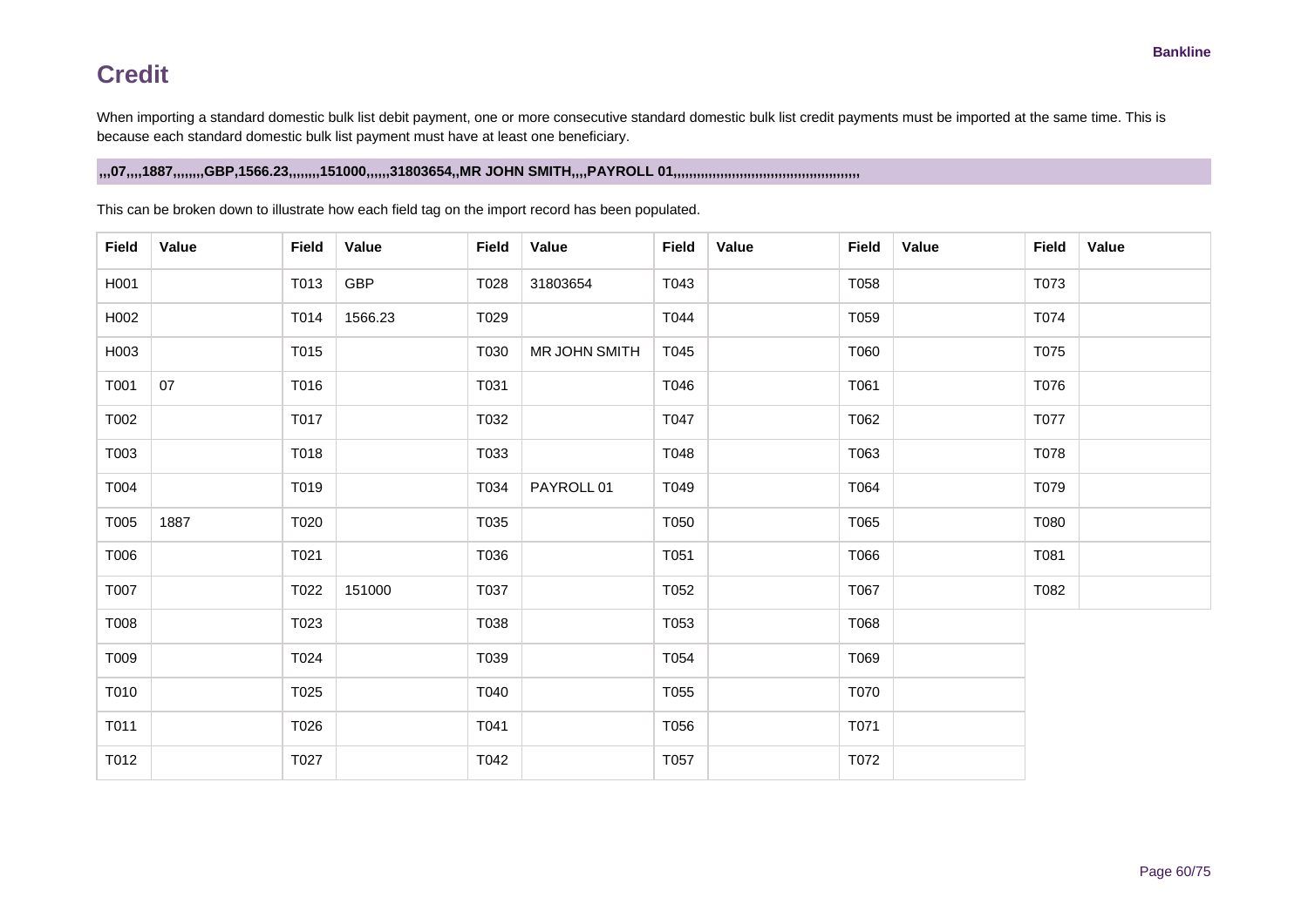# Credit

When importing a standard domestic bulk list debit payment, one or more consecutive standard domestic bulk list credit payments must be imported at the same time. This is because each standard domestic bulk list payment must have at least one beneficiary.

```
,,,07,,,,1887,,,,,,,GBP,1566.23,,,,,,,151000,,,,,,31803654,,MR JOHN SMITH,,,,PAYROLL 01,,,,,,,,,,,,,,,,,,,,,,,,,,,,,,,,,,,,,,,,,,,,,,,,
```

This can be broken down to illustrate how each field tag on the import record has been populated.

| Field | Value | Field | Value | Field | Value | Field | Value | Field | Value | Field | Value |
|---|---|---|---|---|---|---|---|---|---|---|---|
| H001 | | T013 | GBP | T028 | 31803654 | T043 | | T058 | | T073 | |
| H002 | | T014 | 1566.23 | T029 | | T044 | | T059 | | T074 | |
| H003 | | T015 | | T030 | MR JOHN SMITH | T045 | | T060 | | T075 | |
| T001 | 07 | T016 | | T031 | | T046 | | T061 | | T076 | |
| T002 | | T017 | | T032 | | T047 | | T062 | | T077 | |
| T003 | | T018 | | T033 | | T048 | | T063 | | T078 | |
| T004 | | T019 | | T034 | PAYROLL 01 | T049 | | T064 | | T079 | |
| T005 | 1887 | T020 | | T035 | | T050 | | T065 | | T080 | |
| T006 | | T021 | | T036 | | T051 | | T066 | | T081 | |
| T007 | | T022 | 151000 | T037 | | T052 | | T067 | | T082 | |
| T008 | | T023 | | T038 | | T053 | | T068 | | | |
| T009 | | T024 | | T039 | | T054 | | T069 | | | |
| T010 | | T025 | | T040 | | T055 | | T070 | | | |
| T011 | | T026 | | T041 | | T056 | | T071 | | | |
| T012 | | T027 | | T042 | | T057 | | T072 | | | |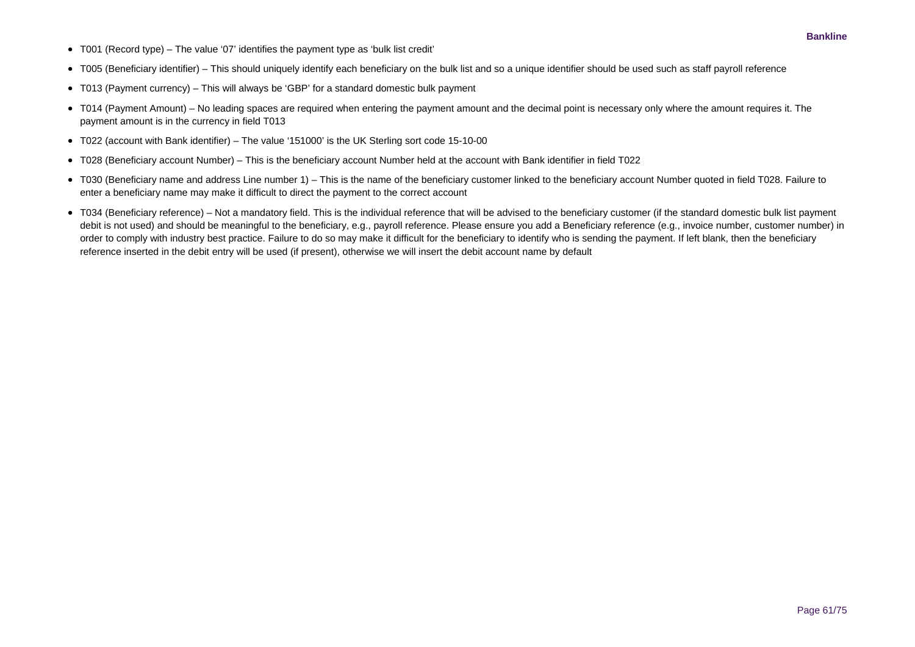- T001 (Record type) – The value '07' identifies the payment type as 'bulk list credit'
- T005 (Beneficiary identifier) – This should uniquely identify each beneficiary on the bulk list and so a unique identifier should be used such as staff payroll reference
- T013 (Payment currency) – This will always be 'GBP' for a standard domestic bulk payment
- T014 (Payment Amount) – No leading spaces are required when entering the payment amount and the decimal point is necessary only where the amount requires it. The payment amount is in the currency in field T013
- T022 (account with Bank identifier) – The value '151000' is the UK Sterling sort code 15-10-00
- T028 (Beneficiary account Number) – This is the beneficiary account Number held at the account with Bank identifier in field T022
- T030 (Beneficiary name and address Line number 1) – This is the name of the beneficiary customer linked to the beneficiary account Number quoted in field T028. Failure to enter a beneficiary name may make it difficult to direct the payment to the correct account
- T034 (Beneficiary reference) – Not a mandatory field. This is the individual reference that will be advised to the beneficiary customer (if the standard domestic bulk list payment debit is not used) and should be meaningful to the beneficiary, e.g., payroll reference. Please ensure you add a Beneficiary reference (e.g., invoice number, customer number) in order to comply with industry best practice. Failure to do so may make it difficult for the beneficiary to identify who is sending the payment. If left blank, then the beneficiary reference inserted in the debit entry will be used (if present), otherwise we will insert the debit account name by default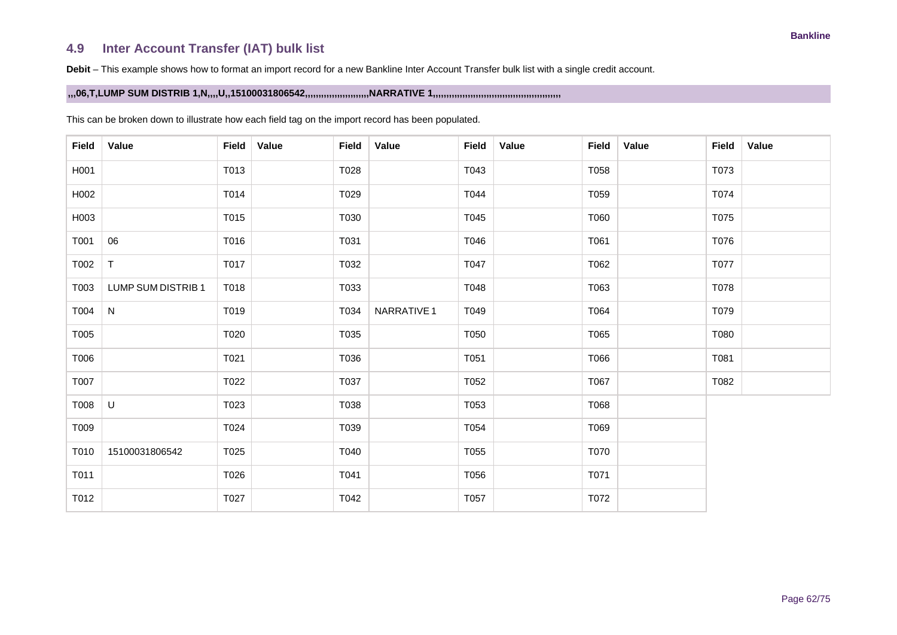## 4.9 Inter Account Transfer (IAT) bulk list

**Debit** – This example shows how to format an import record for a new Bankline Inter Account Transfer bulk list with a single credit account.

```
,,,06,T,LUMP SUM DISTRIB 1,N,,,,U,,15100031806542,,,,,,,,,,,,,,,,,,,,,,,,NARRATIVE 1,,,,,,,,,,,,,,,,,,,,,,,,,,,,,,,,,,,,,,,,,,,,,,,,
```

This can be broken down to illustrate how each field tag on the import record has been populated.

| Field | Value | Field | Value | Field | Value | Field | Value | Field | Value | Field | Value |
|---|---|---|---|---|---|---|---|---|---|---|---|
| H001 | | T013 | | T028 | | T043 | | T058 | | T073 | |
| H002 | | T014 | | T029 | | T044 | | T059 | | T074 | |
| H003 | | T015 | | T030 | | T045 | | T060 | | T075 | |
| T001 | 06 | T016 | | T031 | | T046 | | T061 | | T076 | |
| T002 | T | T017 | | T032 | | T047 | | T062 | | T077 | |
| T003 | LUMP SUM DISTRIB 1 | T018 | | T033 | | T048 | | T063 | | T078 | |
| T004 | N | T019 | | T034 | NARRATIVE 1 | T049 | | T064 | | T079 | |
| T005 | | T020 | | T035 | | T050 | | T065 | | T080 | |
| T006 | | T021 | | T036 | | T051 | | T066 | | T081 | |
| T007 | | T022 | | T037 | | T052 | | T067 | | T082 | |
| T008 | U | T023 | | T038 | | T053 | | T068 | | | |
| T009 | | T024 | | T039 | | T054 | | T069 | | | |
| T010 | 15100031806542 | T025 | | T040 | | T055 | | T070 | | | |
| T011 | | T026 | | T041 | | T056 | | T071 | | | |
| T012 | | T027 | | T042 | | T057 | | T072 | | | |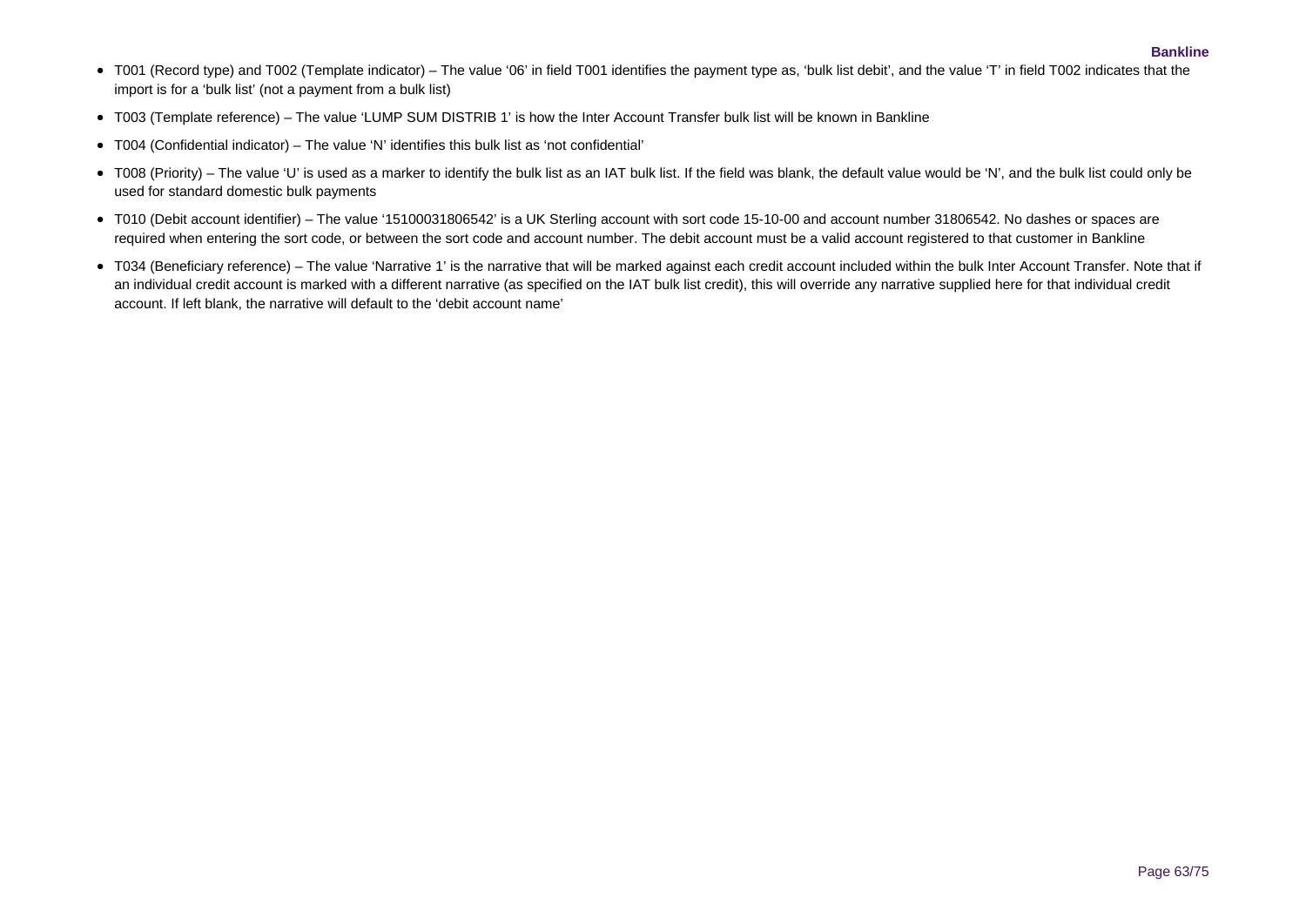- T001 (Record type) and T002 (Template indicator) – The value '06' in field T001 identifies the payment type as, 'bulk list debit', and the value 'T' in field T002 indicates that the import is for a 'bulk list' (not a payment from a bulk list)
- T003 (Template reference) – The value 'LUMP SUM DISTRIB 1' is how the Inter Account Transfer bulk list will be known in Bankline
- T004 (Confidential indicator) – The value 'N' identifies this bulk list as 'not confidential'
- T008 (Priority) – The value 'U' is used as a marker to identify the bulk list as an IAT bulk list. If the field was blank, the default value would be 'N', and the bulk list could only be used for standard domestic bulk payments
- T010 (Debit account identifier) – The value '15100031806542' is a UK Sterling account with sort code 15-10-00 and account number 31806542. No dashes or spaces are required when entering the sort code, or between the sort code and account number. The debit account must be a valid account registered to that customer in Bankline
- T034 (Beneficiary reference) – The value 'Narrative 1' is the narrative that will be marked against each credit account included within the bulk Inter Account Transfer. Note that if an individual credit account is marked with a different narrative (as specified on the IAT bulk list credit), this will override any narrative supplied here for that individual credit account. If left blank, the narrative will default to the 'debit account name'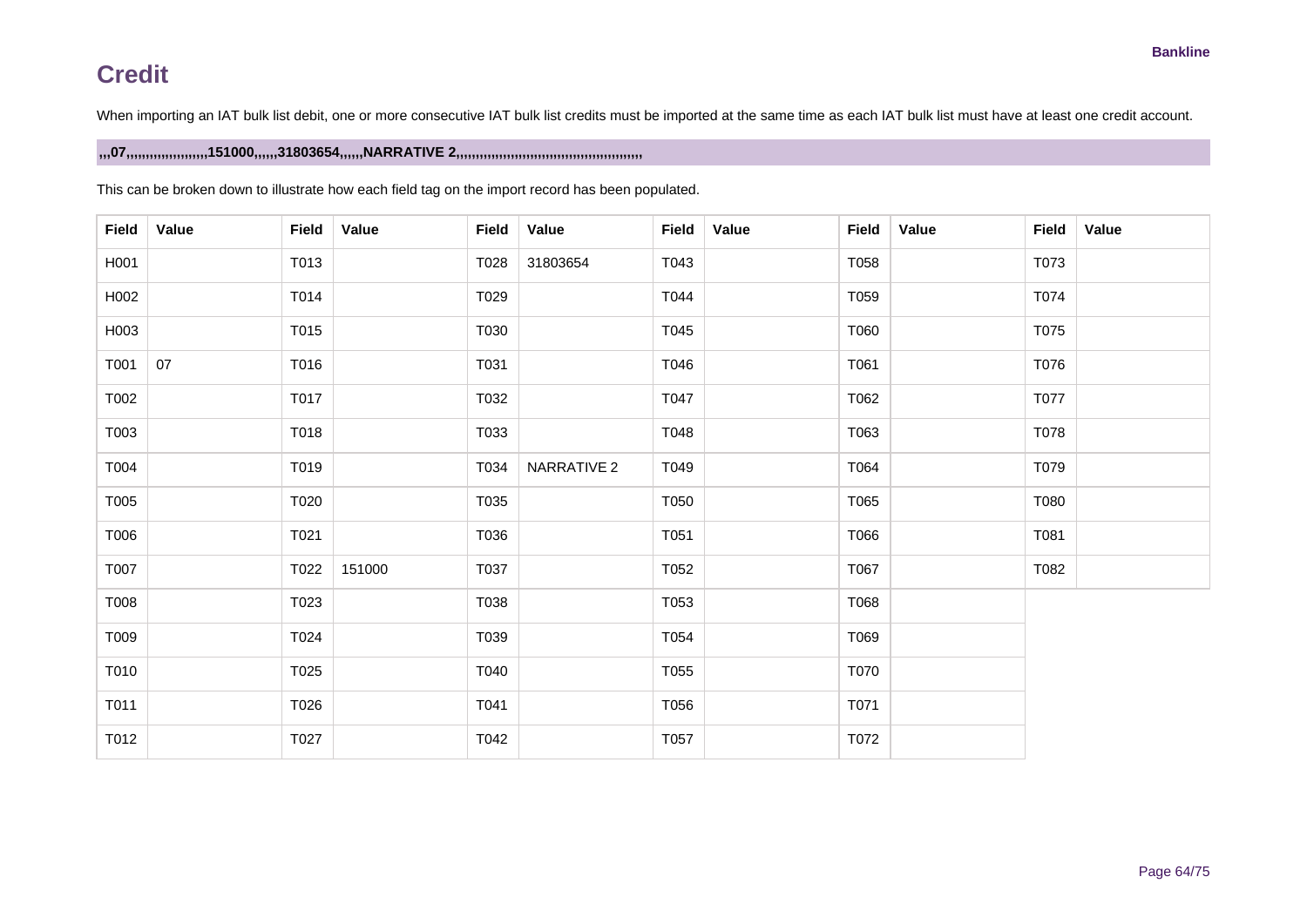# Credit

When importing an IAT bulk list debit, one or more consecutive IAT bulk list credits must be imported at the same time as each IAT bulk list must have at least one credit account.

**,,,07,,,,,,,,,,,,,,,,,,,,,151000,,,,,,31803654,,,,,,NARRATIVE 2,,,,,,,,,,,,,,,,,,,,,,,,,,,,,,,,,,,,,,,,,,,,,,,,**

This can be broken down to illustrate how each field tag on the import record has been populated.

| Field | Value | Field | Value | Field | Value | Field | Value | Field | Value | Field | Value |
|---|---|---|---|---|---|---|---|---|---|---|---|
| H001 | | T013 | | T028 | 31803654 | T043 | | T058 | | T073 | |
| H002 | | T014 | | T029 | | T044 | | T059 | | T074 | |
| H003 | | T015 | | T030 | | T045 | | T060 | | T075 | |
| T001 | 07 | T016 | | T031 | | T046 | | T061 | | T076 | |
| T002 | | T017 | | T032 | | T047 | | T062 | | T077 | |
| T003 | | T018 | | T033 | | T048 | | T063 | | T078 | |
| T004 | | T019 | | T034 | NARRATIVE 2 | T049 | | T064 | | T079 | |
| T005 | | T020 | | T035 | | T050 | | T065 | | T080 | |
| T006 | | T021 | | T036 | | T051 | | T066 | | T081 | |
| T007 | | T022 | 151000 | T037 | | T052 | | T067 | | T082 | |
| T008 | | T023 | | T038 | | T053 | | T068 | | | |
| T009 | | T024 | | T039 | | T054 | | T069 | | | |
| T010 | | T025 | | T040 | | T055 | | T070 | | | |
| T011 | | T026 | | T041 | | T056 | | T071 | | | |
| T012 | | T027 | | T042 | | T057 | | T072 | | | |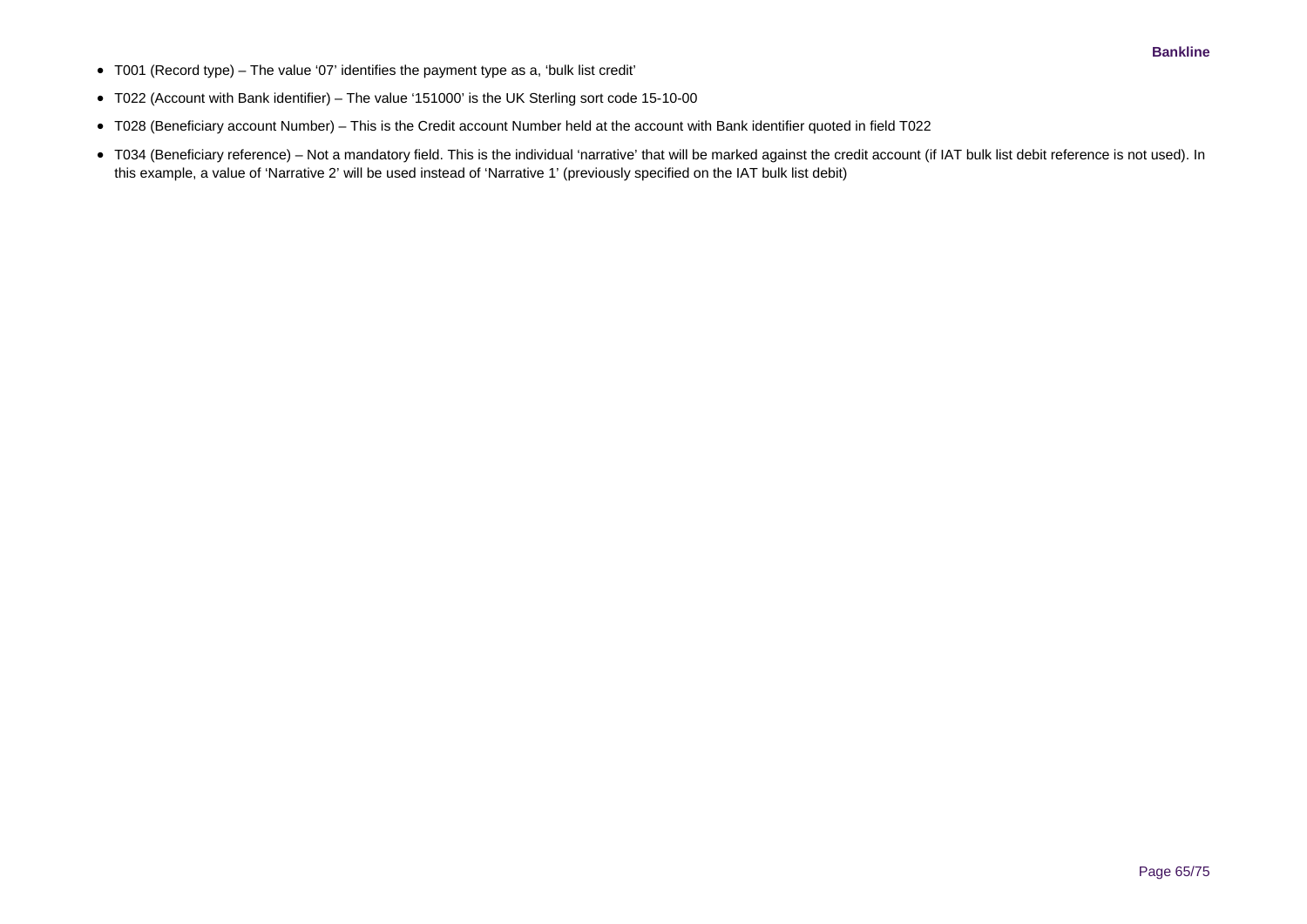- T001 (Record type) – The value '07' identifies the payment type as a, 'bulk list credit'
- T022 (Account with Bank identifier) – The value '151000' is the UK Sterling sort code 15-10-00
- T028 (Beneficiary account Number) – This is the Credit account Number held at the account with Bank identifier quoted in field T022
- T034 (Beneficiary reference) – Not a mandatory field. This is the individual 'narrative' that will be marked against the credit account (if IAT bulk list debit reference is not used). In this example, a value of 'Narrative 2' will be used instead of 'Narrative 1' (previously specified on the IAT bulk list debit)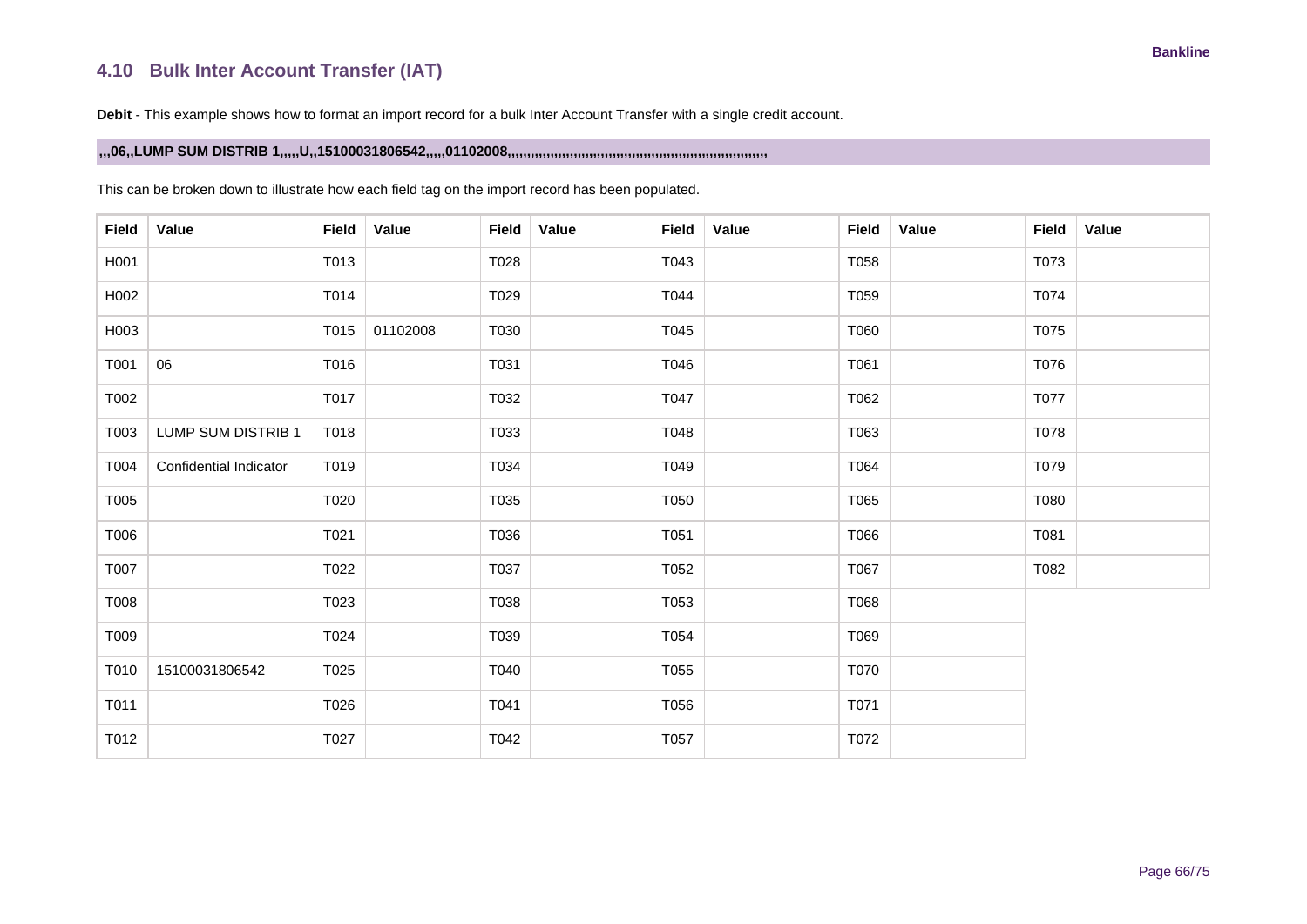## 4.10 Bulk Inter Account Transfer (IAT)

**Debit** - This example shows how to format an import record for a bulk Inter Account Transfer with a single credit account.

**,,,06,,LUMP SUM DISTRIB 1,,,,,U,,15100031806542,,,,,01102008,,,,,,,,,,,,,,,,,,,,,,,,,,,,,,,,,,,,,,,,,,,,,,,,,,,,,,,,,,,,,,,,,,,,,**

This can be broken down to illustrate how each field tag on the import record has been populated.

| Field | Value | Field | Value | Field | Value | Field | Value | Field | Value | Field | Value |
|---|---|---|---|---|---|---|---|---|---|---|---|
| H001 | | T013 | | T028 | | T043 | | T058 | | T073 | |
| H002 | | T014 | | T029 | | T044 | | T059 | | T074 | |
| H003 | | T015 | 01102008 | T030 | | T045 | | T060 | | T075 | |
| T001 | 06 | T016 | | T031 | | T046 | | T061 | | T076 | |
| T002 | | T017 | | T032 | | T047 | | T062 | | T077 | |
| T003 | LUMP SUM DISTRIB 1 | T018 | | T033 | | T048 | | T063 | | T078 | |
| T004 | Confidential Indicator | T019 | | T034 | | T049 | | T064 | | T079 | |
| T005 | | T020 | | T035 | | T050 | | T065 | | T080 | |
| T006 | | T021 | | T036 | | T051 | | T066 | | T081 | |
| T007 | | T022 | | T037 | | T052 | | T067 | | T082 | |
| T008 | | T023 | | T038 | | T053 | | T068 | | | |
| T009 | | T024 | | T039 | | T054 | | T069 | | | |
| T010 | 15100031806542 | T025 | | T040 | | T055 | | T070 | | | |
| T011 | | T026 | | T041 | | T056 | | T071 | | | |
| T012 | | T027 | | T042 | | T057 | | T072 | | | |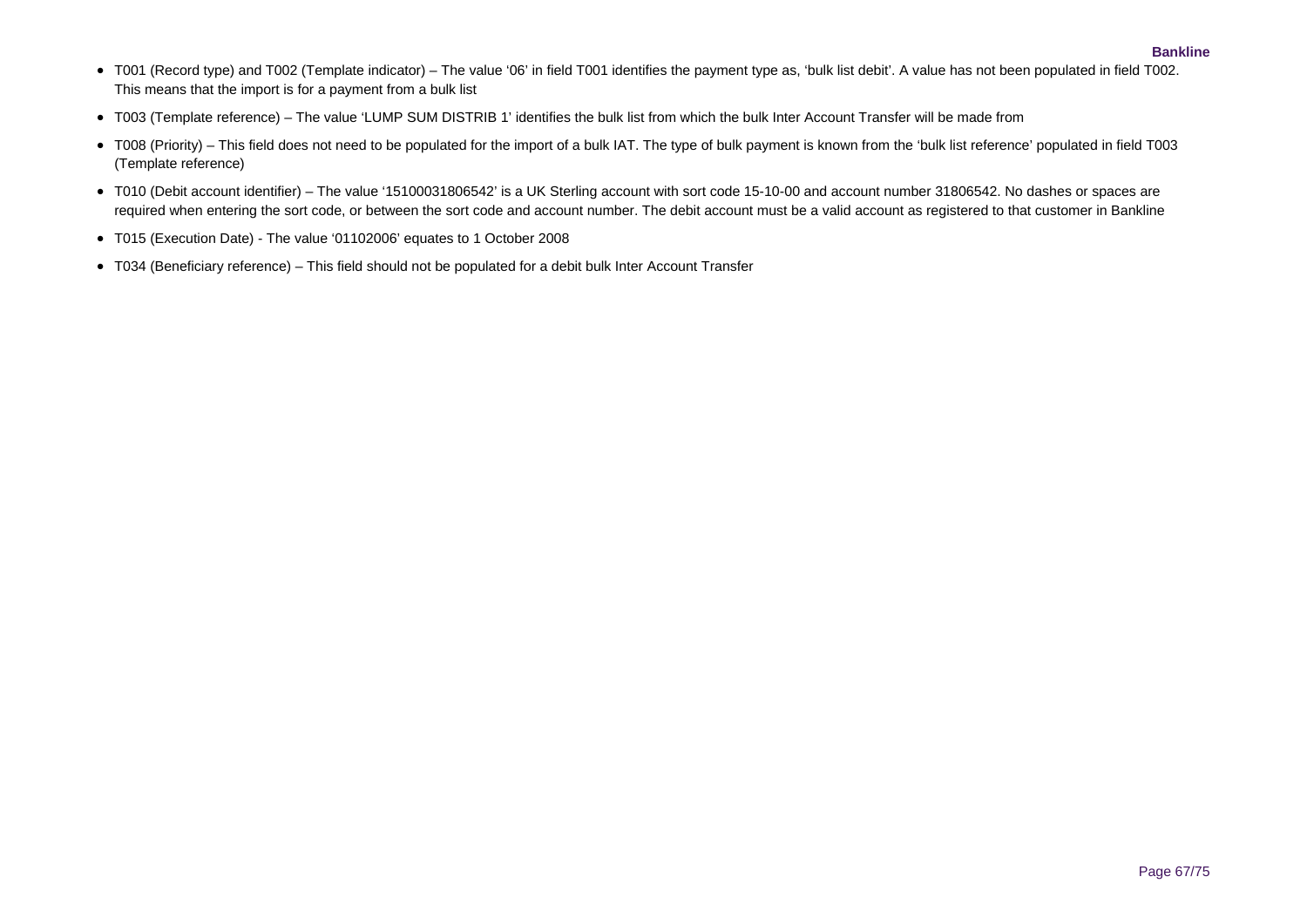- T001 (Record type) and T002 (Template indicator) – The value '06' in field T001 identifies the payment type as, 'bulk list debit'. A value has not been populated in field T002. This means that the import is for a payment from a bulk list
- T003 (Template reference) – The value 'LUMP SUM DISTRIB 1' identifies the bulk list from which the bulk Inter Account Transfer will be made from
- T008 (Priority) – This field does not need to be populated for the import of a bulk IAT. The type of bulk payment is known from the 'bulk list reference' populated in field T003 (Template reference)
- T010 (Debit account identifier) – The value '15100031806542' is a UK Sterling account with sort code 15-10-00 and account number 31806542. No dashes or spaces are required when entering the sort code, or between the sort code and account number. The debit account must be a valid account as registered to that customer in Bankline
- T015 (Execution Date) - The value '01102006' equates to 1 October 2008
- T034 (Beneficiary reference) – This field should not be populated for a debit bulk Inter Account Transfer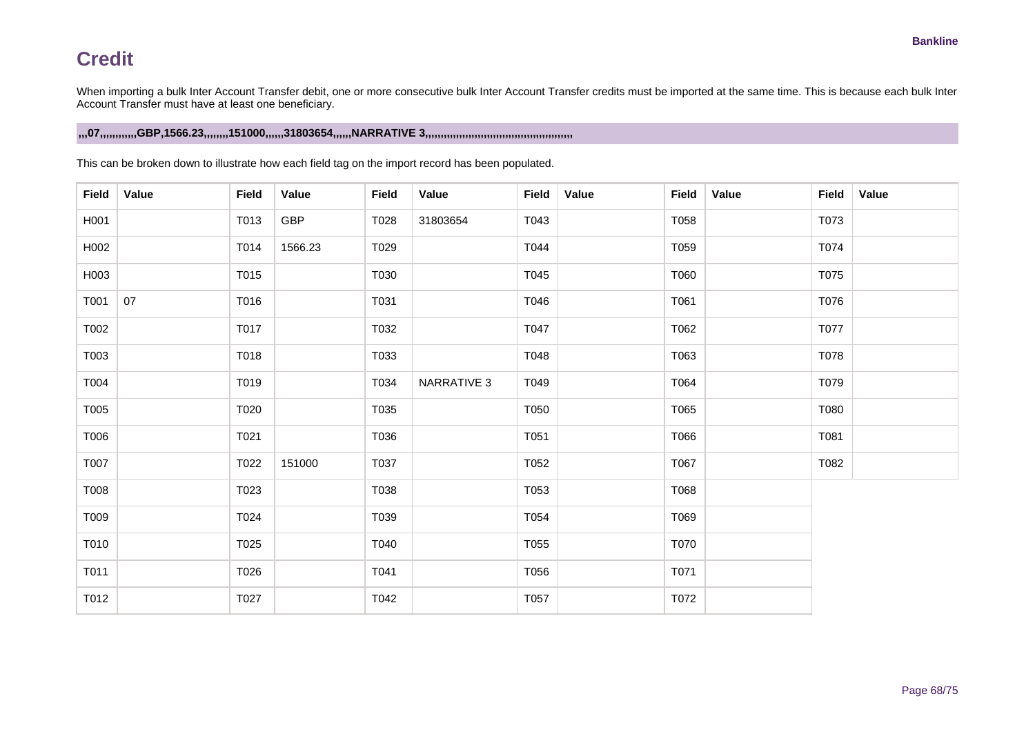# Credit

When importing a bulk Inter Account Transfer debit, one or more consecutive bulk Inter Account Transfer credits must be imported at the same time. This is because each bulk Inter Account Transfer must have at least one beneficiary.

```
,,,07,,,,,,,,,,,,GBP,1566.23,,,,,,,,151000,,,,,,31803654,,,,,,NARRATIVE 3,,,,,,,,,,,,,,,,,,,,,,,,,,,,,,,,,,,,,,,,,,,,,,,,
```

This can be broken down to illustrate how each field tag on the import record has been populated.

| Field | Value | Field | Value | Field | Value | Field | Value | Field | Value | Field | Value |
|---|---|---|---|---|---|---|---|---|---|---|---|
| H001 | | T013 | GBP | T028 | 31803654 | T043 | | T058 | | T073 | |
| H002 | | T014 | 1566.23 | T029 | | T044 | | T059 | | T074 | |
| H003 | | T015 | | T030 | | T045 | | T060 | | T075 | |
| T001 | 07 | T016 | | T031 | | T046 | | T061 | | T076 | |
| T002 | | T017 | | T032 | | T047 | | T062 | | T077 | |
| T003 | | T018 | | T033 | | T048 | | T063 | | T078 | |
| T004 | | T019 | | T034 | NARRATIVE 3 | T049 | | T064 | | T079 | |
| T005 | | T020 | | T035 | | T050 | | T065 | | T080 | |
| T006 | | T021 | | T036 | | T051 | | T066 | | T081 | |
| T007 | | T022 | 151000 | T037 | | T052 | | T067 | | T082 | |
| T008 | | T023 | | T038 | | T053 | | T068 | | | |
| T009 | | T024 | | T039 | | T054 | | T069 | | | |
| T010 | | T025 | | T040 | | T055 | | T070 | | | |
| T011 | | T026 | | T041 | | T056 | | T071 | | | |
| T012 | | T027 | | T042 | | T057 | | T072 | | | |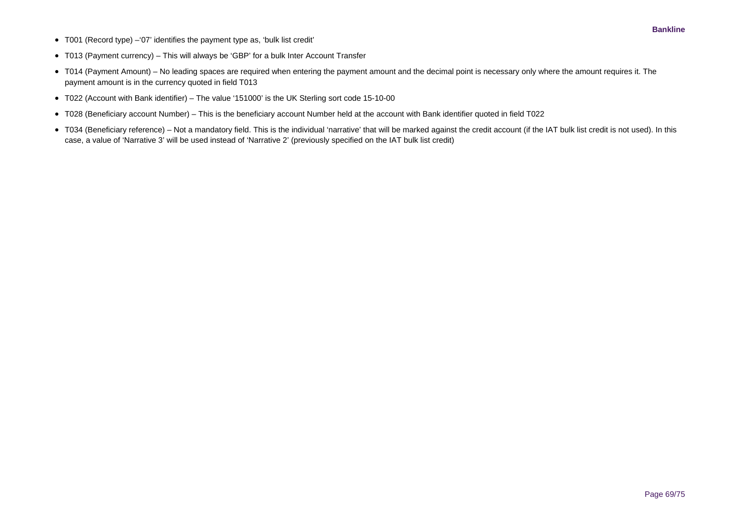- T001 (Record type) –'07' identifies the payment type as, 'bulk list credit'
- T013 (Payment currency) – This will always be 'GBP' for a bulk Inter Account Transfer
- T014 (Payment Amount) – No leading spaces are required when entering the payment amount and the decimal point is necessary only where the amount requires it. The payment amount is in the currency quoted in field T013
- T022 (Account with Bank identifier) – The value '151000' is the UK Sterling sort code 15-10-00
- T028 (Beneficiary account Number) – This is the beneficiary account Number held at the account with Bank identifier quoted in field T022
- T034 (Beneficiary reference) – Not a mandatory field. This is the individual 'narrative' that will be marked against the credit account (if the IAT bulk list credit is not used). In this case, a value of 'Narrative 3' will be used instead of 'Narrative 2' (previously specified on the IAT bulk list credit)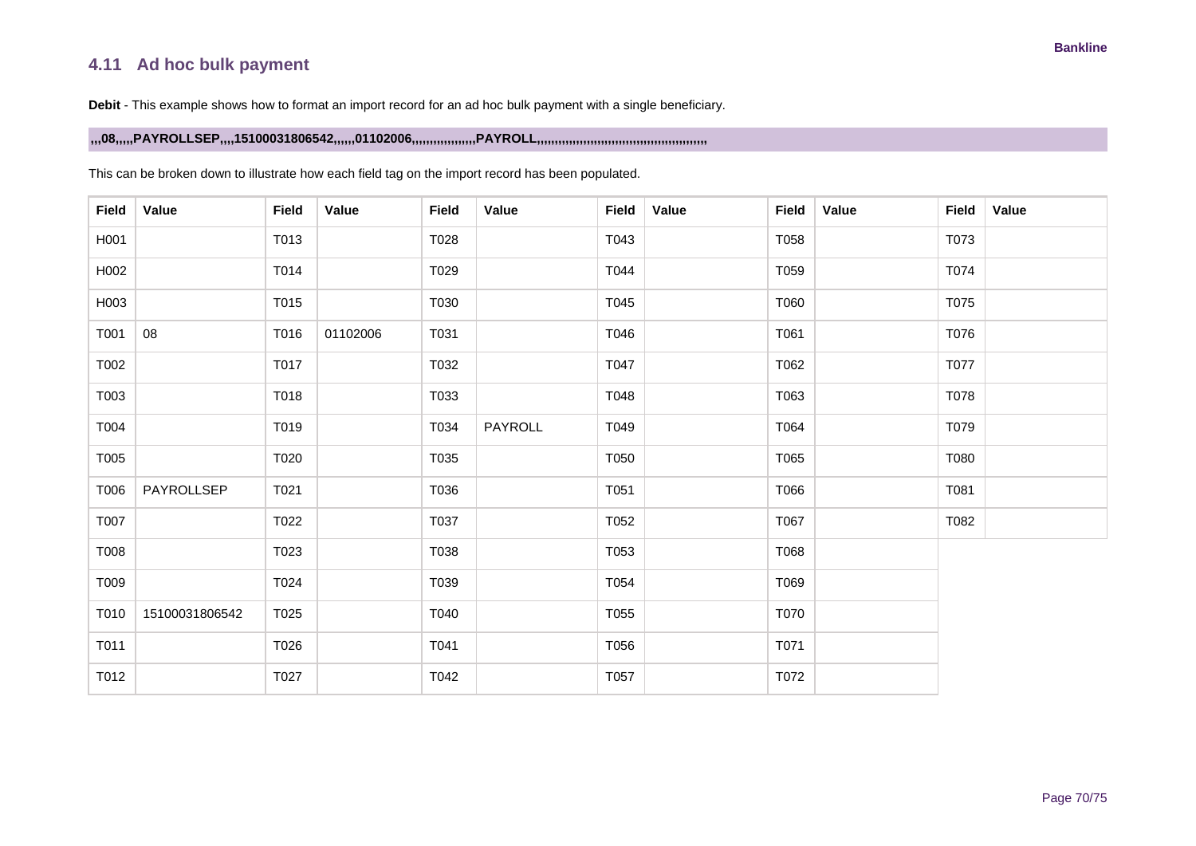## 4.11 Ad hoc bulk payment

**Debit** - This example shows how to format an import record for an ad hoc bulk payment with a single beneficiary.

```
,,,08,,,,,PAYROLLSEP,,,,15100031806542,,,,,,01102006,,,,,,,,,,,,,,,,,,PAYROLL,,,,,,,,,,,,,,,,,,,,,,,,,,,,,,,,,,,,,,,,,,,,,,,,
```

This can be broken down to illustrate how each field tag on the import record has been populated.

| Field | Value | Field | Value | Field | Value | Field | Value | Field | Value | Field | Value |
|---|---|---|---|---|---|---|---|---|---|---|---|
| H001 | | T013 | | T028 | | T043 | | T058 | | T073 | |
| H002 | | T014 | | T029 | | T044 | | T059 | | T074 | |
| H003 | | T015 | | T030 | | T045 | | T060 | | T075 | |
| T001 | 08 | T016 | 01102006 | T031 | | T046 | | T061 | | T076 | |
| T002 | | T017 | | T032 | | T047 | | T062 | | T077 | |
| T003 | | T018 | | T033 | | T048 | | T063 | | T078 | |
| T004 | | T019 | | T034 | PAYROLL | T049 | | T064 | | T079 | |
| T005 | | T020 | | T035 | | T050 | | T065 | | T080 | |
| T006 | PAYROLLSEP | T021 | | T036 | | T051 | | T066 | | T081 | |
| T007 | | T022 | | T037 | | T052 | | T067 | | T082 | |
| T008 | | T023 | | T038 | | T053 | | T068 | | | |
| T009 | | T024 | | T039 | | T054 | | T069 | | | |
| T010 | 15100031806542 | T025 | | T040 | | T055 | | T070 | | | |
| T011 | | T026 | | T041 | | T056 | | T071 | | | |
| T012 | | T027 | | T042 | | T057 | | T072 | | | |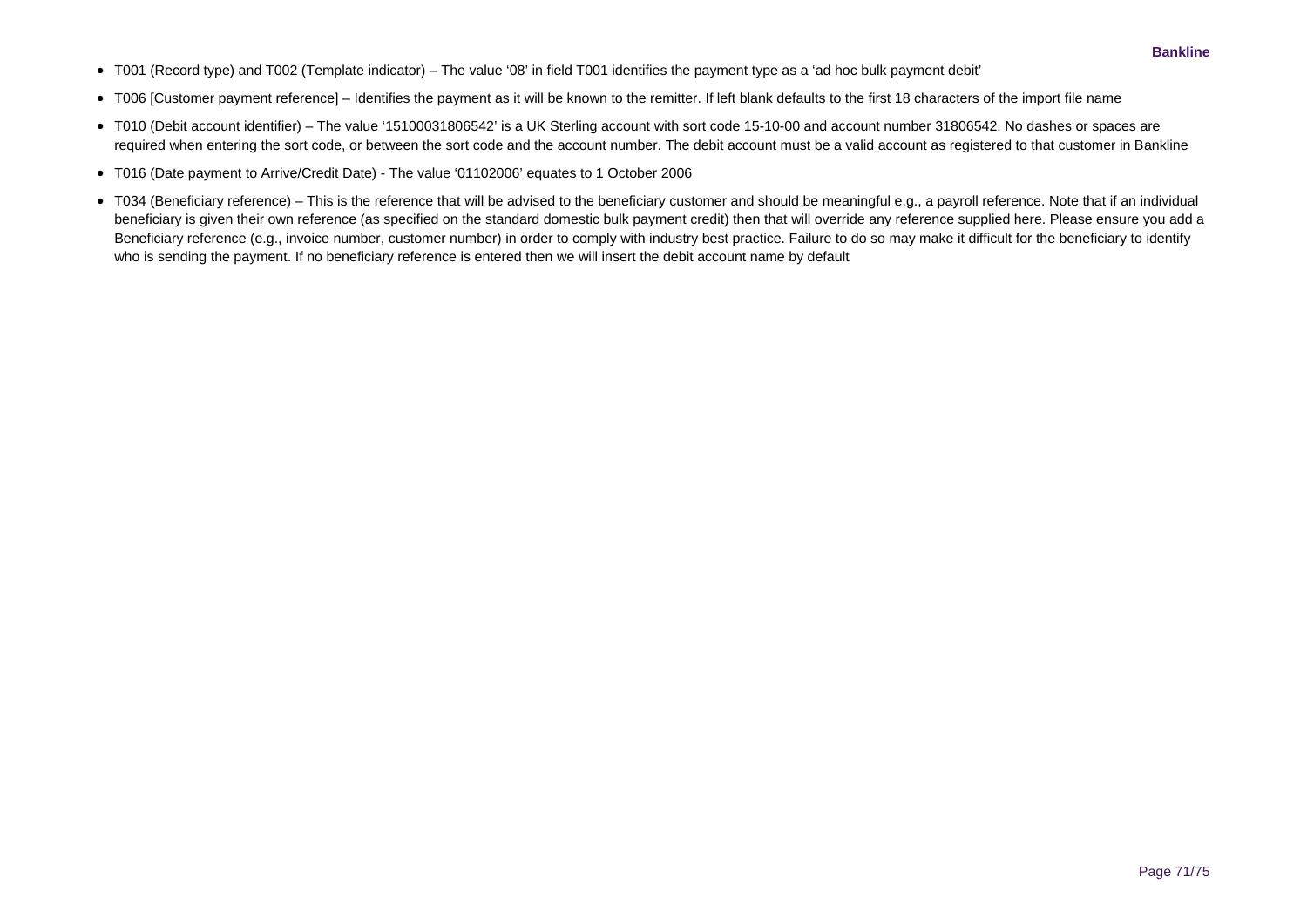- T001 (Record type) and T002 (Template indicator) – The value '08' in field T001 identifies the payment type as a 'ad hoc bulk payment debit'
- T006 [Customer payment reference] – Identifies the payment as it will be known to the remitter. If left blank defaults to the first 18 characters of the import file name
- T010 (Debit account identifier) – The value '15100031806542' is a UK Sterling account with sort code 15-10-00 and account number 31806542. No dashes or spaces are required when entering the sort code, or between the sort code and the account number. The debit account must be a valid account as registered to that customer in Bankline
- T016 (Date payment to Arrive/Credit Date) - The value '01102006' equates to 1 October 2006
- T034 (Beneficiary reference) – This is the reference that will be advised to the beneficiary customer and should be meaningful e.g., a payroll reference. Note that if an individual beneficiary is given their own reference (as specified on the standard domestic bulk payment credit) then that will override any reference supplied here. Please ensure you add a Beneficiary reference (e.g., invoice number, customer number) in order to comply with industry best practice. Failure to do so may make it difficult for the beneficiary to identify who is sending the payment. If no beneficiary reference is entered then we will insert the debit account name by default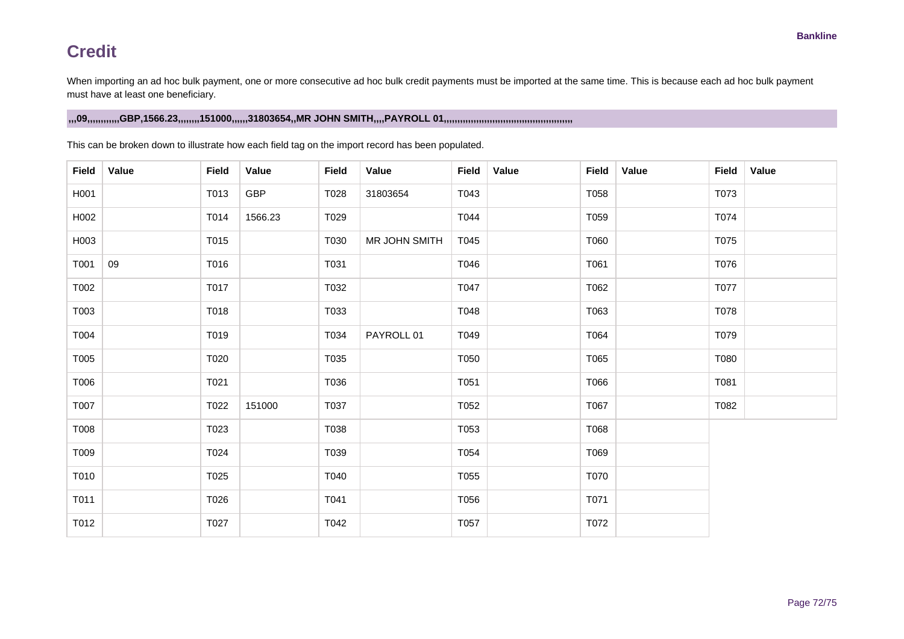# Credit

When importing an ad hoc bulk payment, one or more consecutive ad hoc bulk credit payments must be imported at the same time. This is because each ad hoc bulk payment must have at least one beneficiary.

**,,,09,,,,,,,,,,,,GBP,1566.23,,,,,,,,151000,,,,,,31803654,,MR JOHN SMITH,,,,PAYROLL 01,,,,,,,,,,,,,,,,,,,,,,,,,,,,,,,,,,,,,,,,,,,,,,,,**

This can be broken down to illustrate how each field tag on the import record has been populated.

| Field | Value | Field | Value | Field | Value | Field | Value | Field | Value | Field | Value |
|---|---|---|---|---|---|---|---|---|---|---|---|
| H001 | | T013 | GBP | T028 | 31803654 | T043 | | T058 | | T073 | |
| H002 | | T014 | 1566.23 | T029 | | T044 | | T059 | | T074 | |
| H003 | | T015 | | T030 | MR JOHN SMITH | T045 | | T060 | | T075 | |
| T001 | 09 | T016 | | T031 | | T046 | | T061 | | T076 | |
| T002 | | T017 | | T032 | | T047 | | T062 | | T077 | |
| T003 | | T018 | | T033 | | T048 | | T063 | | T078 | |
| T004 | | T019 | | T034 | PAYROLL 01 | T049 | | T064 | | T079 | |
| T005 | | T020 | | T035 | | T050 | | T065 | | T080 | |
| T006 | | T021 | | T036 | | T051 | | T066 | | T081 | |
| T007 | | T022 | 151000 | T037 | | T052 | | T067 | | T082 | |
| T008 | | T023 | | T038 | | T053 | | T068 | | | |
| T009 | | T024 | | T039 | | T054 | | T069 | | | |
| T010 | | T025 | | T040 | | T055 | | T070 | | | |
| T011 | | T026 | | T041 | | T056 | | T071 | | | |
| T012 | | T027 | | T042 | | T057 | | T072 | | | |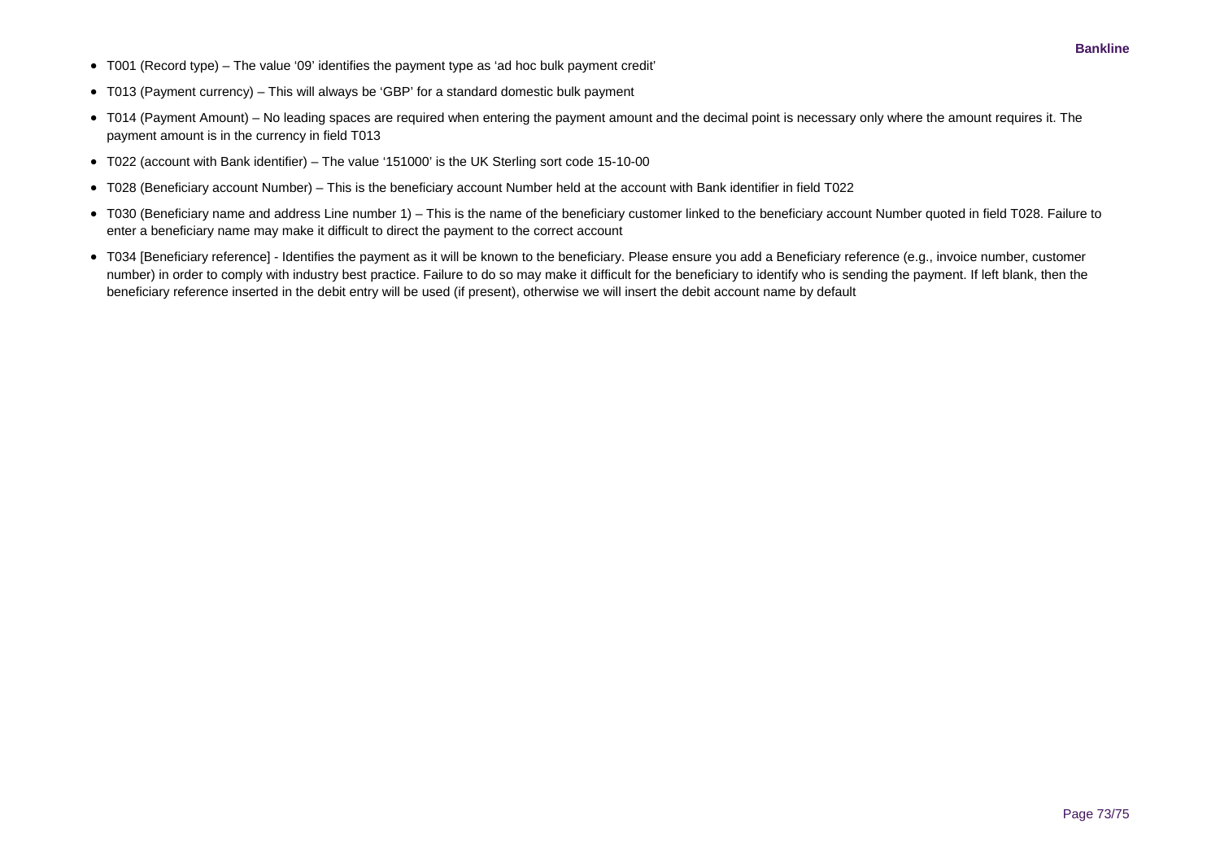- T001 (Record type) – The value ‘09’ identifies the payment type as ‘ad hoc bulk payment credit’
- T013 (Payment currency) – This will always be ‘GBP’ for a standard domestic bulk payment
- T014 (Payment Amount) – No leading spaces are required when entering the payment amount and the decimal point is necessary only where the amount requires it. The payment amount is in the currency in field T013
- T022 (account with Bank identifier) – The value ‘151000’ is the UK Sterling sort code 15-10-00
- T028 (Beneficiary account Number) – This is the beneficiary account Number held at the account with Bank identifier in field T022
- T030 (Beneficiary name and address Line number 1) – This is the name of the beneficiary customer linked to the beneficiary account Number quoted in field T028. Failure to enter a beneficiary name may make it difficult to direct the payment to the correct account
- T034 [Beneficiary reference] - Identifies the payment as it will be known to the beneficiary. Please ensure you add a Beneficiary reference (e.g., invoice number, customer number) in order to comply with industry best practice. Failure to do so may make it difficult for the beneficiary to identify who is sending the payment. If left blank, then the beneficiary reference inserted in the debit entry will be used (if present), otherwise we will insert the debit account name by default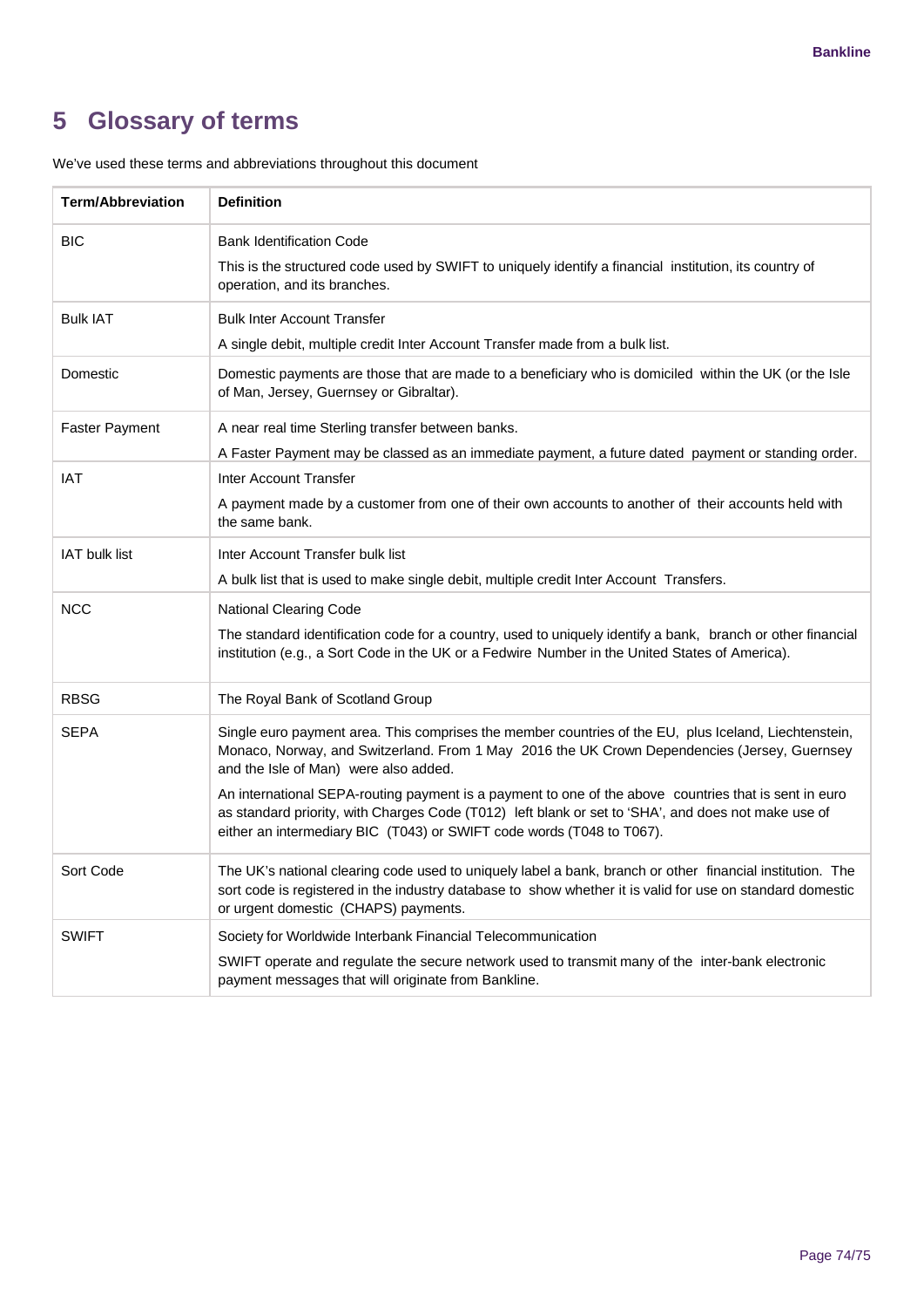# 5 Glossary of terms

We've used these terms and abbreviations throughout this document

| Term/Abbreviation | Definition |
|---|---|
| BIC | Bank Identification Code<br><br>This is the structured code used by SWIFT to uniquely identify a financial institution, its country of operation, and its branches. |
| Bulk IAT | Bulk Inter Account Transfer<br><br>A single debit, multiple credit Inter Account Transfer made from a bulk list. |
| Domestic | Domestic payments are those that are made to a beneficiary who is domiciled within the UK (or the Isle of Man, Jersey, Guernsey or Gibraltar). |
| Faster Payment | A near real time Sterling transfer between banks.<br><br>A Faster Payment may be classed as an immediate payment, a future dated payment or standing order. |
| IAT | Inter Account Transfer<br><br>A payment made by a customer from one of their own accounts to another of their accounts held with the same bank. |
| IAT bulk list | Inter Account Transfer bulk list<br><br>A bulk list that is used to make single debit, multiple credit Inter Account Transfers. |
| NCC | National Clearing Code<br><br>The standard identification code for a country, used to uniquely identify a bank, branch or other financial institution (e.g., a Sort Code in the UK or a Fedwire Number in the United States of America). |
| RBSG | The Royal Bank of Scotland Group |
| SEPA | Single euro payment area. This comprises the member countries of the EU, plus Iceland, Liechtenstein, Monaco, Norway, and Switzerland. From 1 May 2016 the UK Crown Dependencies (Jersey, Guernsey and the Isle of Man) were also added.<br><br>An international SEPA-routing payment is a payment to one of the above countries that is sent in euro as standard priority, with Charges Code (T012) left blank or set to 'SHA', and does not make use of either an intermediary BIC (T043) or SWIFT code words (T048 to T067). |
| Sort Code | The UK's national clearing code used to uniquely label a bank, branch or other financial institution. The sort code is registered in the industry database to show whether it is valid for use on standard domestic or urgent domestic (CHAPS) payments. |
| SWIFT | Society for Worldwide Interbank Financial Telecommunication<br><br>SWIFT operate and regulate the secure network used to transmit many of the inter-bank electronic payment messages that will originate from Bankline. |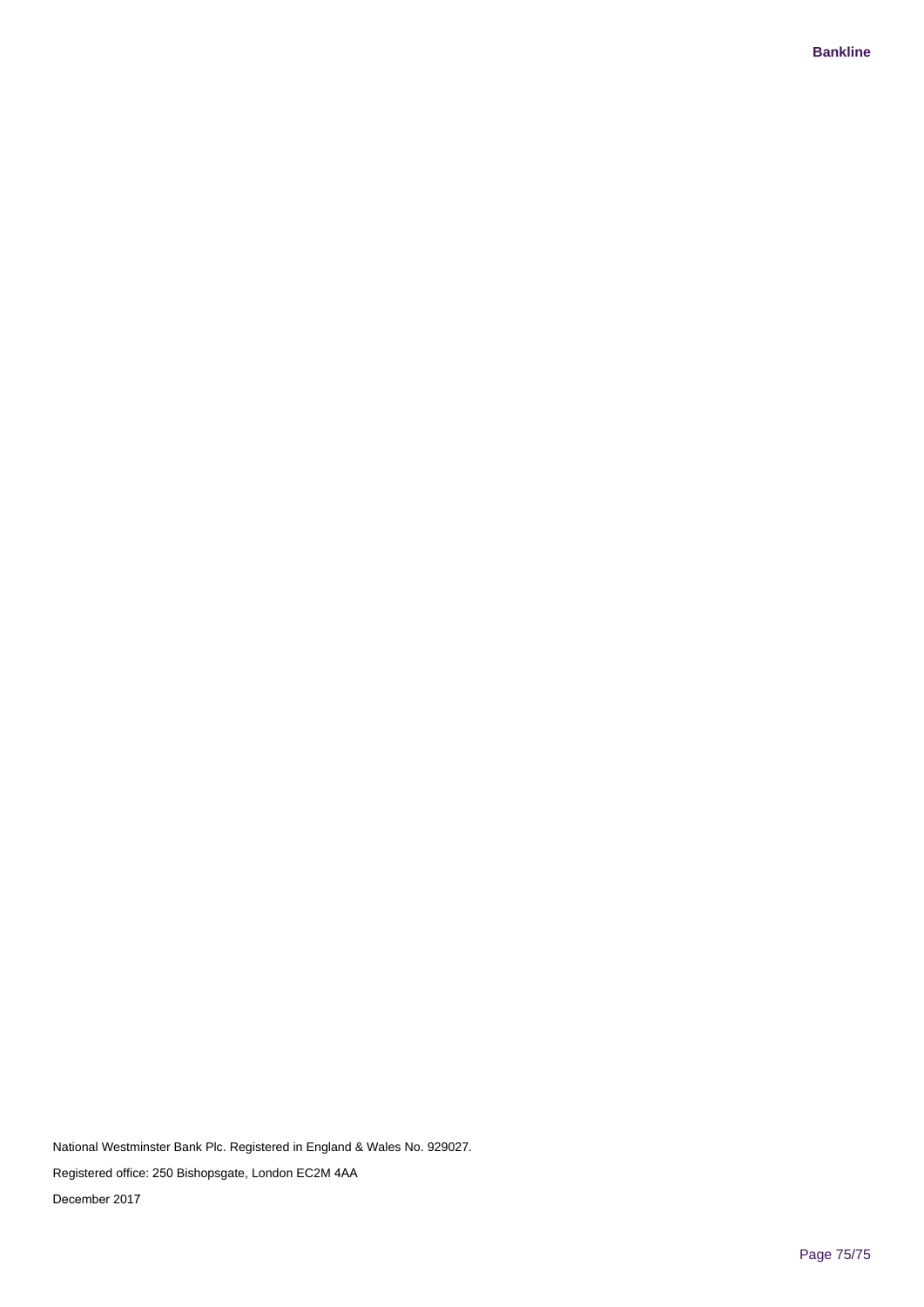National Westminster Bank Plc. Registered in England & Wales No. 929027.

Registered office: 250 Bishopsgate, London EC2M 4AA

December 2017